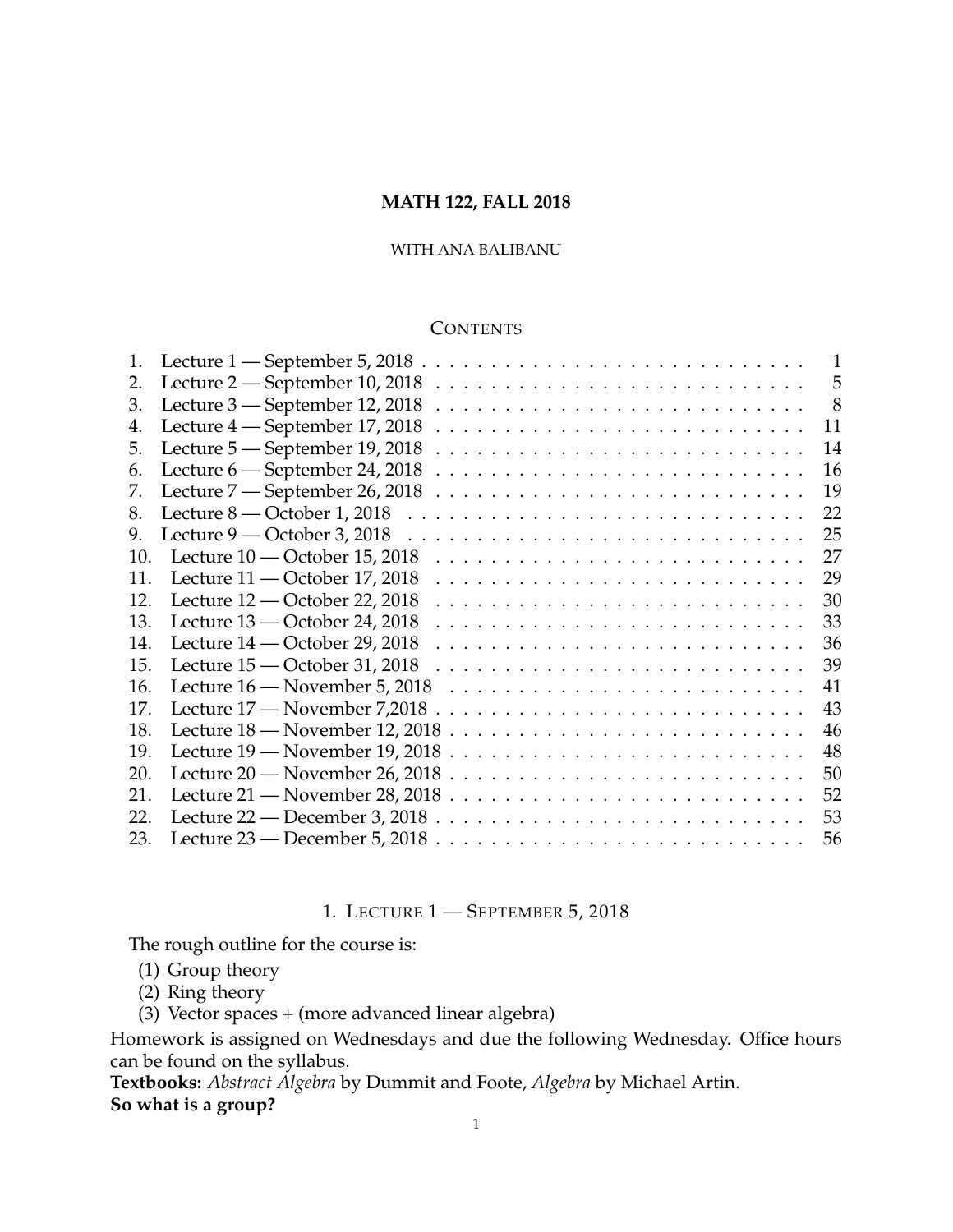# MATH 122, FALL 2018

WITH ANA BALIBANU

## CONTENTS

1. Lecture 1 — September 5, 2018 . . . . . 1
2. Lecture 2 — September 10, 2018 . . . . . 5
3. Lecture 3 — September 12, 2018 . . . . . 8
4. Lecture 4 — September 17, 2018 . . . . . 11
5. Lecture 5 — September 19, 2018 . . . . . 14
6. Lecture 6 — September 24, 2018 . . . . . 16
7. Lecture 7 — September 26, 2018 . . . . . 19
8. Lecture 8 — October 1, 2018 . . . . . 22
9. Lecture 9 — October 3, 2018 . . . . . 25
10. Lecture 10 — October 15, 2018 . . . . . 27
11. Lecture 11 — October 17, 2018 . . . . . 29
12. Lecture 12 — October 22, 2018 . . . . . 30
13. Lecture 13 — October 24, 2018 . . . . . 33
14. Lecture 14 — October 29, 2018 . . . . . 36
15. Lecture 15 — October 31, 2018 . . . . . 39
16. Lecture 16 — November 5, 2018 . . . . . 41
17. Lecture 17 — November 7,2018 . . . . . 43
18. Lecture 18 — November 12, 2018 . . . . . 46
19. Lecture 19 — November 19, 2018 . . . . . 48
20. Lecture 20 — November 26, 2018 . . . . . 50
21. Lecture 21 — November 28, 2018 . . . . . 52
22. Lecture 22 — December 3, 2018 . . . . . 53
23. Lecture 23 — December 5, 2018 . . . . . 56

## 1. LECTURE 1 — SEPTEMBER 5, 2018

The rough outline for the course is:

(1) Group theory
(2) Ring theory
(3) Vector spaces + (more advanced linear algebra)

Homework is assigned on Wednesdays and due the following Wednesday. Office hours can be found on the syllabus.
**Textbooks:** *Abstract Algebra* by Dummit and Foote, *Algebra* by Michael Artin.
**So what is a group?**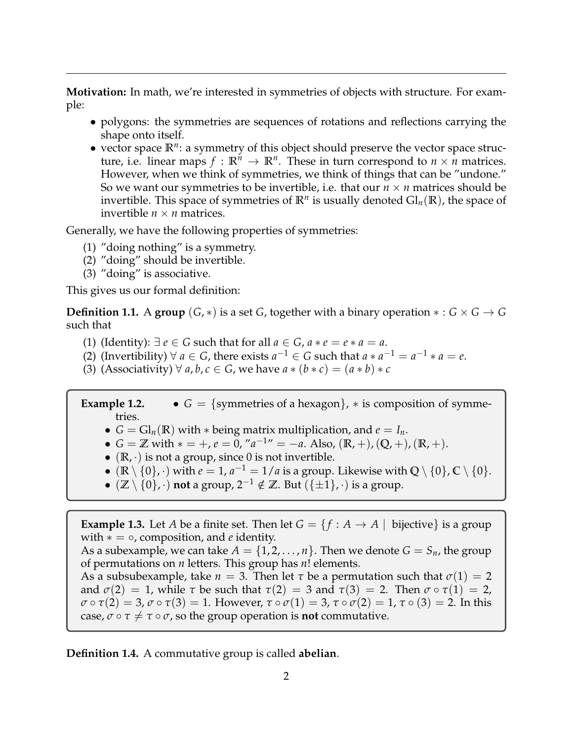**Motivation:** In math, we're interested in symmetries of objects with structure. For example:

- polygons: the symmetries are sequences of rotations and reflections carrying the shape onto itself.
- vector space $\mathbb{R}^n$: a symmetry of this object should preserve the vector space structure, i.e. linear maps $f : \mathbb{R}^n \to \mathbb{R}^n$. These in turn correspond to $n \times n$ matrices. However, when we think of symmetries, we think of things that can be "undone." So we want our symmetries to be invertible, i.e. that our $n \times n$ matrices should be invertible. This space of symmetries of $\mathbb{R}^n$ is usually denoted $\mathrm{Gl}_n(\mathbb{R})$, the space of invertible $n \times n$ matrices.

Generally, we have the following properties of symmetries:

(1) "doing nothing" is a symmetry.
(2) "doing" should be invertible.
(3) "doing" is associative.

This gives us our formal definition:

**Definition 1.1.** A **group** $(G, *)$ is a set $G$, together with a binary operation $* : G \times G \to G$ such that

(1) (Identity): $\exists\, e \in G$ such that for all $a \in G$, $a * e = e * a = a$.
(2) (Invertibility) $\forall\, a \in G$, there exists $a^{-1} \in G$ such that $a * a^{-1} = a^{-1} * a = e$.
(3) (Associativity) $\forall\, a, b, c \in G$, we have $a * (b * c) = (a * b) * c$

**Example 1.2.**

- $G = \{\text{symmetries of a hexagon}\}$, $*$ is composition of symmetries.
- $G = \mathrm{Gl}_n(\mathbb{R})$ with $*$ being matrix multiplication, and $e = I_n$.
- $G = \mathbb{Z}$ with $* = +$, $e = 0$, "$a^{-1}$" $= -a$. Also, $(\mathbb{R}, +)$, $(\mathbb{Q}, +)$, $(\mathbb{R}, +)$.
- $(\mathbb{R}, \cdot)$ is not a group, since 0 is not invertible.
- $(\mathbb{R} \setminus \{0\}, \cdot)$ with $e = 1$, $a^{-1} = 1/a$ is a group. Likewise with $\mathbb{Q} \setminus \{0\}$, $\mathbb{C} \setminus \{0\}$.
- $(\mathbb{Z} \setminus \{0\}, \cdot)$ **not** a group, $2^{-1} \notin \mathbb{Z}$. But $(\{\pm 1\}, \cdot)$ is a group.

**Example 1.3.** Let $A$ be a finite set. Then let $G = \{f : A \to A \mid \text{bijective}\}$ is a group with $* = \circ$, composition, and $e$ identity.
As a subexample, we can take $A = \{1, 2, \ldots, n\}$. Then we denote $G = S_n$, the group of permutations on $n$ letters. This group has $n!$ elements.
As a subsubexample, take $n = 3$. Then let $\tau$ be a permutation such that $\sigma(1) = 2$ and $\sigma(2) = 1$, while $\tau$ be such that $\tau(2) = 3$ and $\tau(3) = 2$. Then $\sigma \circ \tau(1) = 2$, $\sigma \circ \tau(2) = 3$, $\sigma \circ \tau(3) = 1$. However, $\tau \circ \sigma(1) = 3$, $\tau \circ \sigma(2) = 1$, $\tau \circ (3) = 2$. In this case, $\sigma \circ \tau \neq \tau \circ \sigma$, so the group operation is **not** commutative.

**Definition 1.4.** A commutative group is called **abelian**.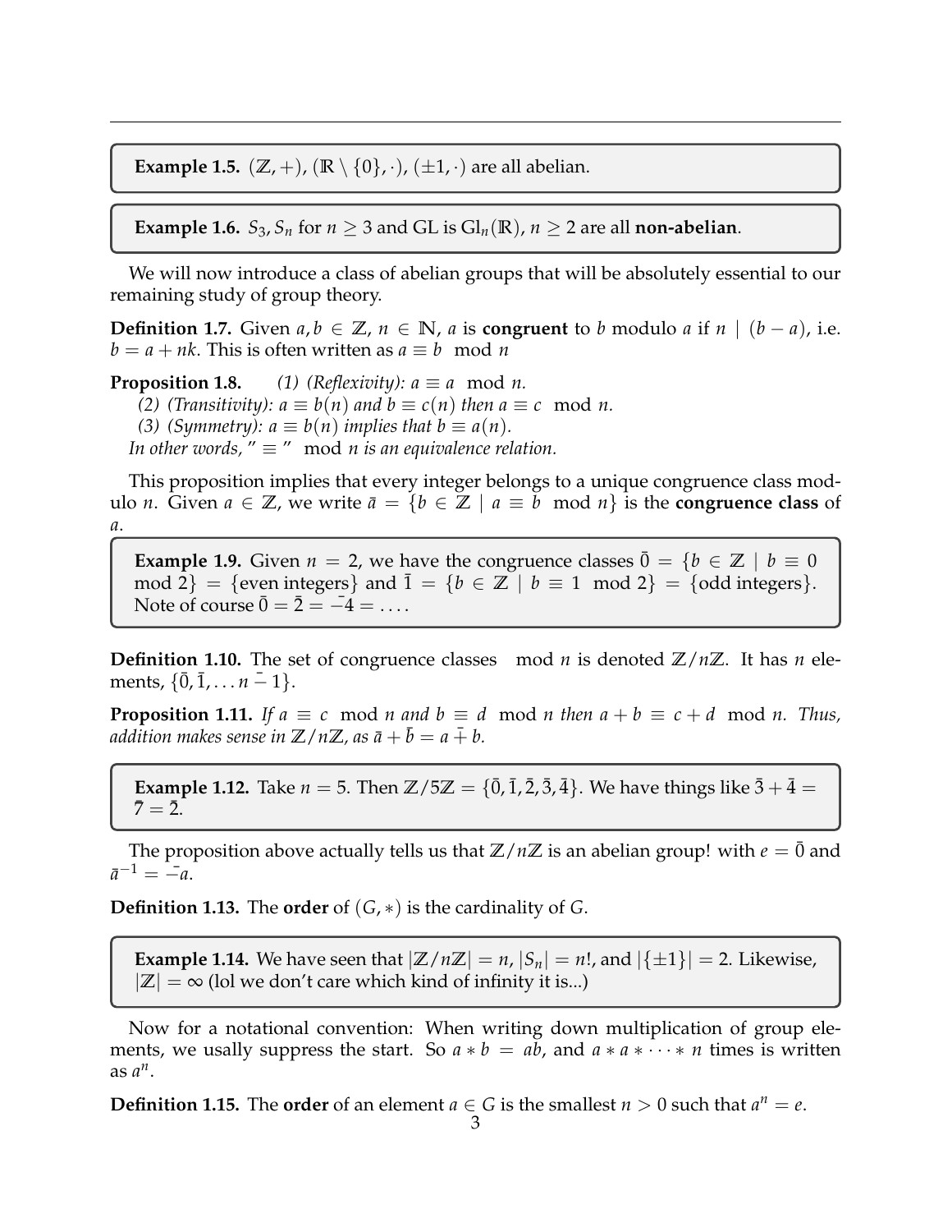**Example 1.5.** $(\mathbb{Z}, +)$, $(\mathbb{R} \setminus \{0\}, \cdot)$, $(\pm 1, \cdot)$ are all abelian.

**Example 1.6.** $S_3, S_n$ for $n \geq 3$ and GL is $\mathrm{Gl}_n(\mathbb{R})$, $n \geq 2$ are all **non-abelian**.

We will now introduce a class of abelian groups that will be absolutely essential to our remaining study of group theory.

**Definition 1.7.** Given $a, b \in \mathbb{Z}$, $n \in \mathbb{N}$, $a$ is **congruent** to $b$ modulo $a$ if $n \mid (b - a)$, i.e. $b = a + nk$. This is often written as $a \equiv b \mod n$

**Proposition 1.8.** *(1) (Reflexivity): $a \equiv a \mod n$.*
*(2) (Transitivity): $a \equiv b(n)$ and $b \equiv c(n)$ then $a \equiv c \mod n$.*
*(3) (Symmetry): $a \equiv b(n)$ implies that $b \equiv a(n)$.*
*In other words, $" \equiv " \mod n$ is an equivalence relation.*

This proposition implies that every integer belongs to a unique congruence class modulo $n$. Given $a \in \mathbb{Z}$, we write $\bar{a} = \{b \in \mathbb{Z} \mid a \equiv b \mod n\}$ is the **congruence class** of $a$.

**Example 1.9.** Given $n = 2$, we have the congruence classes $\bar{0} = \{b \in \mathbb{Z} \mid b \equiv 0 \mod 2\} = \{\text{even integers}\}$ and $\bar{1} = \{b \in \mathbb{Z} \mid b \equiv 1 \mod 2\} = \{\text{odd integers}\}$. Note of course $\bar{0} = \bar{2} = \bar{-4} = \ldots$.

**Definition 1.10.** The set of congruence classes $\mod n$ is denoted $\mathbb{Z}/n\mathbb{Z}$. It has $n$ elements, $\{\bar{0}, \bar{1}, \ldots n \bar{-} 1\}$.

**Proposition 1.11.** *If $a \equiv c \mod n$ and $b \equiv d \mod n$ then $a + b \equiv c + d \mod n$. Thus, addition makes sense in $\mathbb{Z}/n\mathbb{Z}$, as $\bar{a} + \bar{b} = a \bar{+} b$.*

**Example 1.12.** Take $n = 5$. Then $\mathbb{Z}/5\mathbb{Z} = \{\bar{0}, \bar{1}, \bar{2}, \bar{3}, \bar{4}\}$. We have things like $\bar{3} + \bar{4} = \bar{7} = \bar{2}$.

The proposition above actually tells us that $\mathbb{Z}/n\mathbb{Z}$ is an abelian group! with $e = \bar{0}$ and $\bar{a}^{-1} = \bar{-a}$.

**Definition 1.13.** The **order** of $(G, *)$ is the cardinality of $G$.

**Example 1.14.** We have seen that $|\mathbb{Z}/n\mathbb{Z}| = n$, $|S_n| = n!$, and $|\{\pm 1\}| = 2$. Likewise, $|\mathbb{Z}| = \infty$ (lol we don't care which kind of infinity it is...)

Now for a notational convention: When writing down multiplication of group elements, we usally suppress the start. So $a * b = ab$, and $a * a * \cdots * n$ times is written as $a^n$.

**Definition 1.15.** The **order** of an element $a \in G$ is the smallest $n > 0$ such that $a^n = e$.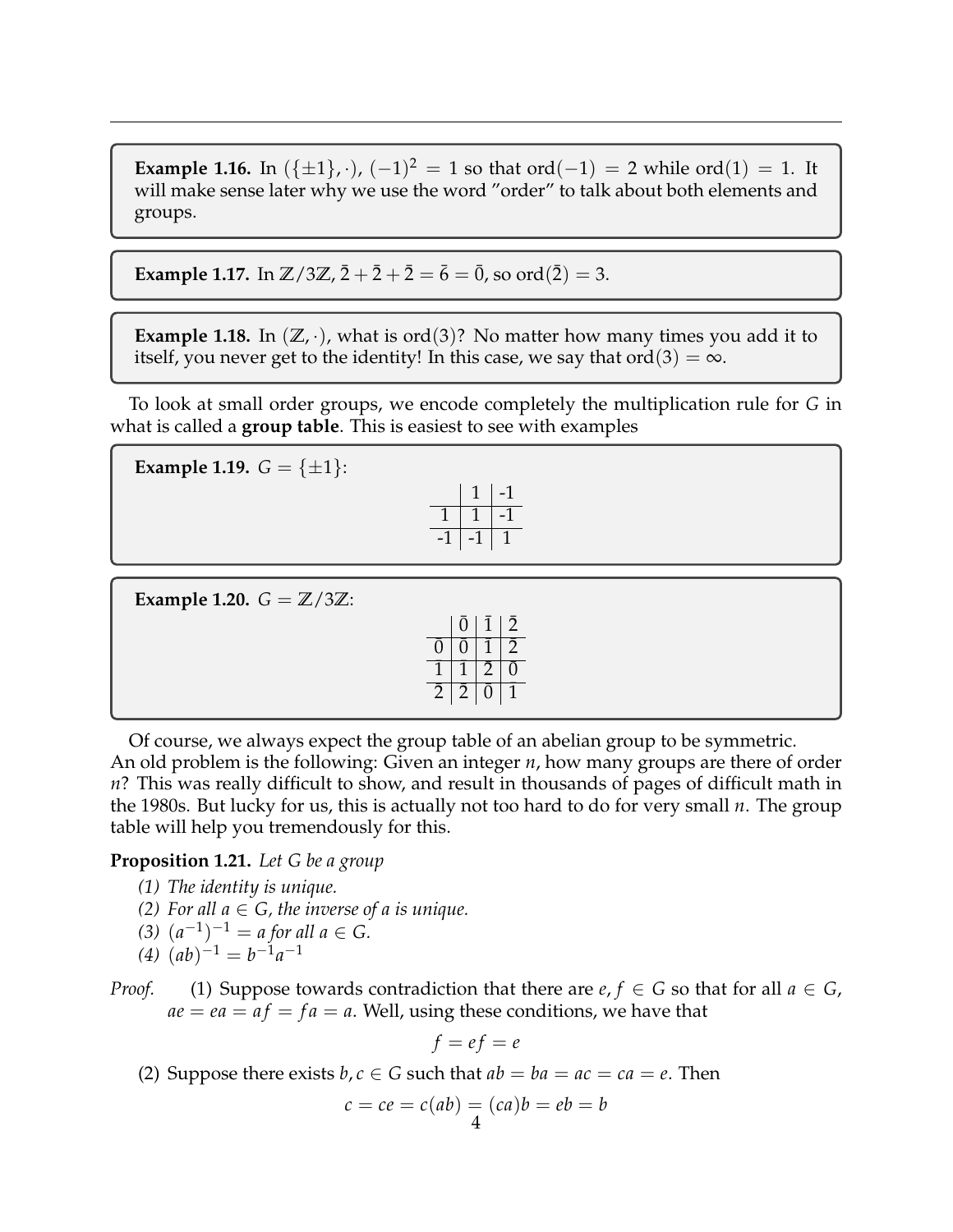**Example 1.16.** In $(\{\pm 1\}, \cdot)$, $(-1)^2 = 1$ so that $\text{ord}(-1) = 2$ while $\text{ord}(1) = 1$. It will make sense later why we use the word "order" to talk about both elements and groups.

**Example 1.17.** In $\mathbb{Z}/3\mathbb{Z}$, $\bar{2} + \bar{2} + \bar{2} = \bar{6} = \bar{0}$, so $\text{ord}(\bar{2}) = 3$.

**Example 1.18.** In $(\mathbb{Z}, \cdot)$, what is $\text{ord}(3)$? No matter how many times you add it to itself, you never get to the identity! In this case, we say that $\text{ord}(3) = \infty$.

To look at small order groups, we encode completely the multiplication rule for $G$ in what is called a **group table**. This is easiest to see with examples

**Example 1.19.** $G = \{\pm 1\}$:

| | 1 | -1 |
|---|---|---|
| 1 | 1 | -1 |
| -1 | -1 | 1 |

**Example 1.20.** $G = \mathbb{Z}/3\mathbb{Z}$:

| | $\bar{0}$ | $\bar{1}$ | $\bar{2}$ |
|---|---|---|---|
| $\bar{0}$ | $\bar{0}$ | $\bar{1}$ | $\bar{2}$ |
| $\bar{1}$ | $\bar{1}$ | $\bar{2}$ | $\bar{0}$ |
| $\bar{2}$ | $\bar{2}$ | $\bar{0}$ | $\bar{1}$ |

Of course, we always expect the group table of an abelian group to be symmetric. An old problem is the following: Given an integer $n$, how many groups are there of order $n$? This was really difficult to show, and result in thousands of pages of difficult math in the 1980s. But lucky for us, this is actually not too hard to do for very small $n$. The group table will help you tremendously for this.

**Proposition 1.21.** *Let $G$ be a group*

*(1) The identity is unique.*
*(2) For all $a \in G$, the inverse of $a$ is unique.*
*(3) $(a^{-1})^{-1} = a$ for all $a \in G$.*
*(4) $(ab)^{-1} = b^{-1}a^{-1}$*

*Proof.* (1) Suppose towards contradiction that there are $e, f \in G$ so that for all $a \in G$, $ae = ea = af = fa = a$. Well, using these conditions, we have that

$$f = ef = e$$

(2) Suppose there exists $b, c \in G$ such that $ab = ba = ac = ca = e$. Then

$$c = ce = c(ab) = (ca)b = eb = b$$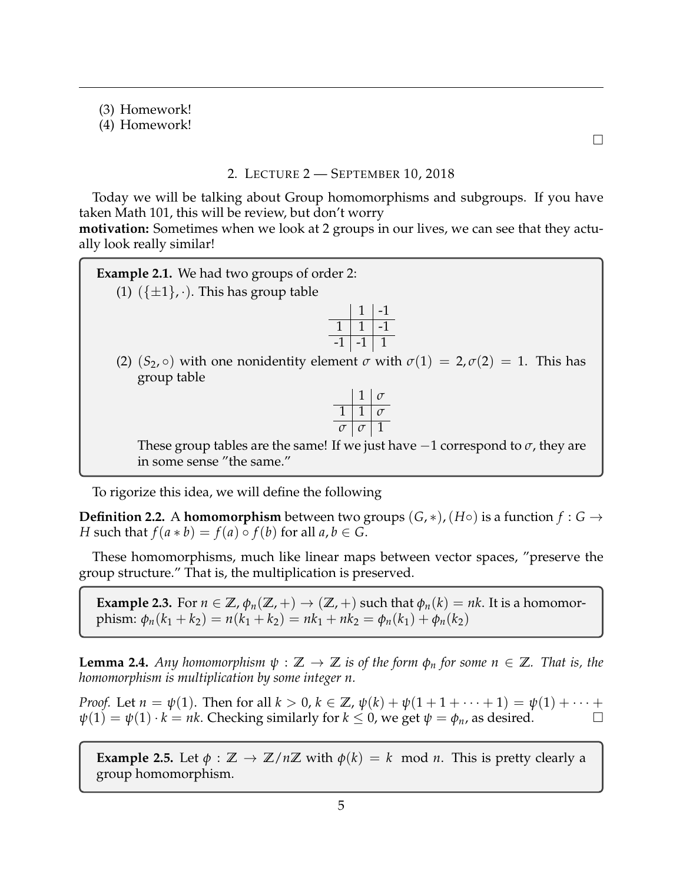(3) Homework!
(4) Homework!

□

## 2. Lecture 2 — September 10, 2018

Today we will be talking about Group homomorphisms and subgroups. If you have taken Math 101, this will be review, but don't worry

**motivation:** Sometimes when we look at 2 groups in our lives, we can see that they actually look really similar!

**Example 2.1.** We had two groups of order 2:

(1) $(\{\pm 1\}, \cdot)$. This has group table

|  | 1 | -1 |
|---|---|---|
| 1 | 1 | -1 |
| -1 | -1 | 1 |

(2) $(S_2, \circ)$ with one nonidentity element $\sigma$ with $\sigma(1) = 2, \sigma(2) = 1$. This has group table

|  | 1 | $\sigma$ |
|---|---|---|
| 1 | 1 | $\sigma$ |
| $\sigma$ | $\sigma$ | 1 |

These group tables are the same! If we just have $-1$ correspond to $\sigma$, they are in some sense "the same."

To rigorize this idea, we will define the following

**Definition 2.2.** A **homomorphism** between two groups $(G, *), (H\circ)$ is a function $f : G \to H$ such that $f(a * b) = f(a) \circ f(b)$ for all $a, b \in G$.

These homomorphisms, much like linear maps between vector spaces, "preserve the group structure." That is, the multiplication is preserved.

**Example 2.3.** For $n \in \mathbb{Z}$, $\phi_n(\mathbb{Z}, +) \to (\mathbb{Z}, +)$ such that $\phi_n(k) = nk$. It is a homomorphism: $\phi_n(k_1 + k_2) = n(k_1 + k_2) = nk_1 + nk_2 = \phi_n(k_1) + \phi_n(k_2)$

**Lemma 2.4.** *Any homomorphism $\psi : \mathbb{Z} \to \mathbb{Z}$ is of the form $\phi_n$ for some $n \in \mathbb{Z}$. That is, the homomorphism is multiplication by some integer $n$.*

*Proof.* Let $n = \psi(1)$. Then for all $k > 0, k \in \mathbb{Z}$, $\psi(k) + \psi(1 + 1 + \cdots + 1) = \psi(1) + \cdots + \psi(1) = \psi(1) \cdot k = nk$. Checking similarly for $k \leq 0$, we get $\psi = \phi_n$, as desired. □

**Example 2.5.** Let $\phi : \mathbb{Z} \to \mathbb{Z}/n\mathbb{Z}$ with $\phi(k) = k \mod n$. This is pretty clearly a group homomorphism.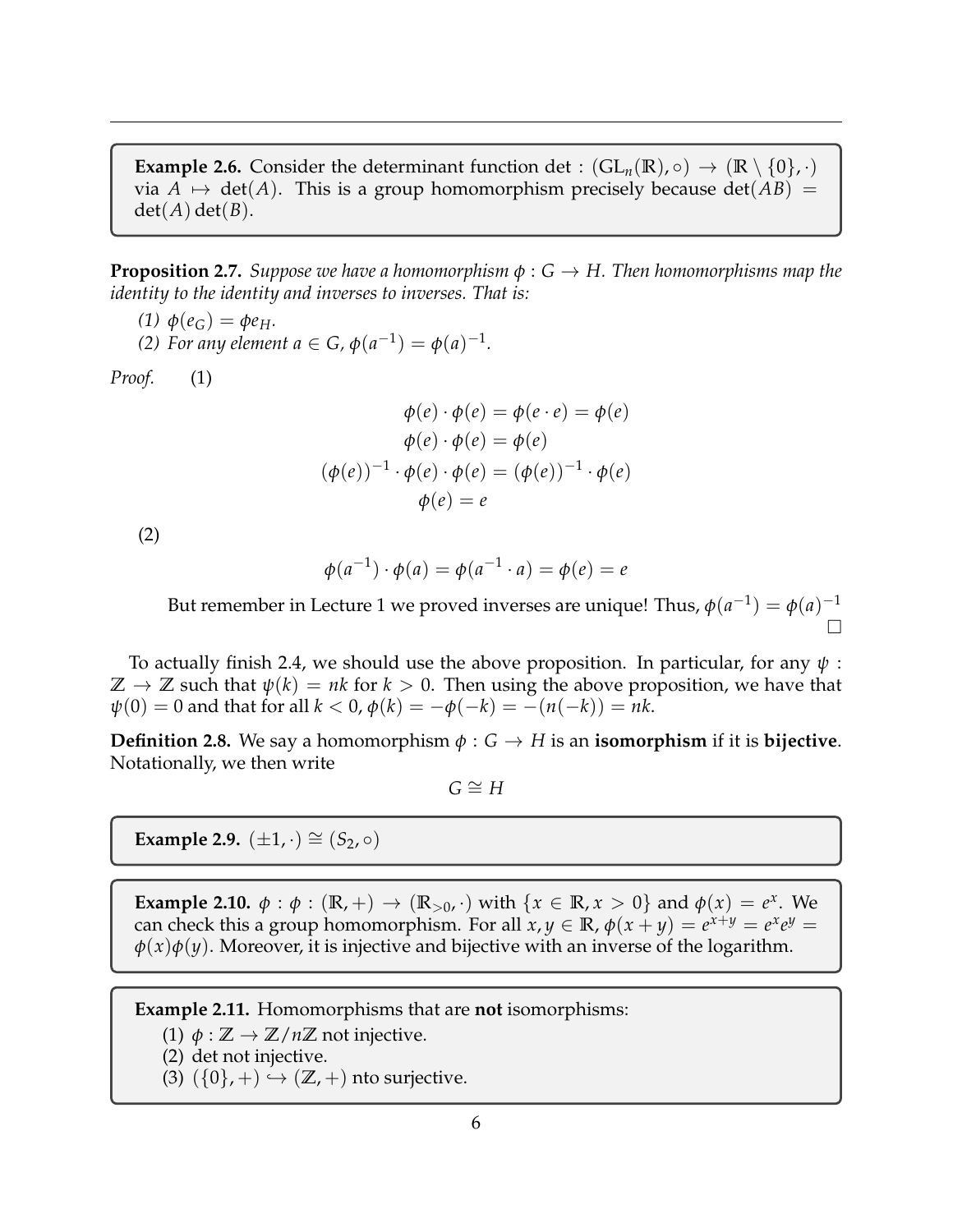**Example 2.6.** Consider the determinant function det : $(\mathrm{GL}_n(\mathbb{R}), \circ) \to (\mathbb{R} \setminus \{0\}, \cdot)$ via $A \mapsto \det(A)$. This is a group homomorphism precisely because $\det(AB) = \det(A)\det(B)$.

**Proposition 2.7.** *Suppose we have a homomorphism $\phi : G \to H$. Then homomorphisms map the identity to the identity and inverses to inverses. That is:*

*(1) $\phi(e_G) = \phi e_H$.*
*(2) For any element $a \in G$, $\phi(a^{-1}) = \phi(a)^{-1}$.*

*Proof.* (1)

$$\phi(e) \cdot \phi(e) = \phi(e \cdot e) = \phi(e)$$
$$\phi(e) \cdot \phi(e) = \phi(e)$$
$$(\phi(e))^{-1} \cdot \phi(e) \cdot \phi(e) = (\phi(e))^{-1} \cdot \phi(e)$$
$$\phi(e) = e$$

(2)

$$\phi(a^{-1}) \cdot \phi(a) = \phi(a^{-1} \cdot a) = \phi(e) = e$$

But remember in Lecture 1 we proved inverses are unique! Thus, $\phi(a^{-1}) = \phi(a)^{-1}$ □

To actually finish 2.4, we should use the above proposition. In particular, for any $\psi : \mathbb{Z} \to \mathbb{Z}$ such that $\psi(k) = nk$ for $k > 0$. Then using the above proposition, we have that $\psi(0) = 0$ and that for all $k < 0$, $\phi(k) = -\phi(-k) = -(n(-k)) = nk$.

**Definition 2.8.** We say a homomorphism $\phi : G \to H$ is an **isomorphism** if it is **bijective**. Notationally, we then write

$$G \cong H$$

**Example 2.9.** $(\pm 1, \cdot) \cong (S_2, \circ)$

**Example 2.10.** $\phi : \phi : (\mathbb{R}, +) \to (\mathbb{R}_{>0}, \cdot)$ with $\{x \in \mathbb{R}, x > 0\}$ and $\phi(x) = e^x$. We can check this a group homomorphism. For all $x, y \in \mathbb{R}$, $\phi(x + y) = e^{x+y} = e^x e^y = \phi(x)\phi(y)$. Moreover, it is injective and bijective with an inverse of the logarithm.

**Example 2.11.** Homomorphisms that are **not** isomorphisms:

(1) $\phi : \mathbb{Z} \to \mathbb{Z}/n\mathbb{Z}$ not injective.
(2) det not injective.
(3) $(\{0\}, +) \hookrightarrow (\mathbb{Z}, +)$ nto surjective.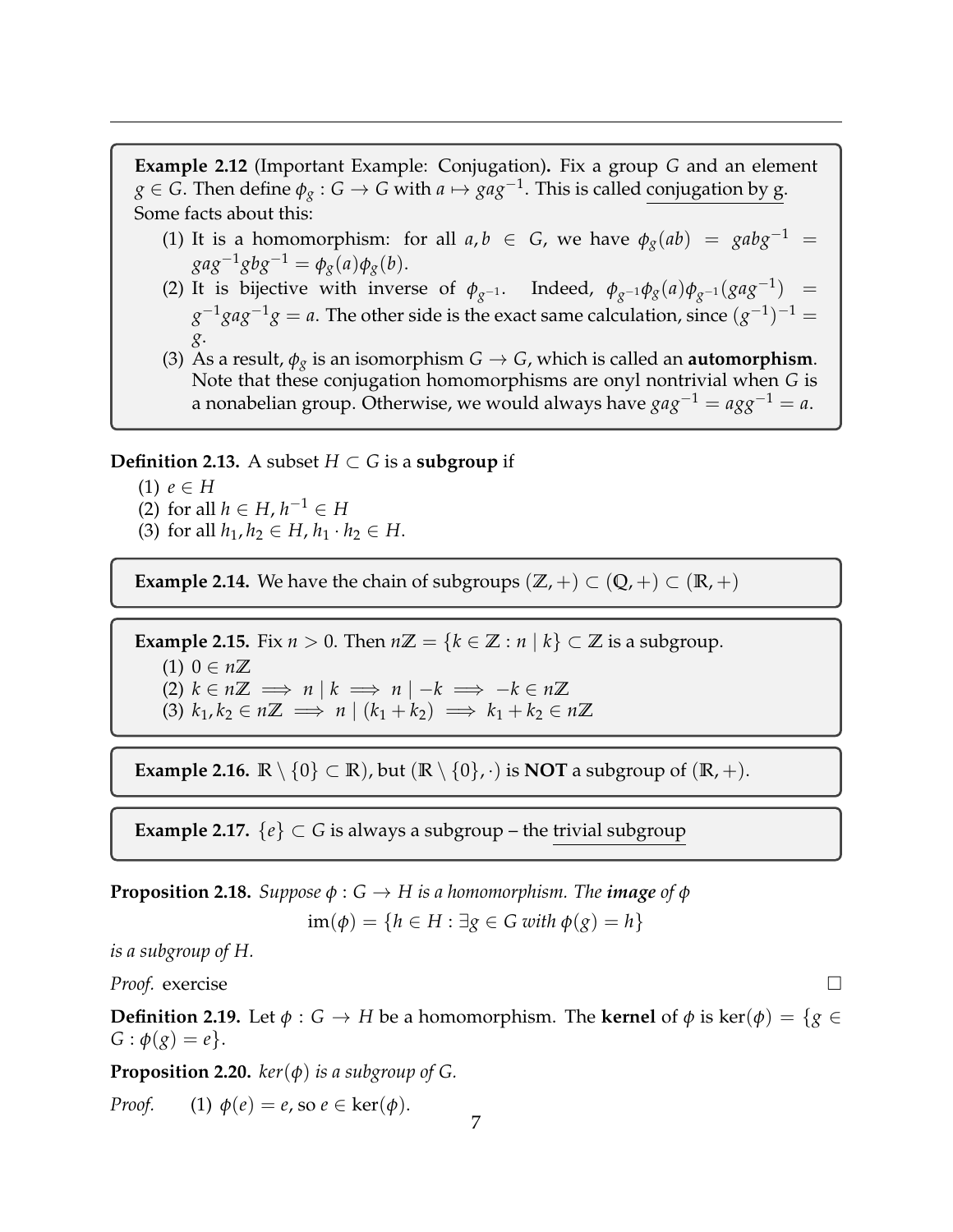**Example 2.12** (Important Example: Conjugation)**.** Fix a group $G$ and an element $g \in G$. Then define $\phi_g : G \to G$ with $a \mapsto gag^{-1}$. This is called conjugation by g. Some facts about this:

(1) It is a homomorphism: for all $a, b \in G$, we have $\phi_g(ab) = gabg^{-1} = gag^{-1}gbg^{-1} = \phi_g(a)\phi_g(b)$.
(2) It is bijective with inverse of $\phi_{g^{-1}}$. Indeed, $\phi_{g^{-1}}\phi_g(a)\phi_{g^{-1}}(gag^{-1}) = g^{-1}gag^{-1}g = a$. The other side is the exact same calculation, since $(g^{-1})^{-1} = g$.
(3) As a result, $\phi_g$ is an isomorphism $G \to G$, which is called an **automorphism**. Note that these conjugation homomorphisms are onyl nontrivial when $G$ is a nonabelian group. Otherwise, we would always have $gag^{-1} = agg^{-1} = a$.

**Definition 2.13.** A subset $H \subset G$ is a **subgroup** if

(1) $e \in H$
(2) for all $h \in H$, $h^{-1} \in H$
(3) for all $h_1, h_2 \in H$, $h_1 \cdot h_2 \in H$.

**Example 2.14.** We have the chain of subgroups $(\mathbb{Z}, +) \subset (\mathbb{Q}, +) \subset (\mathbb{R}, +)$

**Example 2.15.** Fix $n > 0$. Then $n\mathbb{Z} = \{k \in \mathbb{Z} : n \mid k\} \subset \mathbb{Z}$ is a subgroup.

(1) $0 \in n\mathbb{Z}$
(2) $k \in n\mathbb{Z} \implies n \mid k \implies n \mid -k \implies -k \in n\mathbb{Z}$
(3) $k_1, k_2 \in n\mathbb{Z} \implies n \mid (k_1 + k_2) \implies k_1 + k_2 \in n\mathbb{Z}$

**Example 2.16.** $\mathbb{R} \setminus \{0\} \subset \mathbb{R})$, but $(\mathbb{R} \setminus \{0\}, \cdot)$ is **NOT** a subgroup of $(\mathbb{R}, +)$.

**Example 2.17.** $\{e\} \subset G$ is always a subgroup – the trivial subgroup

**Proposition 2.18.** *Suppose $\phi : G \to H$ is a homomorphism. The **image** of $\phi$*

$$\text{im}(\phi) = \{h \in H : \exists g \in G \text{ with } \phi(g) = h\}$$

*is a subgroup of $H$.*

*Proof.* exercise $\square$

**Definition 2.19.** Let $\phi : G \to H$ be a homomorphism. The **kernel** of $\phi$ is $\ker(\phi) = \{g \in G : \phi(g) = e\}$.

**Proposition 2.20.** *$\ker(\phi)$ is a subgroup of $G$.*

*Proof.* (1) $\phi(e) = e$, so $e \in \ker(\phi)$.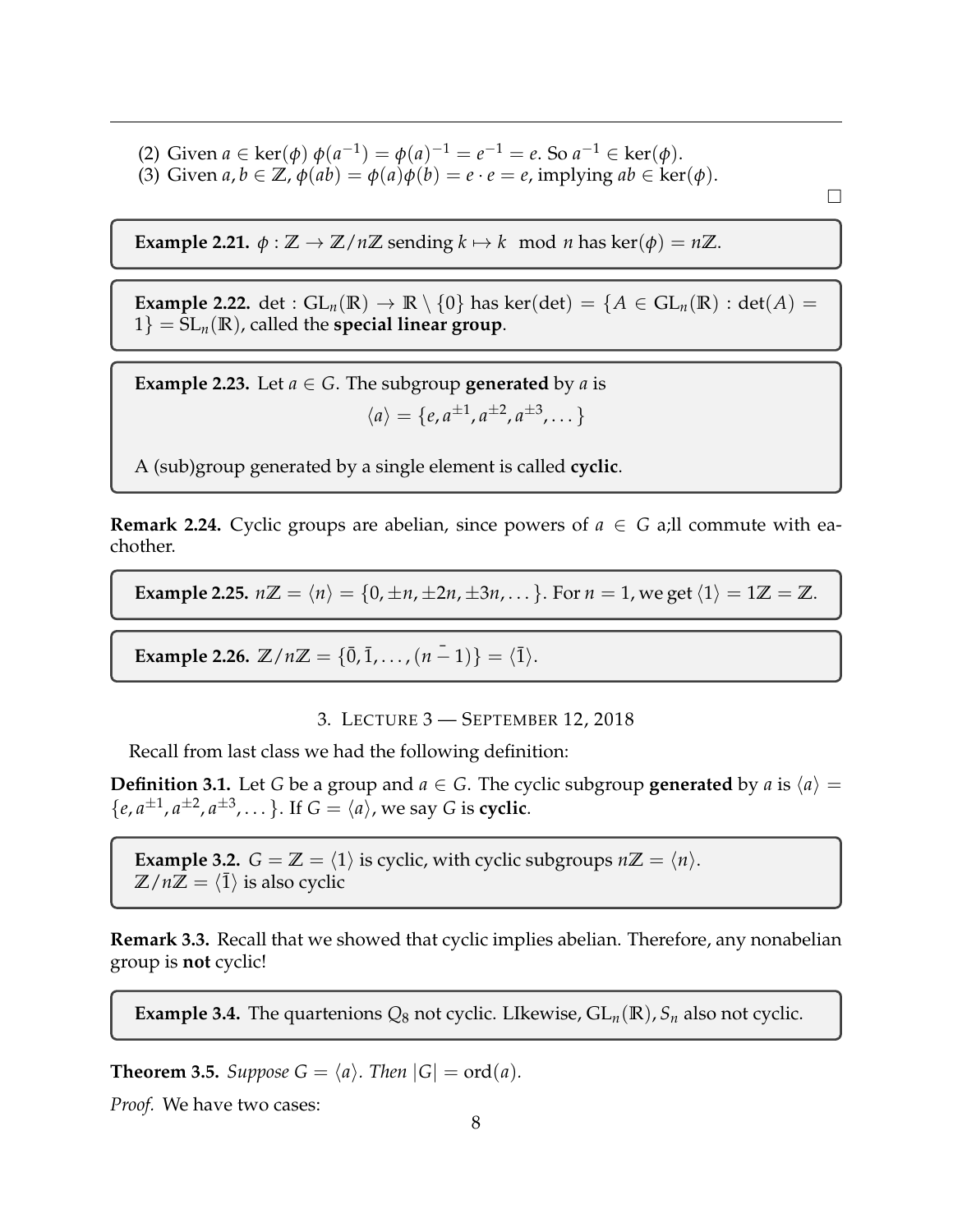(2) Given $a \in \ker(\phi)$ $\phi(a^{-1}) = \phi(a)^{-1} = e^{-1} = e$. So $a^{-1} \in \ker(\phi)$.
(3) Given $a, b \in \mathbb{Z}$, $\phi(ab) = \phi(a)\phi(b) = e \cdot e = e$, implying $ab \in \ker(\phi)$.

□

**Example 2.21.** $\phi : \mathbb{Z} \to \mathbb{Z}/n\mathbb{Z}$ sending $k \mapsto k \mod n$ has $\ker(\phi) = n\mathbb{Z}$.

**Example 2.22.** $\det : \mathrm{GL}_n(\mathbb{R}) \to \mathbb{R} \setminus \{0\}$ has $\ker(\det) = \{A \in \mathrm{GL}_n(\mathbb{R}) : \det(A) = 1\} = \mathrm{SL}_n(\mathbb{R})$, called the **special linear group**.

**Example 2.23.** Let $a \in G$. The subgroup **generated** by $a$ is

$$\langle a \rangle = \{e, a^{\pm 1}, a^{\pm 2}, a^{\pm 3}, \dots\}$$

A (sub)group generated by a single element is called **cyclic**.

**Remark 2.24.** Cyclic groups are abelian, since powers of $a \in G$ a;ll commute with eachother.

**Example 2.25.** $n\mathbb{Z} = \langle n \rangle = \{0, \pm n, \pm 2n, \pm 3n, \dots\}$. For $n = 1$, we get $\langle 1 \rangle = 1\mathbb{Z} = \mathbb{Z}$.

**Example 2.26.** $\mathbb{Z}/n\mathbb{Z} = \{\bar{0}, \bar{1}, \dots, (n \bar{-} 1)\} = \langle \bar{1} \rangle$.

## 3. Lecture 3 — September 12, 2018

Recall from last class we had the following definition:

**Definition 3.1.** Let $G$ be a group and $a \in G$. The cyclic subgroup **generated** by $a$ is $\langle a \rangle = \{e, a^{\pm 1}, a^{\pm 2}, a^{\pm 3}, \dots\}$. If $G = \langle a \rangle$, we say $G$ is **cyclic**.

**Example 3.2.** $G = \mathbb{Z} = \langle 1 \rangle$ is cyclic, with cyclic subgroups $n\mathbb{Z} = \langle n \rangle$.
$\mathbb{Z}/n\mathbb{Z} = \langle \bar{1} \rangle$ is also cyclic

**Remark 3.3.** Recall that we showed that cyclic implies abelian. Therefore, any nonabelian group is **not** cyclic!

**Example 3.4.** The quartenions $Q_8$ not cyclic. LIkewise, $\mathrm{GL}_n(\mathbb{R}), S_n$ also not cyclic.

**Theorem 3.5.** *Suppose $G = \langle a \rangle$. Then $|G| = \mathrm{ord}(a)$.*

*Proof.* We have two cases: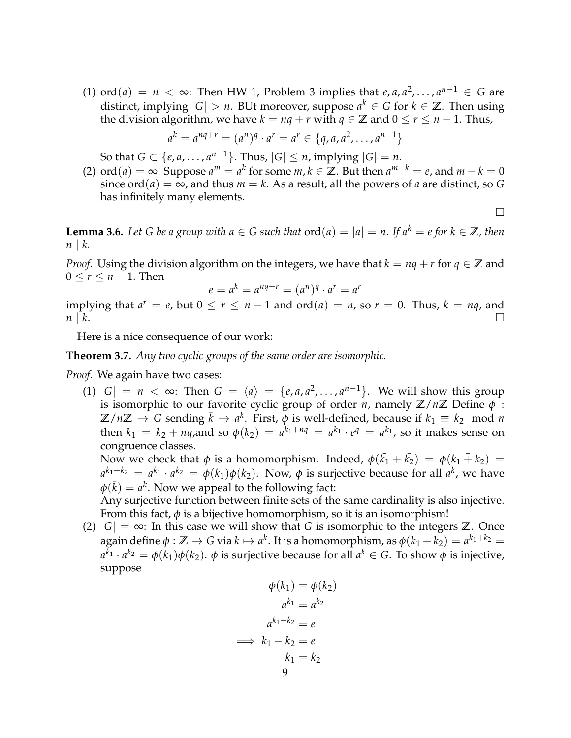(1) $\text{ord}(a) = n < \infty$: Then HW 1, Problem 3 implies that $e, a, a^2, \ldots, a^{n-1} \in G$ are distinct, implying $|G| > n$. BUt moreover, suppose $a^k \in G$ for $k \in \mathbb{Z}$. Then using the division algorithm, we have $k = nq + r$ with $q \in \mathbb{Z}$ and $0 \leq r \leq n-1$. Thus,

$$a^k = a^{nq+r} = (a^n)^q \cdot a^r = a^r \in \{q, a, a^2, \ldots, a^{n-1}\}$$

So that $G \subset \{e, a, \ldots, a^{n-1}\}$. Thus, $|G| \leq n$, implying $|G| = n$.

(2) $\text{ord}(a) = \infty$. Suppose $a^m = a^k$ for some $m, k \in \mathbb{Z}$. But then $a^{m-k} = e$, and $m - k = 0$ since $\text{ord}(a) = \infty$, and thus $m = k$. As a result, all the powers of $a$ are distinct, so $G$ has infinitely many elements.

□

**Lemma 3.6.** *Let $G$ be a group with $a \in G$ such that $\text{ord}(a) = |a| = n$. If $a^k = e$ for $k \in \mathbb{Z}$, then $n \mid k$.*

*Proof.* Using the division algorithm on the integers, we have that $k = nq + r$ for $q \in \mathbb{Z}$ and $0 \leq r \leq n-1$. Then

$$e = a^k = a^{nq+r} = (a^n)^q \cdot a^r = a^r$$

implying that $a^r = e$, but $0 \leq r \leq n-1$ and $\text{ord}(a) = n$, so $r = 0$. Thus, $k = nq$, and $n \mid k$. □

Here is a nice consequence of our work:

**Theorem 3.7.** *Any two cyclic groups of the same order are isomorphic.*

*Proof.* We again have two cases:

(1) $|G| = n < \infty$: Then $G = \langle a \rangle = \{e, a, a^2, \ldots, a^{n-1}\}$. We will show this group is isomorphic to our favorite cyclic group of order $n$, namely $\mathbb{Z}/n\mathbb{Z}$ Define $\phi : \mathbb{Z}/n\mathbb{Z} \to G$ sending $\bar{k} \to a^k$. First, $\phi$ is well-defined, because if $k_1 \equiv k_2 \mod n$ then $k_1 = k_2 + nq$,and so $\phi(k_2) = a^{k_1+nq} = a^{k_1} \cdot e^q = a^{k_1}$, so it makes sense on congruence classes.

Now we check that $\phi$ is a homomorphism. Indeed, $\phi(\bar{k_1} + \bar{k_2}) = \phi(k_1 \bar{+} k_2) = a^{k_1+k_2} = a^{k_1} \cdot a^{k_2} = \phi(k_1)\phi(k_2)$. Now, $\phi$ is surjective because for all $a^k$, we have $\phi(\bar{k}) = a^k$. Now we appeal to the following fact:

Any surjective function between finite sets of the same cardinality is also injective. From this fact, $\phi$ is a bijective homomorphism, so it is an isomorphism!

(2) $|G| = \infty$: In this case we will show that $G$ is isomorphic to the integers $\mathbb{Z}$. Once again define $\phi : \mathbb{Z} \to G$ via $k \mapsto a^k$. It is a homomorphism, as $\phi(k_1 + k_2) = a^{k_1+k_2} = a^{k_1} \cdot a^{k_2} = \phi(k_1)\phi(k_2)$. $\phi$ is surjective because for all $a^k \in G$. To show $\phi$ is injective, suppose

$$\begin{aligned}
\phi(k_1) &= \phi(k_2) \\
a^{k_1} &= a^{k_2} \\
a^{k_1-k_2} &= e \\
\implies k_1 - k_2 &= e \\
k_1 &= k_2
\end{aligned}$$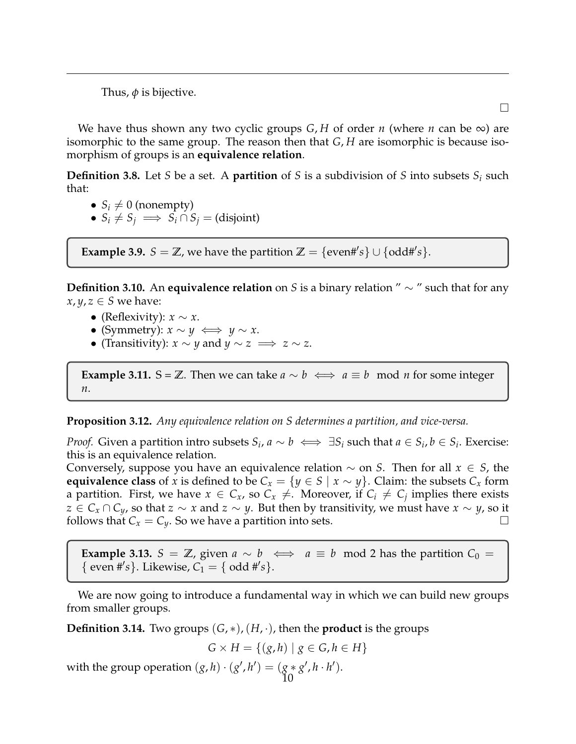Thus, $\phi$ is bijective.

□

We have thus shown any two cyclic groups $G, H$ of order $n$ (where $n$ can be $\infty$) are isomorphic to the same group. The reason then that $G, H$ are isomorphic is because isomorphism of groups is an **equivalence relation**.

**Definition 3.8.** Let $S$ be a set. A **partition** of $S$ is a subdivision of $S$ into subsets $S_i$ such that:

- $S_i \neq 0$ (nonempty)
- $S_i \neq S_j \implies S_i \cap S_j =$ (disjoint)

**Example 3.9.** $S = \mathbb{Z}$, we have the partition $\mathbb{Z} = \{\text{even}\#'s\} \cup \{\text{odd}\#'s\}$.

**Definition 3.10.** An **equivalence relation** on $S$ is a binary relation $'' \sim ''$ such that for any $x, y, z \in S$ we have:

- (Reflexivity): $x \sim x$.
- (Symmetry): $x \sim y \iff y \sim x$.
- (Transitivity): $x \sim y$ and $y \sim z \implies z \sim z$.

**Example 3.11.** S = $\mathbb{Z}$. Then we can take $a \sim b \iff a \equiv b \mod n$ for some integer $n$.

**Proposition 3.12.** *Any equivalence relation on S determines a partition, and vice-versa.*

*Proof.* Given a partition intro subsets $S_i$, $a \sim b \iff \exists S_i$ such that $a \in S_i, b \in S_i$. Exercise: this is an equivalence relation.
Conversely, suppose you have an equivalence relation $\sim$ on $S$. Then for all $x \in S$, the **equivalence class** of $x$ is defined to be $C_x = \{y \in S \mid x \sim y\}$. Claim: the subsets $C_x$ form a partition. First, we have $x \in C_x$, so $C_x \neq$. Moreover, if $C_i \neq C_j$ implies there exists $z \in C_x \cap C_y$, so that $z \sim x$ and $z \sim y$. But then by transitivity, we must have $x \sim y$, so it follows that $C_x = C_y$. So we have a partition into sets. □

**Example 3.13.** $S = \mathbb{Z}$, given $a \sim b \iff a \equiv b \mod 2$ has the partition $C_0 = \{\text{ even }\#'s\}$. Likewise, $C_1 = \{\text{ odd }\#'s\}$.

We are now going to introduce a fundamental way in which we can build new groups from smaller groups.

**Definition 3.14.** Two groups $(G, *), (H, \cdot)$, then the **product** is the groups

$$G \times H = \{(g, h) \mid g \in G, h \in H\}$$

with the group operation $(g, h) \cdot (g', h') = (g * g', h \cdot h')$.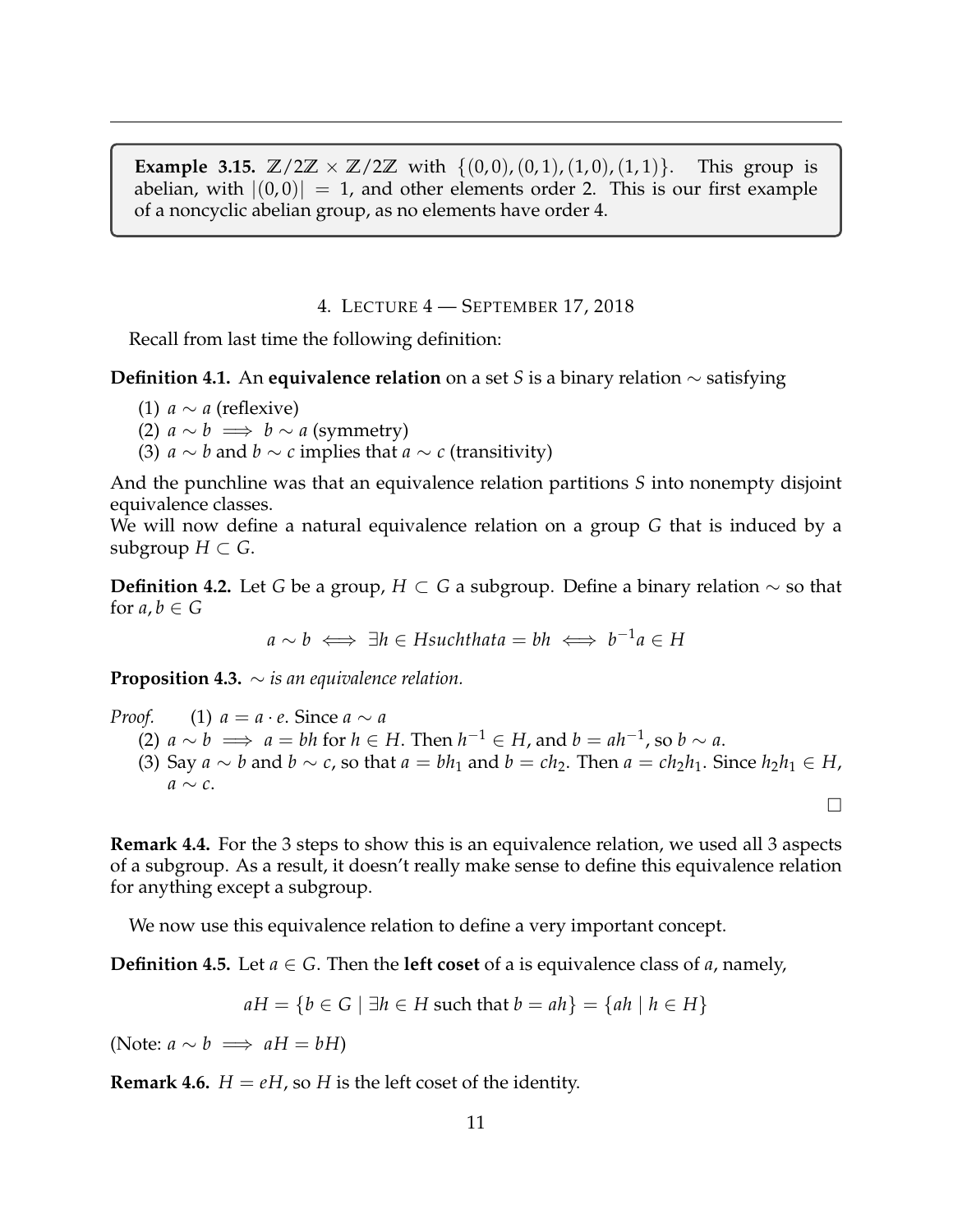**Example 3.15.** $\mathbb{Z}/2\mathbb{Z} \times \mathbb{Z}/2\mathbb{Z}$ with $\{(0,0),(0,1),(1,0),(1,1)\}$. This group is abelian, with $|(0,0)| = 1$, and other elements order 2. This is our first example of a noncyclic abelian group, as no elements have order 4.

## 4. Lecture 4 — September 17, 2018

Recall from last time the following definition:

**Definition 4.1.** An **equivalence relation** on a set $S$ is a binary relation $\sim$ satisfying

(1) $a \sim a$ (reflexive)
(2) $a \sim b \implies b \sim a$ (symmetry)
(3) $a \sim b$ and $b \sim c$ implies that $a \sim c$ (transitivity)

And the punchline was that an equivalence relation partitions $S$ into nonempty disjoint equivalence classes.
We will now define a natural equivalence relation on a group $G$ that is induced by a subgroup $H \subset G$.

**Definition 4.2.** Let $G$ be a group, $H \subset G$ a subgroup. Define a binary relation $\sim$ so that for $a, b \in G$

$$a \sim b \iff \exists h \in H such that a = bh \iff b^{-1}a \in H$$

**Proposition 4.3.** *$\sim$ is an equivalence relation.*

*Proof.* (1) $a = a \cdot e$. Since $a \sim a$
(2) $a \sim b \implies a = bh$ for $h \in H$. Then $h^{-1} \in H$, and $b = ah^{-1}$, so $b \sim a$.
(3) Say $a \sim b$ and $b \sim c$, so that $a = bh_1$ and $b = ch_2$. Then $a = ch_2h_1$. Since $h_2h_1 \in H$, $a \sim c$.

$\square$

**Remark 4.4.** For the 3 steps to show this is an equivalence relation, we used all 3 aspects of a subgroup. As a result, it doesn't really make sense to define this equivalence relation for anything except a subgroup.

We now use this equivalence relation to define a very important concept.

**Definition 4.5.** Let $a \in G$. Then the **left coset** of a is equivalence class of $a$, namely,

$$aH = \{b \in G \mid \exists h \in H \text{ such that } b = ah\} = \{ah \mid h \in H\}$$

(Note: $a \sim b \implies aH = bH$)

**Remark 4.6.** $H = eH$, so $H$ is the left coset of the identity.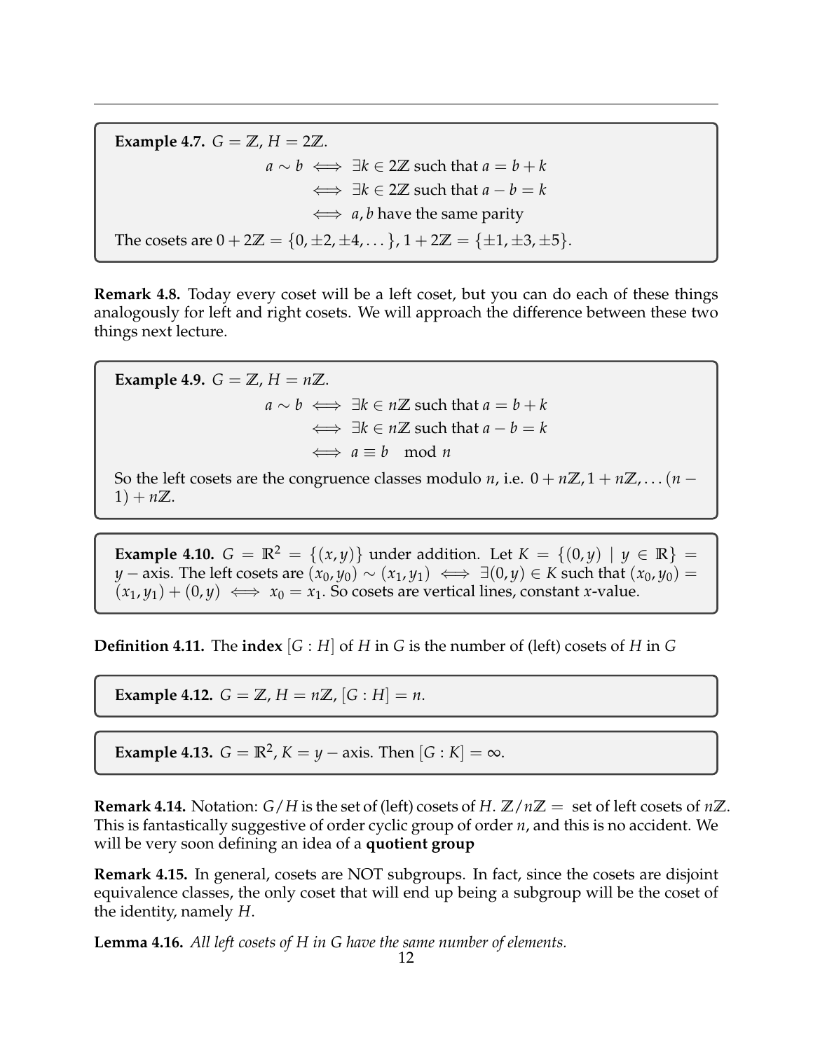**Example 4.7.** $G = \mathbb{Z}$, $H = 2\mathbb{Z}$.

$$\begin{aligned} a \sim b &\iff \exists k \in 2\mathbb{Z} \text{ such that } a = b + k \\ &\iff \exists k \in 2\mathbb{Z} \text{ such that } a - b = k \\ &\iff a, b \text{ have the same parity} \end{aligned}$$

The cosets are $0 + 2\mathbb{Z} = \{0, \pm 2, \pm 4, \dots\}$, $1 + 2\mathbb{Z} = \{\pm 1, \pm 3, \pm 5\}$.

**Remark 4.8.** Today every coset will be a left coset, but you can do each of these things analogously for left and right cosets. We will approach the difference between these two things next lecture.

**Example 4.9.** $G = \mathbb{Z}$, $H = n\mathbb{Z}$.

$$\begin{aligned} a \sim b &\iff \exists k \in n\mathbb{Z} \text{ such that } a = b + k \\ &\iff \exists k \in n\mathbb{Z} \text{ such that } a - b = k \\ &\iff a \equiv b \mod n \end{aligned}$$

So the left cosets are the congruence classes modulo $n$, i.e. $0 + n\mathbb{Z}, 1 + n\mathbb{Z}, \dots (n-1) + n\mathbb{Z}$.

**Example 4.10.** $G = \mathbb{R}^2 = \{(x, y)\}$ under addition. Let $K = \{(0, y) \mid y \in \mathbb{R}\} = y-$axis. The left cosets are $(x_0, y_0) \sim (x_1, y_1) \iff \exists (0, y) \in K$ such that $(x_0, y_0) = (x_1, y_1) + (0, y) \iff x_0 = x_1$. So cosets are vertical lines, constant $x$-value.

**Definition 4.11.** The **index** $[G : H]$ of $H$ in $G$ is the number of (left) cosets of $H$ in $G$

**Example 4.12.** $G = \mathbb{Z}$, $H = n\mathbb{Z}$, $[G : H] = n$.

**Example 4.13.** $G = \mathbb{R}^2$, $K = y-$axis. Then $[G : K] = \infty$.

**Remark 4.14.** Notation: $G/H$ is the set of (left) cosets of $H$. $\mathbb{Z}/n\mathbb{Z} =$ set of left cosets of $n\mathbb{Z}$. This is fantastically suggestive of order cyclic group of order $n$, and this is no accident. We will be very soon defining an idea of a **quotient group**

**Remark 4.15.** In general, cosets are NOT subgroups. In fact, since the cosets are disjoint equivalence classes, the only coset that will end up being a subgroup will be the coset of the identity, namely $H$.

**Lemma 4.16.** *All left cosets of $H$ in $G$ have the same number of elements.*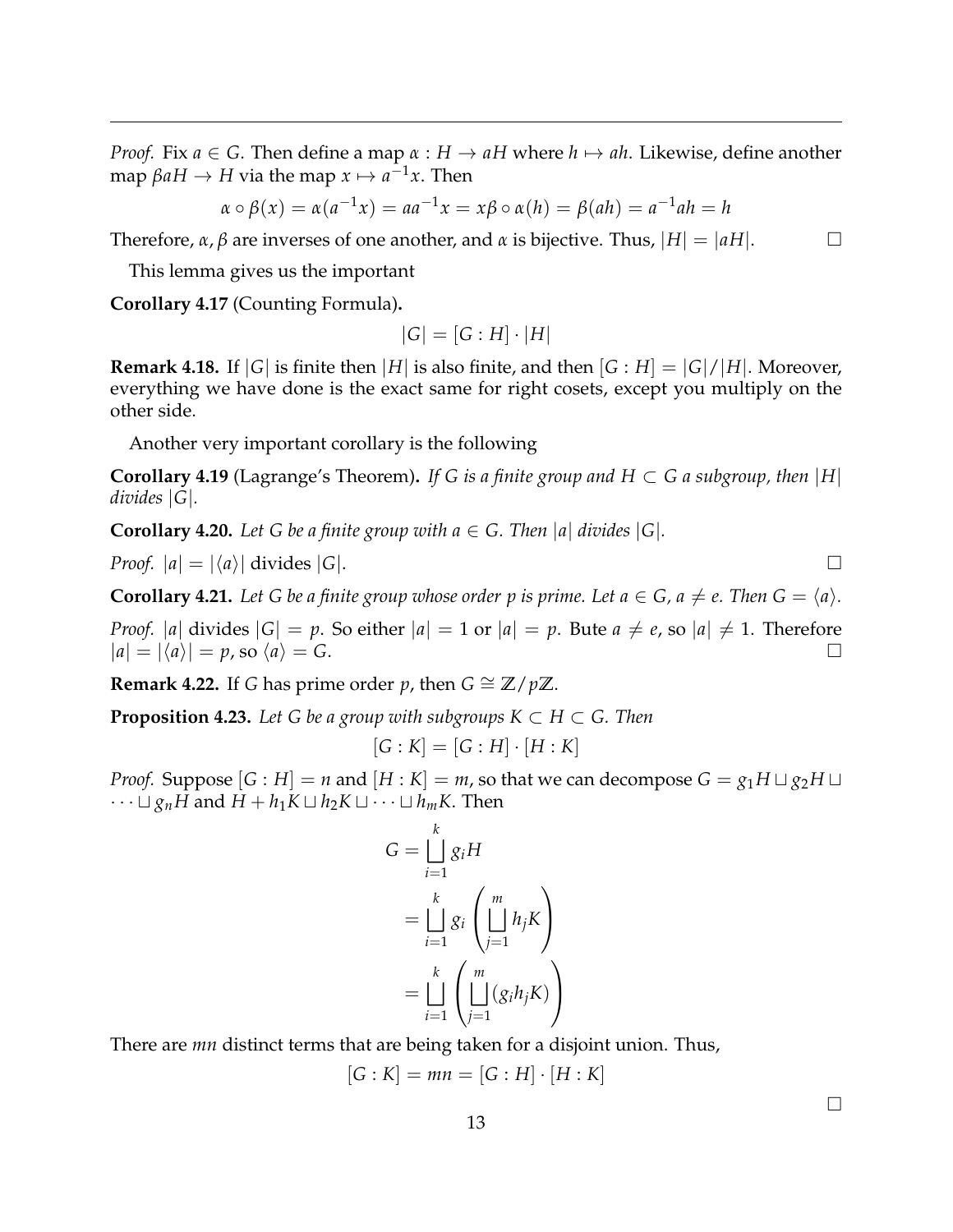*Proof.* Fix $a \in G$. Then define a map $\alpha : H \to aH$ where $h \mapsto ah$. Likewise, define another map $\beta aH \to H$ via the map $x \mapsto a^{-1}x$. Then

$$\alpha \circ \beta(x) = \alpha(a^{-1}x) = aa^{-1}x = x\beta \circ \alpha(h) = \beta(ah) = a^{-1}ah = h$$

Therefore, $\alpha, \beta$ are inverses of one another, and $\alpha$ is bijective. Thus, $|H| = |aH|$. □

This lemma gives us the important

**Corollary 4.17** (Counting Formula)**.**

$$|G| = [G : H] \cdot |H|$$

**Remark 4.18.** If $|G|$ is finite then $|H|$ is also finite, and then $[G : H] = |G|/|H|$. Moreover, everything we have done is the exact same for right cosets, except you multiply on the other side.

Another very important corollary is the following

**Corollary 4.19** (Lagrange's Theorem)**.** *If $G$ is a finite group and $H \subset G$ a subgroup, then $|H|$ divides $|G|$.*

**Corollary 4.20.** *Let $G$ be a finite group with $a \in G$. Then $|a|$ divides $|G|$.*

*Proof.* $|a| = |\langle a \rangle|$ divides $|G|$. □

**Corollary 4.21.** *Let $G$ be a finite group whose order $p$ is prime. Let $a \in G$, $a \neq e$. Then $G = \langle a \rangle$.*

*Proof.* $|a|$ divides $|G| = p$. So either $|a| = 1$ or $|a| = p$. Bute $a \neq e$, so $|a| \neq 1$. Therefore $|a| = |\langle a \rangle| = p$, so $\langle a \rangle = G$. □

**Remark 4.22.** If $G$ has prime order $p$, then $G \cong \mathbb{Z}/p\mathbb{Z}$.

**Proposition 4.23.** *Let $G$ be a group with subgroups $K \subset H \subset G$. Then*

$$[G : K] = [G : H] \cdot [H : K]$$

*Proof.* Suppose $[G : H] = n$ and $[H : K] = m$, so that we can decompose $G = g_1H \sqcup g_2H \sqcup \cdots \sqcup g_nH$ and $H + h_1K \sqcup h_2K \sqcup \cdots \sqcup h_mK$. Then

$$\begin{aligned}
G &= \bigsqcup_{i=1}^{k} g_iH \\
&= \bigsqcup_{i=1}^{k} g_i \left( \bigsqcup_{j=1}^{m} h_jK \right) \\
&= \bigsqcup_{i=1}^{k} \left( \bigsqcup_{j=1}^{m} (g_ih_jK) \right)
\end{aligned}$$

There are $mn$ distinct terms that are being taken for a disjoint union. Thus,

$$[G : K] = mn = [G : H] \cdot [H : K]$$

□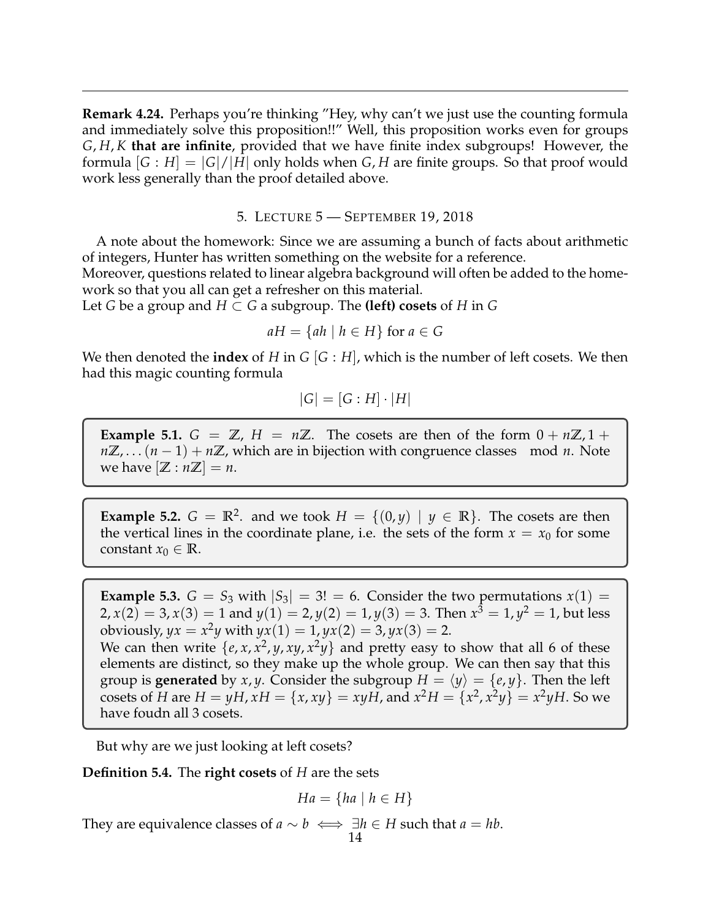**Remark 4.24.** Perhaps you're thinking "Hey, why can't we just use the counting formula and immediately solve this proposition!!" Well, this proposition works even for groups $G, H, K$ **that are infinite**, provided that we have finite index subgroups! However, the formula $[G : H] = |G|/|H|$ only holds when $G, H$ are finite groups. So that proof would work less generally than the proof detailed above.

## 5. Lecture 5 — September 19, 2018

A note about the homework: Since we are assuming a bunch of facts about arithmetic of integers, Hunter has written something on the website for a reference.
Moreover, questions related to linear algebra background will often be added to the homework so that you all can get a refresher on this material.
Let $G$ be a group and $H \subset G$ a subgroup. The **(left) cosets** of $H$ in $G$

$$aH = \{ah \mid h \in H\} \text{ for } a \in G$$

We then denoted the **index** of $H$ in $G$ $[G : H]$, which is the number of left cosets. We then had this magic counting formula

$$|G| = [G : H] \cdot |H|$$

**Example 5.1.** $G = \mathbb{Z}$, $H = n\mathbb{Z}$. The cosets are then of the form $0 + n\mathbb{Z}, 1 + n\mathbb{Z}, \dots (n-1) + n\mathbb{Z}$, which are in bijection with congruence classes $\mod n$. Note we have $[\mathbb{Z} : n\mathbb{Z}] = n$.

**Example 5.2.** $G = \mathbb{R}^2$. and we took $H = \{(0, y) \mid y \in \mathbb{R}\}$. The cosets are then the vertical lines in the coordinate plane, i.e. the sets of the form $x = x_0$ for some constant $x_0 \in \mathbb{R}$.

**Example 5.3.** $G = S_3$ with $|S_3| = 3! = 6$. Consider the two permutations $x(1) = 2, x(2) = 3, x(3) = 1$ and $y(1) = 2, y(2) = 1, y(3) = 3$. Then $x^3 = 1, y^2 = 1$, but less obviously, $yx = x^2y$ with $yx(1) = 1, yx(2) = 3, yx(3) = 2$.
We can then write $\{e, x, x^2, y, xy, x^2y\}$ and pretty easy to show that all 6 of these elements are distinct, so they make up the whole group. We can then say that this group is **generated** by $x, y$. Consider the subgroup $H = \langle y \rangle = \{e, y\}$. Then the left cosets of $H$ are $H = yH, xH = \{x, xy\} = xyH$, and $x^2H = \{x^2, x^2y\} = x^2yH$. So we have foudn all 3 cosets.

But why are we just looking at left cosets?

**Definition 5.4.** The **right cosets** of $H$ are the sets

$$Ha = \{ha \mid h \in H\}$$

They are equivalence classes of $a \sim b \iff \exists h \in H$ such that $a = hb$.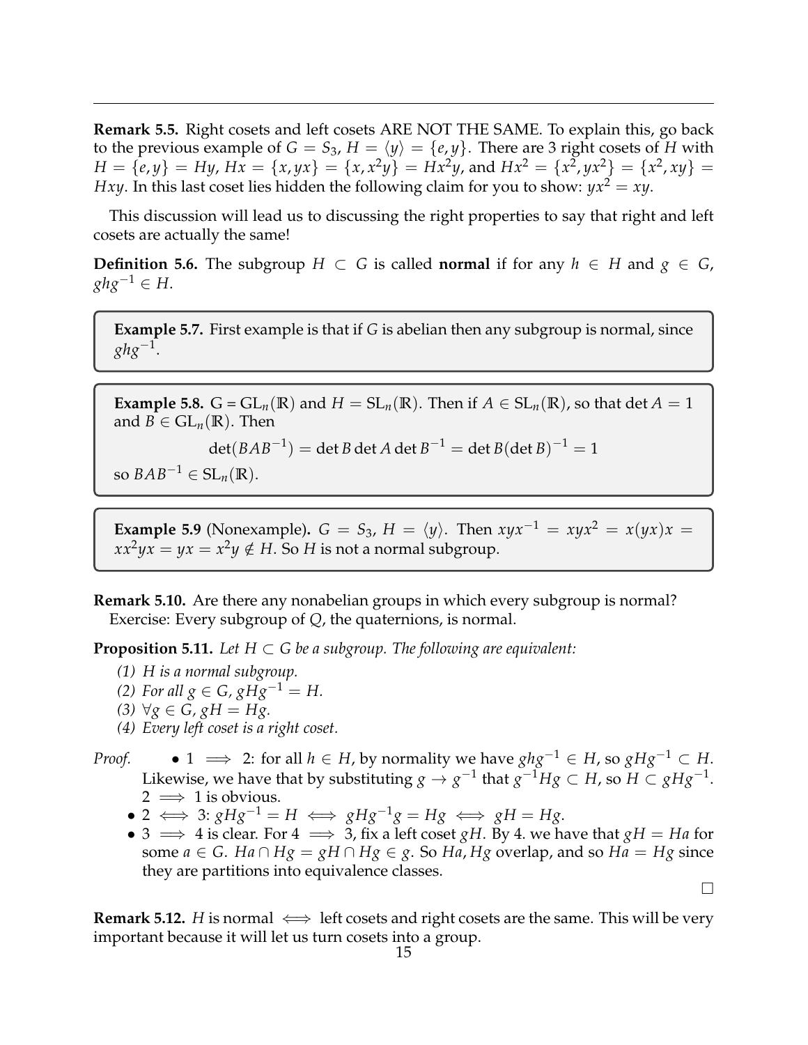**Remark 5.5.** Right cosets and left cosets ARE NOT THE SAME. To explain this, go back to the previous example of $G = S_3$, $H = \langle y \rangle = \{e, y\}$. There are 3 right cosets of $H$ with $H = \{e, y\} = Hy$, $Hx = \{x, yx\} = \{x, x^2y\} = Hx^2y$, and $Hx^2 = \{x^2, yx^2\} = \{x^2, xy\} = Hxy$. In this last coset lies hidden the following claim for you to show: $yx^2 = xy$.

This discussion will lead us to discussing the right properties to say that right and left cosets are actually the same!

**Definition 5.6.** The subgroup $H \subset G$ is called **normal** if for any $h \in H$ and $g \in G$, $ghg^{-1} \in H$.

**Example 5.7.** First example is that if $G$ is abelian then any subgroup is normal, since $ghg^{-1}$.

**Example 5.8.** $G = \mathrm{GL}_n(\mathbb{R})$ and $H = \mathrm{SL}_n(\mathbb{R})$. Then if $A \in \mathrm{SL}_n(\mathbb{R})$, so that $\det A = 1$ and $B \in \mathrm{GL}_n(\mathbb{R})$. Then

$$\det(BAB^{-1}) = \det B \det A \det B^{-1} = \det B (\det B)^{-1} = 1$$

so $BAB^{-1} \in \mathrm{SL}_n(\mathbb{R})$.

**Example 5.9** (Nonexample)**.** $G = S_3$, $H = \langle y \rangle$. Then $xyx^{-1} = xyx^2 = x(yx)x = xx^2yx = yx = x^2y \notin H$. So $H$ is not a normal subgroup.

**Remark 5.10.** Are there any nonabelian groups in which every subgroup is normal?
Exercise: Every subgroup of $Q$, the quaternions, is normal.

**Proposition 5.11.** *Let $H \subset G$ be a subgroup. The following are equivalent:*

*(1) $H$ is a normal subgroup.*
*(2) For all $g \in G$, $gHg^{-1} = H$.*
*(3) $\forall g \in G$, $gH = Hg$.*
*(4) Every left coset is a right coset.*

*Proof.*
- $1 \implies 2$: for all $h \in H$, by normality we have $ghg^{-1} \in H$, so $gHg^{-1} \subset H$. Likewise, we have that by substituting $g \to g^{-1}$ that $g^{-1}Hg \subset H$, so $H \subset gHg^{-1}$. $2 \implies 1$ is obvious.
- $2 \iff 3$: $gHg^{-1} = H \iff gHg^{-1}g = Hg \iff gH = Hg$.
- $3 \implies 4$ is clear. For $4 \implies 3$, fix a left coset $gH$. By 4. we have that $gH = Ha$ for some $a \in G$. $Ha \cap Hg = gH \cap Hg \in g$. So $Ha, Hg$ overlap, and so $Ha = Hg$ since they are partitions into equivalence classes.

$\square$

**Remark 5.12.** $H$ is normal $\iff$ left cosets and right cosets are the same. This will be very important because it will let us turn cosets into a group.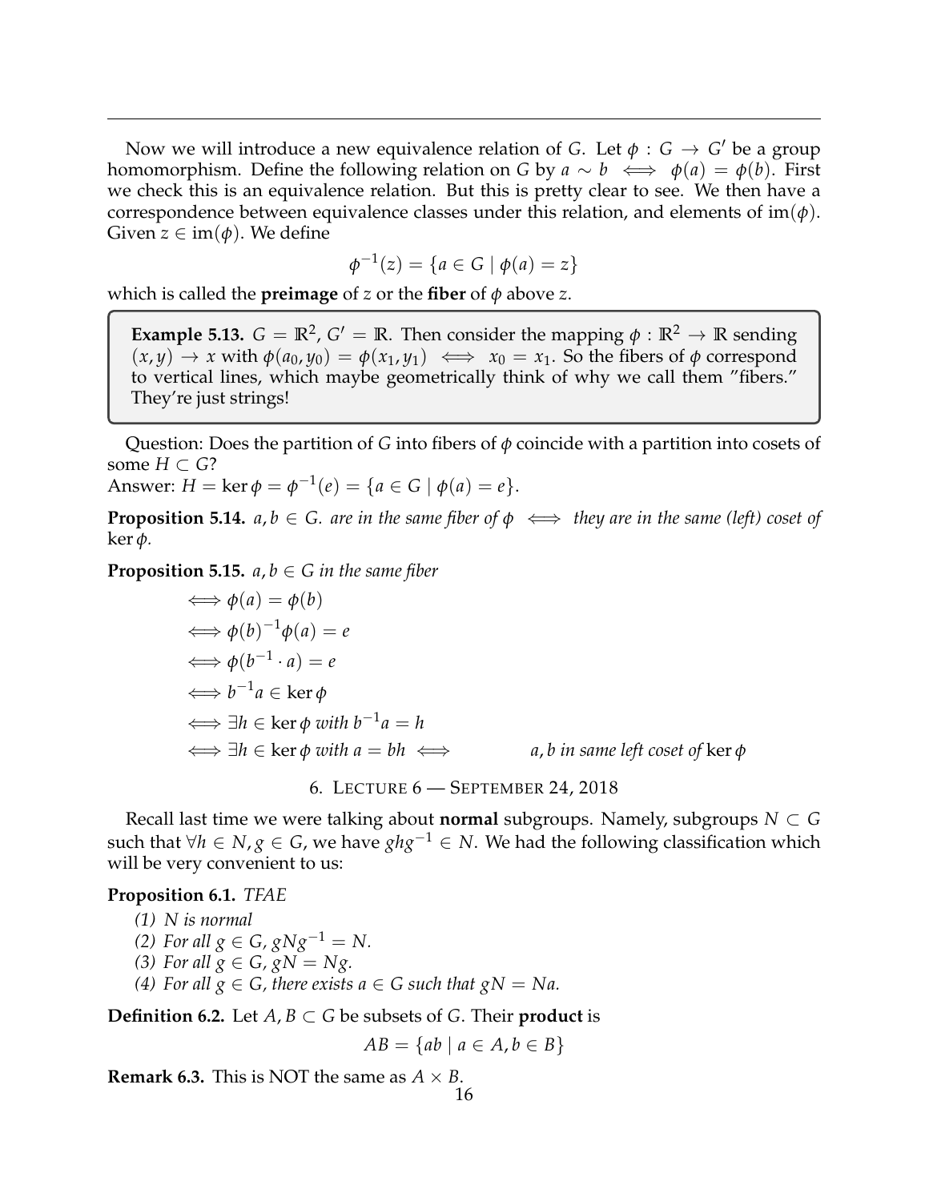Now we will introduce a new equivalence relation of $G$. Let $\phi : G \to G'$ be a group homomorphism. Define the following relation on $G$ by $a \sim b \iff \phi(a) = \phi(b)$. First we check this is an equivalence relation. But this is pretty clear to see. We then have a correspondence between equivalence classes under this relation, and elements of $\text{im}(\phi)$. Given $z \in \text{im}(\phi)$. We define

$$\phi^{-1}(z) = \{a \in G \mid \phi(a) = z\}$$

which is called the **preimage** of $z$ or the **fiber** of $\phi$ above $z$.

> **Example 5.13.** $G = \mathbb{R}^2$, $G' = \mathbb{R}$. Then consider the mapping $\phi : \mathbb{R}^2 \to \mathbb{R}$ sending $(x, y) \to x$ with $\phi(a_0, y_0) = \phi(x_1, y_1) \iff x_0 = x_1$. So the fibers of $\phi$ correspond to vertical lines, which maybe geometrically think of why we call them "fibers." They're just strings!

Question: Does the partition of $G$ into fibers of $\phi$ coincide with a partition into cosets of some $H \subset G$?
Answer: $H = \ker \phi = \phi^{-1}(e) = \{a \in G \mid \phi(a) = e\}$.

**Proposition 5.14.** *$a, b \in G$. are in the same fiber of $\phi \iff$ they are in the same (left) coset of $\ker \phi$.*

**Proposition 5.15.** *$a, b \in G$ in the same fiber*

$$\begin{aligned}
&\iff \phi(a) = \phi(b) \\
&\iff \phi(b)^{-1}\phi(a) = e \\
&\iff \phi(b^{-1} \cdot a) = e \\
&\iff b^{-1}a \in \ker \phi \\
&\iff \exists h \in \ker \phi \text{ with } b^{-1}a = h \\
&\iff \exists h \in \ker \phi \text{ with } a = bh \iff \qquad a, b \text{ in same left coset of } \ker \phi
\end{aligned}$$

# 6. Lecture 6 — September 24, 2018

Recall last time we were talking about **normal** subgroups. Namely, subgroups $N \subset G$ such that $\forall h \in N, g \in G$, we have $ghg^{-1} \in N$. We had the following classification which will be very convenient to us:

**Proposition 6.1.** *TFAE*

*(1) $N$ is normal*
*(2) For all $g \in G$, $gNg^{-1} = N$.*
*(3) For all $g \in G$, $gN = Ng$.*
*(4) For all $g \in G$, there exists $a \in G$ such that $gN = Na$.*

**Definition 6.2.** Let $A, B \subset G$ be subsets of $G$. Their **product** is

$$AB = \{ab \mid a \in A, b \in B\}$$

**Remark 6.3.** This is NOT the same as $A \times B$.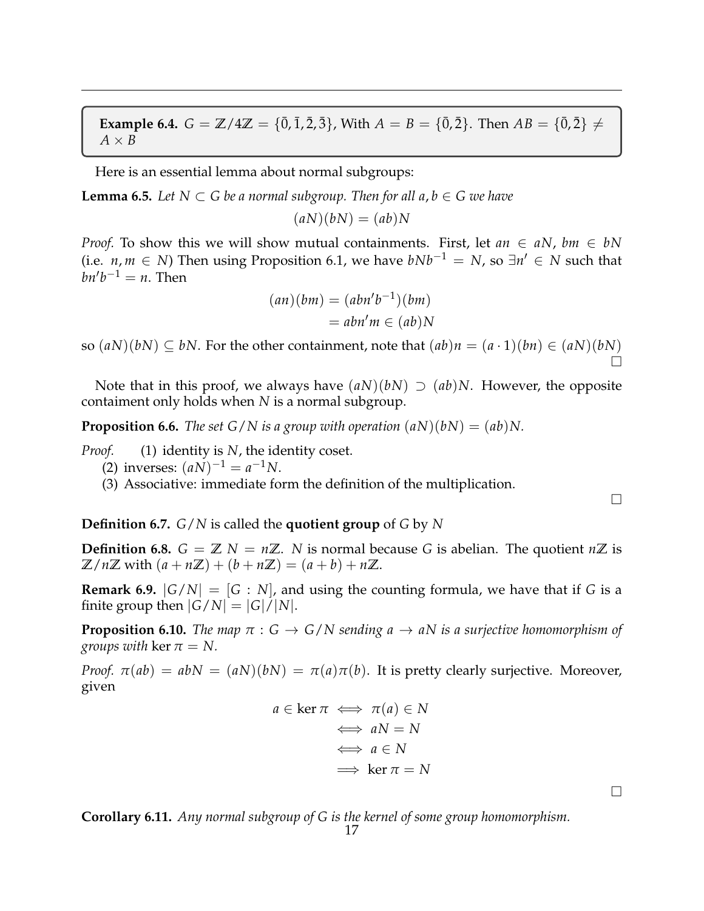**Example 6.4.** $G = \mathbb{Z}/4\mathbb{Z} = \{\bar{0}, \bar{1}, \bar{2}, \bar{3}\}$, With $A = B = \{\bar{0}, \bar{2}\}$. Then $AB = \{\bar{0}, \bar{2}\} \neq A \times B$

Here is an essential lemma about normal subgroups:

**Lemma 6.5.** *Let $N \subset G$ be a normal subgroup. Then for all $a, b \in G$ we have*

$$(aN)(bN) = (ab)N$$

*Proof.* To show this we will show mutual containments. First, let $an \in aN$, $bm \in bN$ (i.e. $n, m \in N$) Then using Proposition 6.1, we have $bNb^{-1} = N$, so $\exists n' \in N$ such that $bn'b^{-1} = n$. Then

$$\begin{aligned}(an)(bm) &= (abn'b^{-1})(bm) \\ &= abn'm \in (ab)N\end{aligned}$$

so $(aN)(bN) \subseteq bN$. For the other containment, note that $(ab)n = (a \cdot 1)(bn) \in (aN)(bN)$ □

Note that in this proof, we always have $(aN)(bN) \supset (ab)N$. However, the opposite containment only holds when $N$ is a normal subgroup.

**Proposition 6.6.** *The set $G/N$ is a group with operation $(aN)(bN) = (ab)N$.*

*Proof.*
1. identity is $N$, the identity coset.
2. inverses: $(aN)^{-1} = a^{-1}N$.
3. Associative: immediate form the definition of the multiplication.

□

**Definition 6.7.** $G/N$ is called the **quotient group** of $G$ by $N$

**Definition 6.8.** $G = \mathbb{Z}$ $N = n\mathbb{Z}$. $N$ is normal because $G$ is abelian. The quotient $n\mathbb{Z}$ is $\mathbb{Z}/n\mathbb{Z}$ with $(a + n\mathbb{Z}) + (b + n\mathbb{Z}) = (a + b) + n\mathbb{Z}$.

**Remark 6.9.** $|G/N| = [G : N]$, and using the counting formula, we have that if $G$ is a finite group then $|G/N| = |G|/|N|$.

**Proposition 6.10.** *The map $\pi : G \to G/N$ sending $a \to aN$ is a surjective homomorphism of groups with* $\ker \pi = N$.

*Proof.* $\pi(ab) = abN = (aN)(bN) = \pi(a)\pi(b)$. It is pretty clearly surjective. Moreover, given

$$\begin{aligned} a \in \ker \pi &\iff \pi(a) \in N \\ &\iff aN = N \\ &\iff a \in N \\ &\implies \ker \pi = N \end{aligned}$$

□

**Corollary 6.11.** *Any normal subgroup of $G$ is the kernel of some group homomorphism.*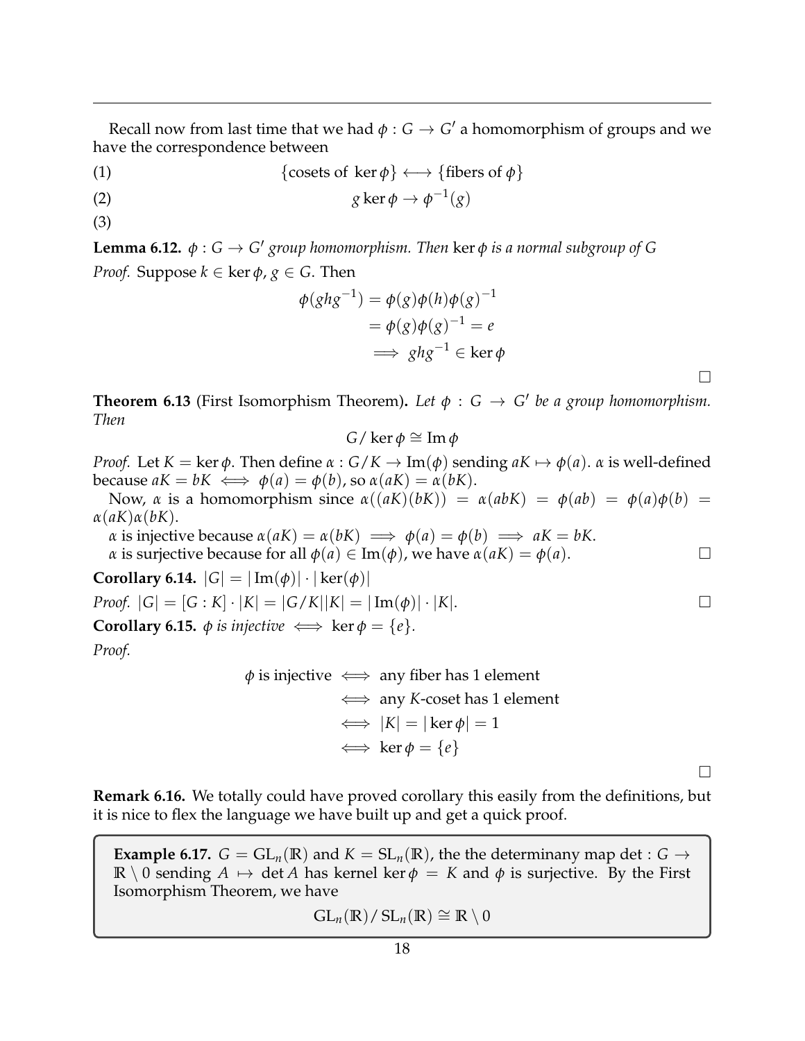Recall now from last time that we had $\phi : G \to G'$ a homomorphism of groups and we have the correspondence between

$$\{\text{cosets of } \ker\phi\} \longleftrightarrow \{\text{fibers of } \phi\} \tag{1}$$

$$g\ker\phi \to \phi^{-1}(g) \tag{2}$$

(3)

**Lemma 6.12.** *$\phi : G \to G'$ group homomorphism. Then $\ker\phi$ is a normal subgroup of $G$*

*Proof.* Suppose $k \in \ker\phi$, $g \in G$. Then

$$\begin{aligned} \phi(ghg^{-1}) &= \phi(g)\phi(h)\phi(g)^{-1} \\ &= \phi(g)\phi(g)^{-1} = e \\ &\implies ghg^{-1} \in \ker\phi \end{aligned}$$

□

**Theorem 6.13** (First Isomorphism Theorem)**.** *Let $\phi : G \to G'$ be a group homomorphism. Then*

$$G/\ker\phi \cong \operatorname{Im}\phi$$

*Proof.* Let $K = \ker\phi$. Then define $\alpha : G/K \to \operatorname{Im}(\phi)$ sending $aK \mapsto \phi(a)$. $\alpha$ is well-defined because $aK = bK \iff \phi(a) = \phi(b)$, so $\alpha(aK) = \alpha(bK)$.

Now, $\alpha$ is a homomorphism since $\alpha((aK)(bK)) = \alpha(abK) = \phi(ab) = \phi(a)\phi(b) = \alpha(aK)\alpha(bK)$.

$\alpha$ is injective because $\alpha(aK) = \alpha(bK) \implies \phi(a) = \phi(b) \implies aK = bK$.

$\alpha$ is surjective because for all $\phi(a) \in \operatorname{Im}(\phi)$, we have $\alpha(aK) = \phi(a)$. □

**Corollary 6.14.** $|G| = |\operatorname{Im}(\phi)| \cdot |\ker(\phi)|$

*Proof.* $|G| = [G : K] \cdot |K| = |G/K||K| = |\operatorname{Im}(\phi)| \cdot |K|$. □

**Corollary 6.15.** *$\phi$ is injective $\iff \ker\phi = \{e\}$.*

*Proof.*

$$\begin{aligned} \phi \text{ is injective } &\iff \text{any fiber has 1 element} \\ &\iff \text{any } K\text{-coset has 1 element} \\ &\iff |K| = |\ker\phi| = 1 \\ &\iff \ker\phi = \{e\} \end{aligned}$$

□

**Remark 6.16.** We totally could have proved corollary this easily from the definitions, but it is nice to flex the language we have built up and get a quick proof.

> **Example 6.17.** $G = \mathrm{GL}_n(\mathbb{R})$ and $K = \mathrm{SL}_n(\mathbb{R})$, the the determinany map $\det : G \to \mathbb{R} \setminus 0$ sending $A \mapsto \det A$ has kernel $\ker\phi = K$ and $\phi$ is surjective. By the First Isomorphism Theorem, we have
>
> $$\mathrm{GL}_n(\mathbb{R})/\mathrm{SL}_n(\mathbb{R}) \cong \mathbb{R} \setminus 0$$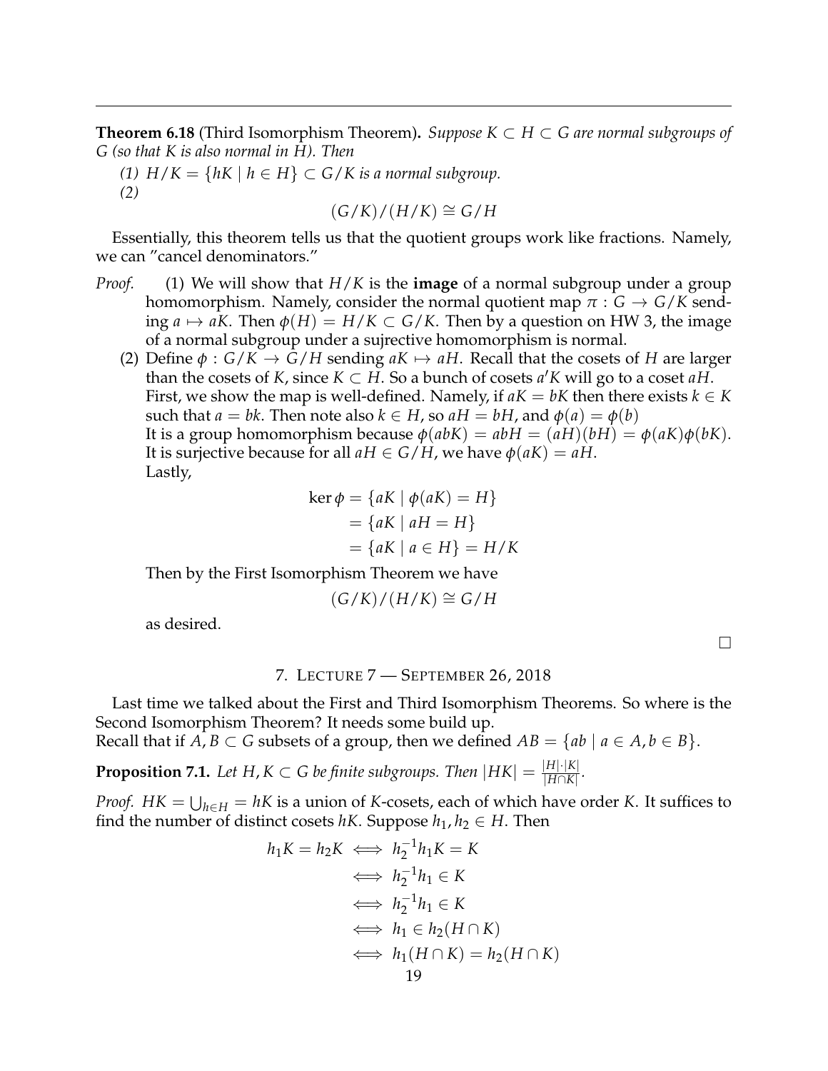**Theorem 6.18** (Third Isomorphism Theorem)**.** *Suppose $K \subset H \subset G$ are normal subgroups of $G$ (so that $K$ is also normal in $H$). Then*

*(1) $H/K = \{hK \mid h \in H\} \subset G/K$ is a normal subgroup.*

*(2)*

$$(G/K)/(H/K) \cong G/H$$

Essentially, this theorem tells us that the quotient groups work like fractions. Namely, we can "cancel denominators."

*Proof.* (1) We will show that $H/K$ is the **image** of a normal subgroup under a group homomorphism. Namely, consider the normal quotient map $\pi : G \to G/K$ sending $a \mapsto aK$. Then $\phi(H) = H/K \subset G/K$. Then by a question on HW 3, the image of a normal subgroup under a sujrective homomorphism is normal.

(2) Define $\phi : G/K \to G/H$ sending $aK \mapsto aH$. Recall that the cosets of $H$ are larger than the cosets of $K$, since $K \subset H$. So a bunch of cosets $a'K$ will go to a coset $aH$. First, we show the map is well-defined. Namely, if $aK = bK$ then there exists $k \in K$ such that $a = bk$. Then note also $k \in H$, so $aH = bH$, and $\phi(a) = \phi(b)$

It is a group homomorphism because $\phi(abK) = abH = (aH)(bH) = \phi(aK)\phi(bK)$. It is surjective because for all $aH \in G/H$, we have $\phi(aK) = aH$.

Lastly,

$$\begin{aligned}\ker \phi &= \{aK \mid \phi(aK) = H\} \\ &= \{aK \mid aH = H\} \\ &= \{aK \mid a \in H\} = H/K\end{aligned}$$

Then by the First Isomorphism Theorem we have

$$(G/K)/(H/K) \cong G/H$$

as desired.

□

## 7. Lecture 7 — September 26, 2018

Last time we talked about the First and Third Isomorphism Theorems. So where is the Second Isomorphism Theorem? It needs some build up.

Recall that if $A, B \subset G$ subsets of a group, then we defined $AB = \{ab \mid a \in A, b \in B\}$.

**Proposition 7.1.** *Let $H, K \subset G$ be finite subgroups. Then $|HK| = \frac{|H| \cdot |K|}{|H \cap K|}$.*

*Proof.* $HK = \bigcup_{h \in H} = hK$ is a union of $K$-cosets, each of which have order $K$. It suffices to find the number of distinct cosets $hK$. Suppose $h_1, h_2 \in H$. Then

$$\begin{aligned}h_1K = h_2K &\iff h_2^{-1}h_1K = K \\ &\iff h_2^{-1}h_1 \in K \\ &\iff h_2^{-1}h_1 \in K \\ &\iff h_1 \in h_2(H \cap K) \\ &\iff h_1(H \cap K) = h_2(H \cap K)\end{aligned}$$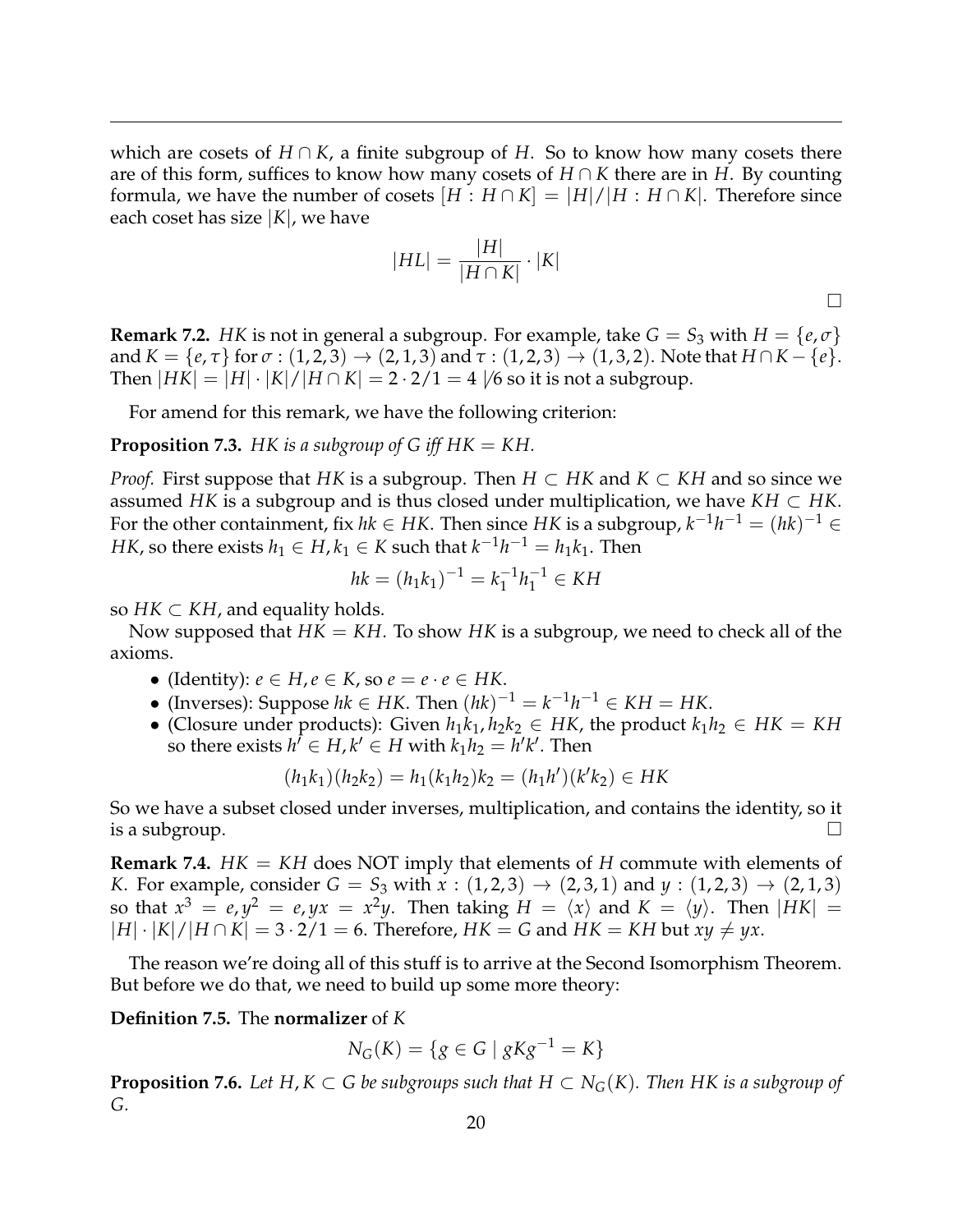which are cosets of $H \cap K$, a finite subgroup of $H$. So to know how many cosets there are of this form, suffices to know how many cosets of $H \cap K$ there are in $H$. By counting formula, we have the number of cosets $[H : H \cap K] = |H|/|H : H \cap K|$. Therefore since each coset has size $|K|$, we have

$$|HL| = \frac{|H|}{|H \cap K|} \cdot |K|$$

□

**Remark 7.2.** $HK$ is not in general a subgroup. For example, take $G = S_3$ with $H = \{e, \sigma\}$ and $K = \{e, \tau\}$ for $\sigma : (1, 2, 3) \to (2, 1, 3)$ and $\tau : (1, 2, 3) \to (1, 3, 2)$. Note that $H \cap K - \{e\}$. Then $|HK| = |H| \cdot |K|/|H \cap K| = 2 \cdot 2/1 = 4 \not| 6$ so it is not a subgroup.

For amend for this remark, we have the following criterion:

**Proposition 7.3.** *$HK$ is a subgroup of $G$ iff $HK = KH$.*

*Proof.* First suppose that $HK$ is a subgroup. Then $H \subset HK$ and $K \subset KH$ and so since we assumed $HK$ is a subgroup and is thus closed under multiplication, we have $KH \subset HK$. For the other containment, fix $hk \in HK$. Then since $HK$ is a subgroup, $k^{-1}h^{-1} = (hk)^{-1} \in HK$, so there exists $h_1 \in H, k_1 \in K$ such that $k^{-1}h^{-1} = h_1 k_1$. Then

$$hk = (h_1 k_1)^{-1} = k_1^{-1} h_1^{-1} \in KH$$

so $HK \subset KH$, and equality holds.

Now supposed that $HK = KH$. To show $HK$ is a subgroup, we need to check all of the axioms.

- (Identity): $e \in H, e \in K$, so $e = e \cdot e \in HK$.
- (Inverses): Suppose $hk \in HK$. Then $(hk)^{-1} = k^{-1}h^{-1} \in KH = HK$.
- (Closure under products): Given $h_1 k_1, h_2 k_2 \in HK$, the product $k_1 h_2 \in HK = KH$ so there exists $h' \in H, k' \in H$ with $k_1 h_2 = h' k'$. Then

$$(h_1 k_1)(h_2 k_2) = h_1 (k_1 h_2) k_2 = (h_1 h')(k' k_2) \in HK$$

So we have a subset closed under inverses, multiplication, and contains the identity, so it is a subgroup. □

**Remark 7.4.** $HK = KH$ does NOT imply that elements of $H$ commute with elements of $K$. For example, consider $G = S_3$ with $x : (1, 2, 3) \to (2, 3, 1)$ and $y : (1, 2, 3) \to (2, 1, 3)$ so that $x^3 = e, y^2 = e, yx = x^2 y$. Then taking $H = \langle x \rangle$ and $K = \langle y \rangle$. Then $|HK| = |H| \cdot |K|/|H \cap K| = 3 \cdot 2/1 = 6$. Therefore, $HK = G$ and $HK = KH$ but $xy \neq yx$.

The reason we're doing all of this stuff is to arrive at the Second Isomorphism Theorem. But before we do that, we need to build up some more theory:

**Definition 7.5.** The **normalizer** of $K$

$$N_G(K) = \{g \in G \mid gKg^{-1} = K\}$$

**Proposition 7.6.** *Let $H, K \subset G$ be subgroups such that $H \subset N_G(K)$. Then $HK$ is a subgroup of $G$.*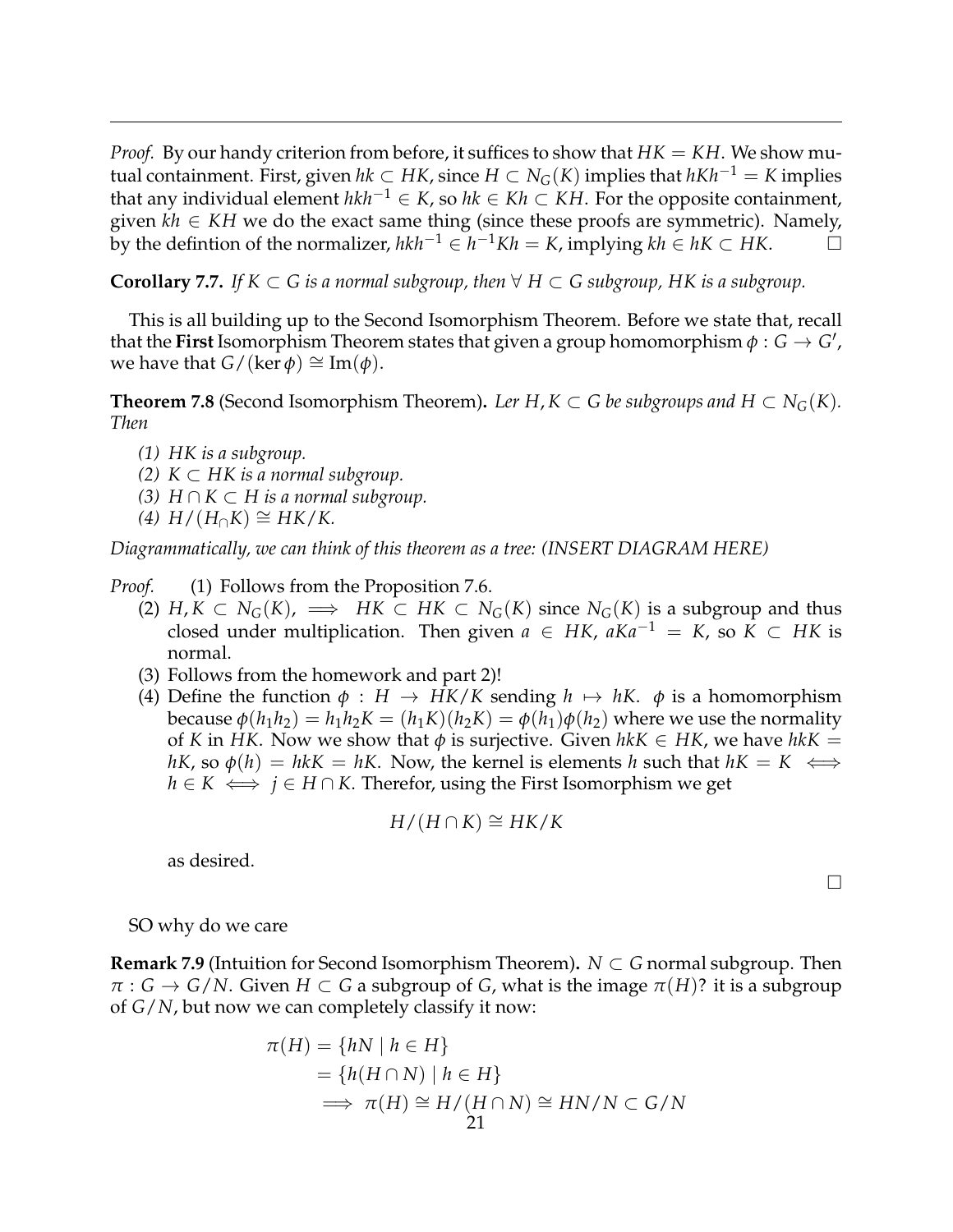*Proof.* By our handy criterion from before, it suffices to show that $HK = KH$. We show mutual containment. First, given $hk \subset HK$, since $H \subset N_G(K)$ implies that $hKh^{-1} = K$ implies that any individual element $hkh^{-1} \in K$, so $hk \in Kh \subset KH$. For the opposite containment, given $kh \in KH$ we do the exact same thing (since these proofs are symmetric). Namely, by the defintion of the normalizer, $hkh^{-1} \in h^{-1}Kh = K$, implying $kh \in hK \subset HK$. $\square$

**Corollary 7.7.** *If $K \subset G$ is a normal subgroup, then $\forall$ $H \subset G$ subgroup, $HK$ is a subgroup.*

This is all building up to the Second Isomorphism Theorem. Before we state that, recall that the **First** Isomorphism Theorem states that given a group homomorphism $\phi : G \to G'$, we have that $G/(\ker \phi) \cong \text{Im}(\phi)$.

**Theorem 7.8** (Second Isomorphism Theorem)**.** *Ler $H, K \subset G$ be subgroups and $H \subset N_G(K)$. Then*

*(1) $HK$ is a subgroup.*
*(2) $K \subset HK$ is a normal subgroup.*
*(3) $H \cap K \subset H$ is a normal subgroup.*
*(4) $H/(H_\cap K) \cong HK/K$.*

*Diagrammatically, we can think of this theorem as a tree: (INSERT DIAGRAM HERE)*

*Proof.*
(1) Follows from the Proposition 7.6.
(2) $H, K \subset N_G(K)$, $\implies$ $HK \subset HK \subset N_G(K)$ since $N_G(K)$ is a subgroup and thus closed under multiplication. Then given $a \in HK$, $aKa^{-1} = K$, so $K \subset HK$ is normal.
(3) Follows from the homework and part 2)!
(4) Define the function $\phi : H \to HK/K$ sending $h \mapsto hK$. $\phi$ is a homomorphism because $\phi(h_1h_2) = h_1h_2K = (h_1K)(h_2K) = \phi(h_1)\phi(h_2)$ where we use the normality of $K$ in $HK$. Now we show that $\phi$ is surjective. Given $hkK \in HK$, we have $hkK = hK$, so $\phi(h) = hkK = hK$. Now, the kernel is elements $h$ such that $hK = K \iff h \in K \iff j \in H \cap K$. Therefor, using the First Isomorphism we get

$$H/(H \cap K) \cong HK/K$$

as desired.

$\square$

SO why do we care

**Remark 7.9** (Intuition for Second Isomorphism Theorem)**.** $N \subset G$ normal subgroup. Then $\pi : G \to G/N$. Given $H \subset G$ a subgroup of $G$, what is the image $\pi(H)$? it is a subgroup of $G/N$, but now we can completely classify it now:

$$\begin{aligned}
\pi(H) &= \{hN \mid h \in H\} \\
&= \{h(H \cap N) \mid h \in H\} \\
&\implies \pi(H) \cong H/(H \cap N) \cong HN/N \subset G/N
\end{aligned}$$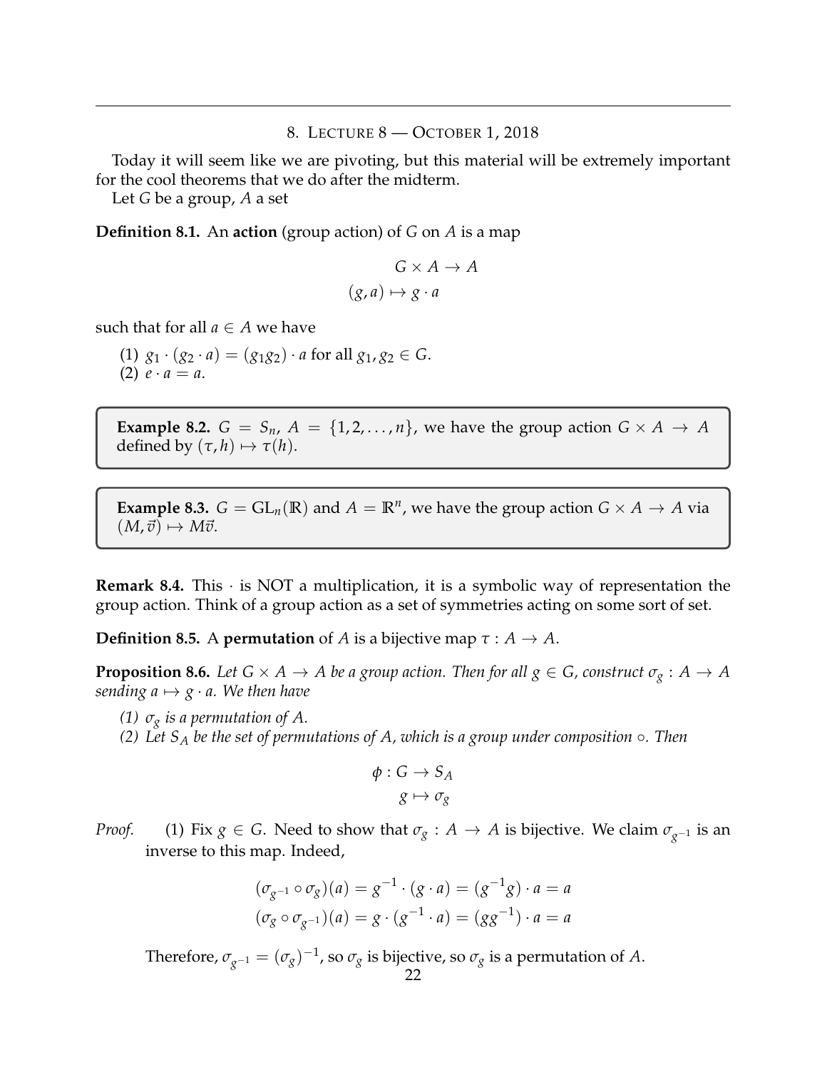## 8. Lecture 8 — October 1, 2018

Today it will seem like we are pivoting, but this material will be extremely important for the cool theorems that we do after the midterm.

Let $G$ be a group, $A$ a set

**Definition 8.1.** An **action** (group action) of $G$ on $A$ is a map

$$G \times A \to A$$
$$(g, a) \mapsto g \cdot a$$

such that for all $a \in A$ we have

(1) $g_1 \cdot (g_2 \cdot a) = (g_1 g_2) \cdot a$ for all $g_1, g_2 \in G$.
(2) $e \cdot a = a$.

> **Example 8.2.** $G = S_n$, $A = \{1, 2, \ldots, n\}$, we have the group action $G \times A \to A$ defined by $(\tau, h) \mapsto \tau(h)$.

> **Example 8.3.** $G = \mathrm{GL}_n(\mathbb{R})$ and $A = \mathbb{R}^n$, we have the group action $G \times A \to A$ via $(M, \vec{v}) \mapsto M\vec{v}$.

**Remark 8.4.** This $\cdot$ is NOT a multiplication, it is a symbolic way of representation the group action. Think of a group action as a set of symmetries acting on some sort of set.

**Definition 8.5.** A **permutation** of $A$ is a bijective map $\tau : A \to A$.

**Proposition 8.6.** *Let $G \times A \to A$ be a group action. Then for all $g \in G$, construct $\sigma_g : A \to A$ sending $a \mapsto g \cdot a$. We then have*

*(1) $\sigma_g$ is a permutation of $A$.*
*(2) Let $S_A$ be the set of permutations of $A$, which is a group under composition $\circ$. Then*

$$\phi : G \to S_A$$
$$g \mapsto \sigma_g$$

*Proof.* (1) Fix $g \in G$. Need to show that $\sigma_g : A \to A$ is bijective. We claim $\sigma_{g^{-1}}$ is an inverse to this map. Indeed,

$$(\sigma_{g^{-1}} \circ \sigma_g)(a) = g^{-1} \cdot (g \cdot a) = (g^{-1}g) \cdot a = a$$
$$(\sigma_g \circ \sigma_{g^{-1}})(a) = g \cdot (g^{-1} \cdot a) = (gg^{-1}) \cdot a = a$$

Therefore, $\sigma_{g^{-1}} = (\sigma_g)^{-1}$, so $\sigma_g$ is bijective, so $\sigma_g$ is a permutation of $A$.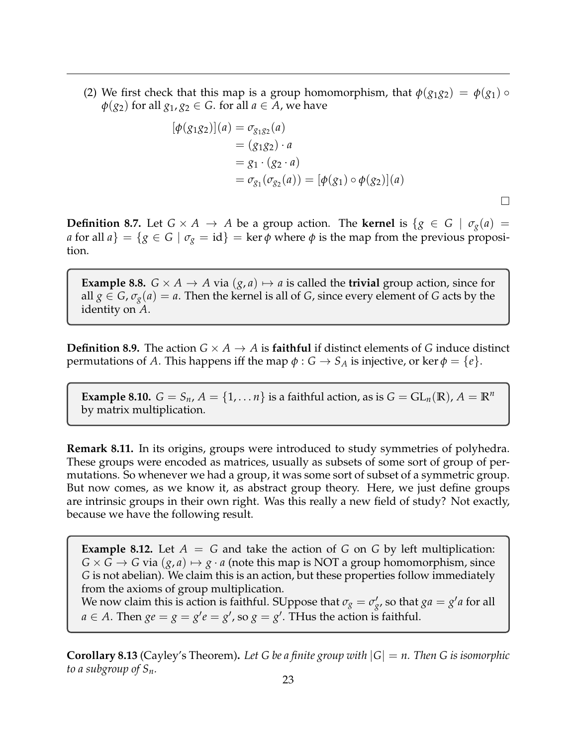(2) We first check that this map is a group homomorphism, that $\phi(g_1g_2) = \phi(g_1) \circ \phi(g_2)$ for all $g_1, g_2 \in G$. for all $a \in A$, we have

$$
\begin{aligned}
[\phi(g_1g_2)](a) &= \sigma_{g_1g_2}(a) \\
&= (g_1g_2) \cdot a \\
&= g_1 \cdot (g_2 \cdot a) \\
&= \sigma_{g_1}(\sigma_{g_2}(a)) = [\phi(g_1) \circ \phi(g_2)](a)
\end{aligned}
$$

□

**Definition 8.7.** Let $G \times A \to A$ be a group action. The **kernel** is $\{g \in G \mid \sigma_g(a) = a \text{ for all } a\} = \{g \in G \mid \sigma_g = \text{id}\} = \ker \phi$ where $\phi$ is the map from the previous proposition.

**Example 8.8.** $G \times A \to A$ via $(g, a) \mapsto a$ is called the **trivial** group action, since for all $g \in G$, $\sigma_g(a) = a$. Then the kernel is all of $G$, since every element of $G$ acts by the identity on $A$.

**Definition 8.9.** The action $G \times A \to A$ is **faithful** if distinct elements of $G$ induce distinct permutations of $A$. This happens iff the map $\phi : G \to S_A$ is injective, or $\ker \phi = \{e\}$.

**Example 8.10.** $G = S_n$, $A = \{1, \dots n\}$ is a faithful action, as is $G = \text{GL}_n(\mathbb{R})$, $A = \mathbb{R}^n$ by matrix multiplication.

**Remark 8.11.** In its origins, groups were introduced to study symmetries of polyhedra. These groups were encoded as matrices, usually as subsets of some sort of group of permutations. So whenever we had a group, it was some sort of subset of a symmetric group. But now comes, as we know it, as abstract group theory. Here, we just define groups are intrinsic groups in their own right. Was this really a new field of study? Not exactly, because we have the following result.

**Example 8.12.** Let $A = G$ and take the action of $G$ on $G$ by left multiplication: $G \times G \to G$ via $(g, a) \mapsto g \cdot a$ (note this map is NOT a group homomorphism, since $G$ is not abelian). We claim this is an action, but these properties follow immediately from the axioms of group multiplication.
We now claim this is action is faithful. SUppose that $\sigma_g = \sigma'_{g'}$, so that $ga = g'a$ for all $a \in A$. Then $ge = g = g'e = g'$, so $g = g'$. THus the action is faithful.

**Corollary 8.13** (Cayley's Theorem)**.** *Let $G$ be a finite group with $|G| = n$. Then $G$ is isomorphic to a subgroup of $S_n$.*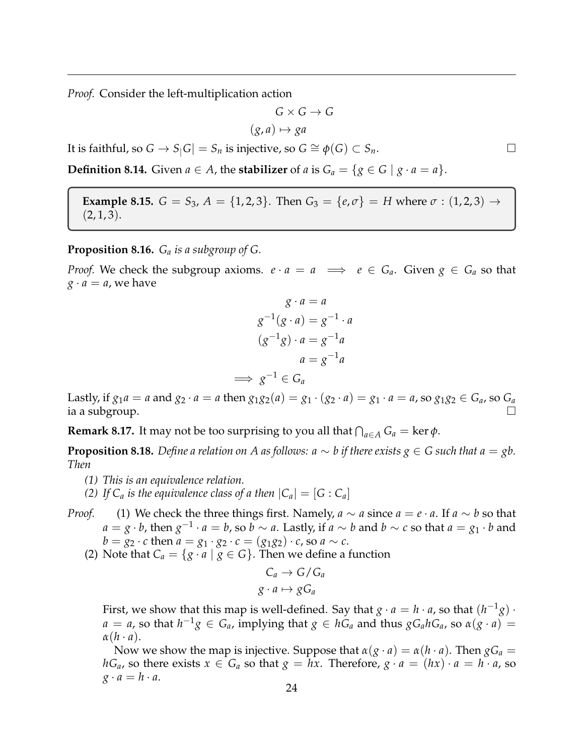*Proof.* Consider the left-multiplication action

$$G \times G \to G$$
$$(g, a) \mapsto ga$$

It is faithful, so $G \to S_|G| = S_n$ is injective, so $G \cong \phi(G) \subset S_n$. □

**Definition 8.14.** Given $a \in A$, the **stabilizer** of $a$ is $G_a = \{g \in G \mid g \cdot a = a\}$.

> **Example 8.15.** $G = S_3$, $A = \{1, 2, 3\}$. Then $G_3 = \{e, \sigma\} = H$ where $\sigma : (1, 2, 3) \to (2, 1, 3)$.

**Proposition 8.16.** *$G_a$ is a subgroup of $G$.*

*Proof.* We check the subgroup axioms. $e \cdot a = a \implies e \in G_a$. Given $g \in G_a$ so that $g \cdot a = a$, we have

$$g \cdot a = a$$
$$g^{-1}(g \cdot a) = g^{-1} \cdot a$$
$$(g^{-1}g) \cdot a = g^{-1}a$$
$$a = g^{-1}a$$
$$\implies g^{-1} \in G_a$$

Lastly, if $g_1 a = a$ and $g_2 \cdot a = a$ then $g_1 g_2(a) = g_1 \cdot (g_2 \cdot a) = g_1 \cdot a = a$, so $g_1 g_2 \in G_a$, so $G_a$ ia a subgroup. □

**Remark 8.17.** It may not be too surprising to you all that $\bigcap_{a \in A} G_a = \ker \phi$.

**Proposition 8.18.** *Define a relation on $A$ as follows: $a \sim b$ if there exists $g \in G$ such that $a = gb$. Then*

*(1) This is an equivalence relation.*
*(2) If $C_a$ is the equivalence class of $a$ then $|C_a| = [G : C_a]$*

*Proof.* (1) We check the three things first. Namely, $a \sim a$ since $a = e \cdot a$. If $a \sim b$ so that $a = g \cdot b$, then $g^{-1} \cdot a = b$, so $b \sim a$. Lastly, if $a \sim b$ and $b \sim c$ so that $a = g_1 \cdot b$ and $b = g_2 \cdot c$ then $a = g_1 \cdot g_2 \cdot c = (g_1 g_2) \cdot c$, so $a \sim c$.

(2) Note that $C_a = \{g \cdot a \mid g \in G\}$. Then we define a function

$$C_a \to G/G_a$$
$$g \cdot a \mapsto gG_a$$

First, we show that this map is well-defined. Say that $g \cdot a = h \cdot a$, so that $(h^{-1}g) \cdot a = a$, so that $h^{-1}g \in G_a$, implying that $g \in hG_a$ and thus $gG_a hG_a$, so $\alpha(g \cdot a) = \alpha(h \cdot a)$.

Now we show the map is injective. Suppose that $\alpha(g \cdot a) = \alpha(h \cdot a)$. Then $gG_a = hG_a$, so there exists $x \in G_a$ so that $g = hx$. Therefore, $g \cdot a = (hx) \cdot a = h \cdot a$, so $g \cdot a = h \cdot a$.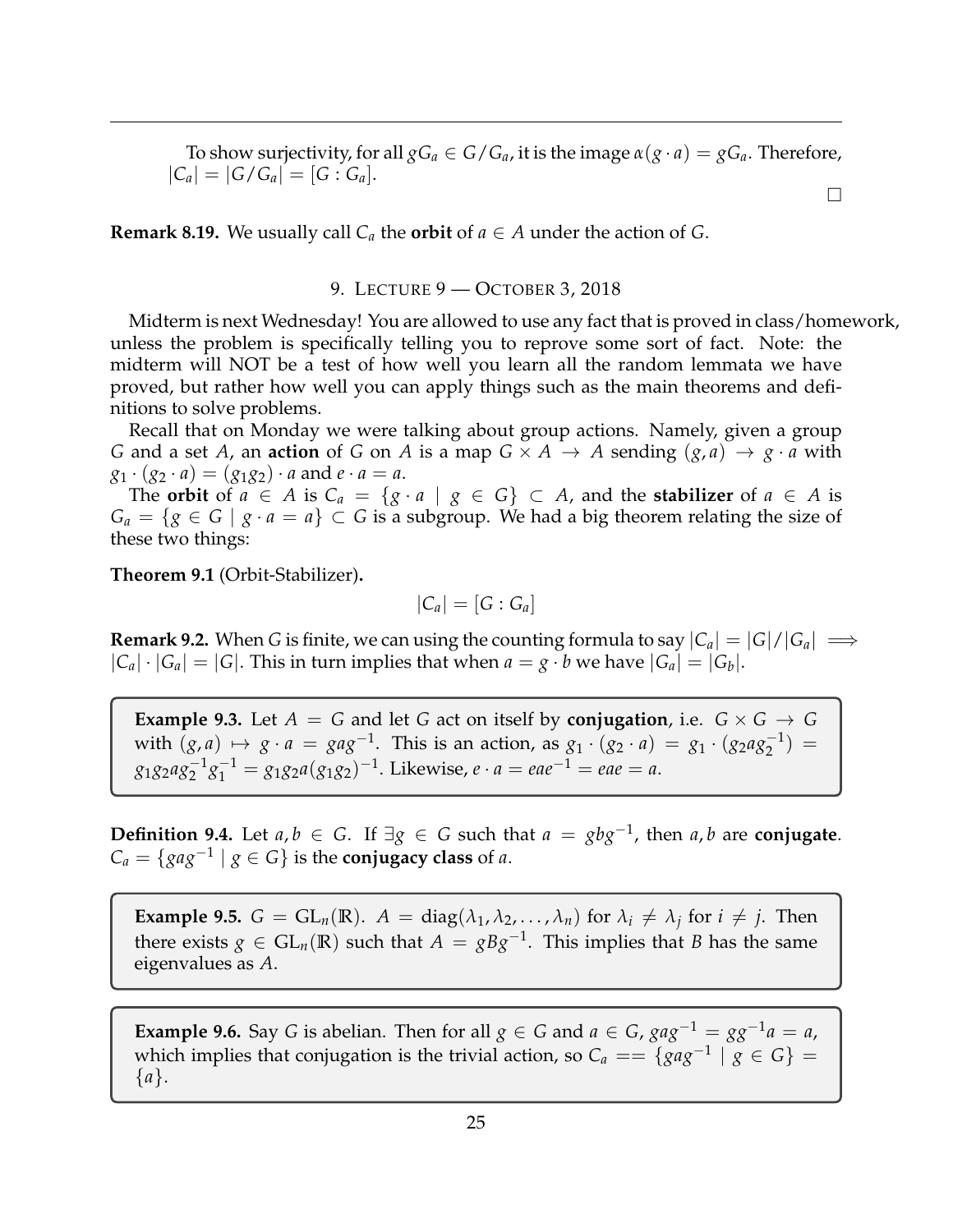To show surjectivity, for all $gG_a \in G/G_a$, it is the image $\alpha(g \cdot a) = gG_a$. Therefore, $|C_a| = |G/G_a| = [G : G_a]$.

□

**Remark 8.19.** We usually call $C_a$ the **orbit** of $a \in A$ under the action of $G$.

## 9. Lecture 9 — October 3, 2018

Midterm is next Wednesday! You are allowed to use any fact that is proved in class/homework, unless the problem is specifically telling you to reprove some sort of fact. Note: the midterm will NOT be a test of how well you learn all the random lemmata we have proved, but rather how well you can apply things such as the main theorems and definitions to solve problems.

Recall that on Monday we were talking about group actions. Namely, given a group $G$ and a set $A$, an **action** of $G$ on $A$ is a map $G \times A \to A$ sending $(g, a) \to g \cdot a$ with $g_1 \cdot (g_2 \cdot a) = (g_1 g_2) \cdot a$ and $e \cdot a = a$.

The **orbit** of $a \in A$ is $C_a = \{g \cdot a \mid g \in G\} \subset A$, and the **stabilizer** of $a \in A$ is $G_a = \{g \in G \mid g \cdot a = a\} \subset G$ is a subgroup. We had a big theorem relating the size of these two things:

**Theorem 9.1** (Orbit-Stabilizer)**.**

$$|C_a| = [G : G_a]$$

**Remark 9.2.** When $G$ is finite, we can using the counting formula to say $|C_a| = |G|/|G_a| \implies |C_a| \cdot |G_a| = |G|$. This in turn implies that when $a = g \cdot b$ we have $|G_a| = |G_b|$.

**Example 9.3.** Let $A = G$ and let $G$ act on itself by **conjugation**, i.e. $G \times G \to G$ with $(g, a) \mapsto g \cdot a = gag^{-1}$. This is an action, as $g_1 \cdot (g_2 \cdot a) = g_1 \cdot (g_2 a g_2^{-1}) = g_1 g_2 a g_2^{-1} g_1^{-1} = g_1 g_2 a (g_1 g_2)^{-1}$. Likewise, $e \cdot a = eae^{-1} = eae = a$.

**Definition 9.4.** Let $a, b \in G$. If $\exists g \in G$ such that $a = gbg^{-1}$, then $a, b$ are **conjugate**. $C_a = \{gag^{-1} \mid g \in G\}$ is the **conjugacy class** of $a$.

**Example 9.5.** $G = \mathrm{GL}_n(\mathbb{R})$. $A = \mathrm{diag}(\lambda_1, \lambda_2, \ldots, \lambda_n)$ for $\lambda_i \neq \lambda_j$ for $i \neq j$. Then there exists $g \in \mathrm{GL}_n(\mathbb{R})$ such that $A = gBg^{-1}$. This implies that $B$ has the same eigenvalues as $A$.

**Example 9.6.** Say $G$ is abelian. Then for all $g \in G$ and $a \in G$, $gag^{-1} = gg^{-1}a = a$, which implies that conjugation is the trivial action, so $C_a == \{gag^{-1} \mid g \in G\} = \{a\}$.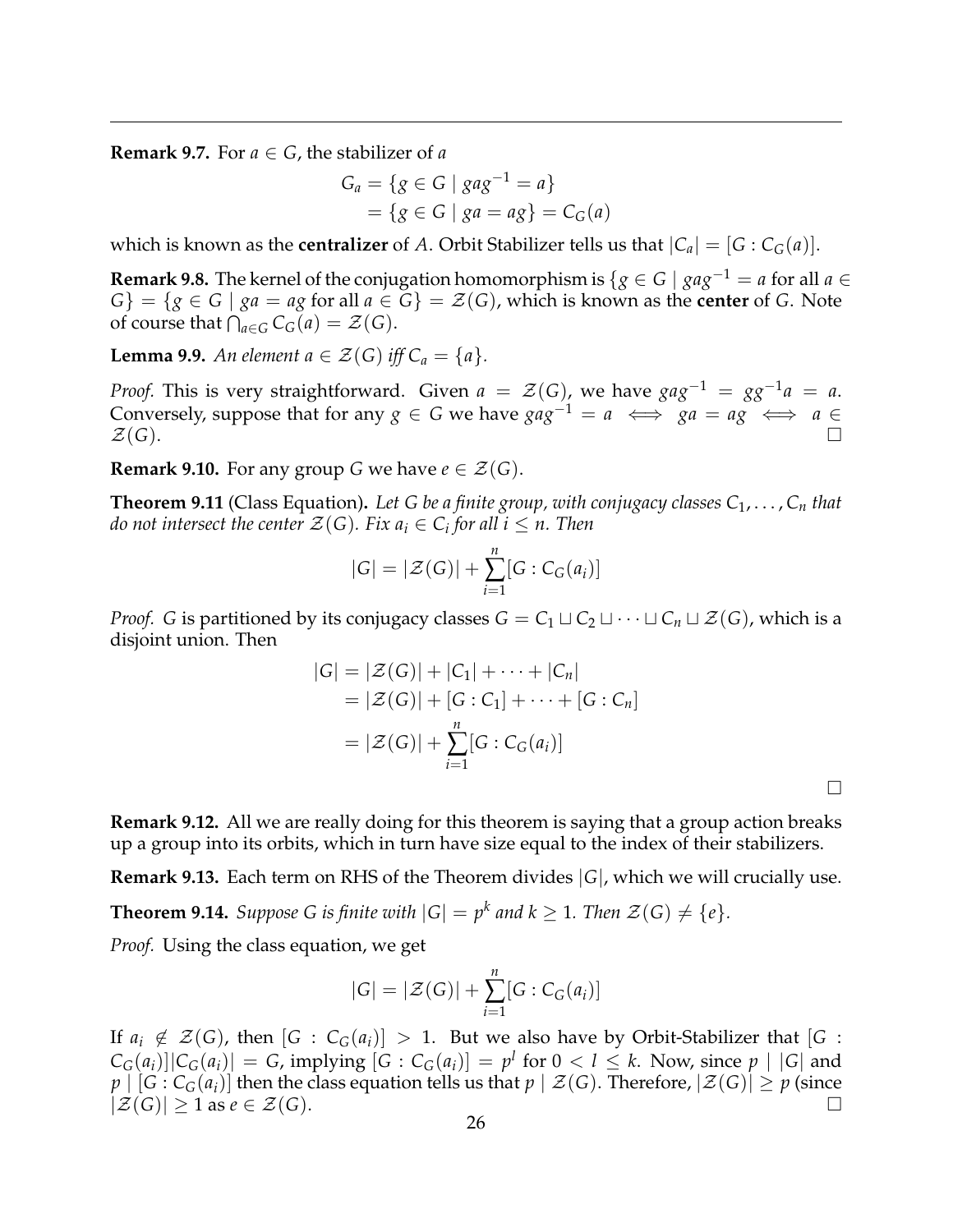**Remark 9.7.** For $a \in G$, the stabilizer of $a$

$$
\begin{aligned}
G_a &= \{g \in G \mid gag^{-1} = a\} \\
&= \{g \in G \mid ga = ag\} = C_G(a)
\end{aligned}
$$

which is known as the **centralizer** of $A$. Orbit Stabilizer tells us that $|C_a| = [G : C_G(a)]$.

**Remark 9.8.** The kernel of the conjugation homomorphism is $\{g \in G \mid gag^{-1} = a \text{ for all } a \in G\} = \{g \in G \mid ga = ag \text{ for all } a \in G\} = \mathcal{Z}(G)$, which is known as the **center** of $G$. Note of course that $\bigcap_{a \in G} C_G(a) = \mathcal{Z}(G)$.

**Lemma 9.9.** *An element $a \in \mathcal{Z}(G)$ iff $C_a = \{a\}$.*

*Proof.* This is very straightforward. Given $a = \mathcal{Z}(G)$, we have $gag^{-1} = gg^{-1}a = a$. Conversely, suppose that for any $g \in G$ we have $gag^{-1} = a \iff ga = ag \iff a \in \mathcal{Z}(G)$. □

**Remark 9.10.** For any group $G$ we have $e \in \mathcal{Z}(G)$.

**Theorem 9.11** (Class Equation)**.** *Let $G$ be a finite group, with conjugacy classes $C_1, \ldots, C_n$ that do not intersect the center $\mathcal{Z}(G)$. Fix $a_i \in C_i$ for all $i \leq n$. Then*

$$
|G| = |\mathcal{Z}(G)| + \sum_{i=1}^{n} [G : C_G(a_i)]
$$

*Proof.* $G$ is partitioned by its conjugacy classes $G = C_1 \sqcup C_2 \sqcup \cdots \sqcup C_n \sqcup \mathcal{Z}(G)$, which is a disjoint union. Then

$$
\begin{aligned}
|G| &= |\mathcal{Z}(G)| + |C_1| + \cdots + |C_n| \\
&= |\mathcal{Z}(G)| + [G : C_1] + \cdots + [G : C_n] \\
&= |\mathcal{Z}(G)| + \sum_{i=1}^{n} [G : C_G(a_i)]
\end{aligned}
$$

□

**Remark 9.12.** All we are really doing for this theorem is saying that a group action breaks up a group into its orbits, which in turn have size equal to the index of their stabilizers.

**Remark 9.13.** Each term on RHS of the Theorem divides $|G|$, which we will crucially use.

**Theorem 9.14.** *Suppose $G$ is finite with $|G| = p^k$ and $k \geq 1$. Then $\mathcal{Z}(G) \neq \{e\}$.*

*Proof.* Using the class equation, we get

$$
|G| = |\mathcal{Z}(G)| + \sum_{i=1}^{n} [G : C_G(a_i)]
$$

If $a_i \notin \mathcal{Z}(G)$, then $[G : C_G(a_i)] > 1$. But we also have by Orbit-Stabilizer that $[G : C_G(a_i)]|C_G(a_i)| = G$, implying $[G : C_G(a_i)] = p^l$ for $0 < l \leq k$. Now, since $p \mid |G|$ and $p \mid [G : C_G(a_i)]$ then the class equation tells us that $p \mid \mathcal{Z}(G)$. Therefore, $|\mathcal{Z}(G)| \geq p$ (since $|\mathcal{Z}(G)| \geq 1$ as $e \in \mathcal{Z}(G)$. □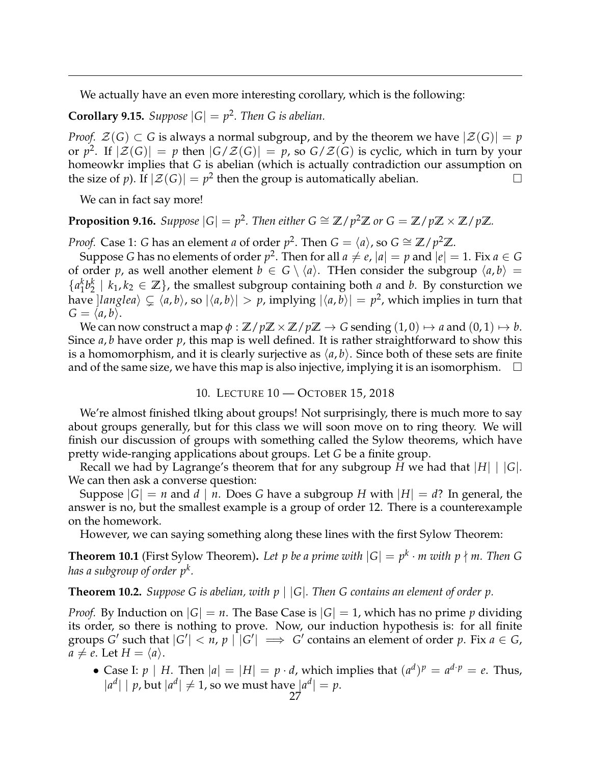We actually have an even more interesting corollary, which is the following:

**Corollary 9.15.** *Suppose $|G| = p^2$. Then $G$ is abelian.*

*Proof.* $\mathcal{Z}(G) \subset G$ is always a normal subgroup, and by the theorem we have $|\mathcal{Z}(G)| = p$ or $p^2$. If $|\mathcal{Z}(G)| = p$ then $|G/\mathcal{Z}(G)| = p$, so $G/\mathcal{Z}(G)$ is cyclic, which in turn by your homeowkr implies that $G$ is abelian (which is actually contradiction our assumption on the size of $p$). If $|\mathcal{Z}(G)| = p^2$ then the group is automatically abelian. $\square$

We can in fact say more!

**Proposition 9.16.** *Suppose $|G| = p^2$. Then either $G \cong \mathbb{Z}/p^2\mathbb{Z}$ or $G = \mathbb{Z}/p\mathbb{Z} \times \mathbb{Z}/p\mathbb{Z}$.*

*Proof.* Case 1: $G$ has an element $a$ of order $p^2$. Then $G = \langle a \rangle$, so $G \cong \mathbb{Z}/p^2\mathbb{Z}$.

Suppose $G$ has no elements of order $p^2$. Then for all $a \neq e$, $|a| = p$ and $|e| = 1$. Fix $a \in G$ of order $p$, as well another element $b \in G \setminus \langle a \rangle$. THen consider the subgroup $\langle a, b \rangle = \{a_1^k b_2^k \mid k_1, k_2 \in \mathbb{Z}\}$, the smallest subgroup containing both $a$ and $b$. By consturction we have $]langlea\rangle \subsetneq \langle a, b \rangle$, so $|\langle a, b \rangle| > p$, implying $|\langle a, b \rangle| = p^2$, which implies in turn that $G = \langle a, b \rangle$.

We can now construct a map $\phi : \mathbb{Z}/p\mathbb{Z} \times \mathbb{Z}/p\mathbb{Z} \to G$ sending $(1, 0) \mapsto a$ and $(0, 1) \mapsto b$. Since $a, b$ have order $p$, this map is well defined. It is rather straightforward to show this is a homomorphism, and it is clearly surjective as $\langle a, b \rangle$. Since both of these sets are finite and of the same size, we have this map is also injective, implying it is an isomorphism. $\square$

## 10. Lecture 10 — October 15, 2018

We're almost finished tlking about groups! Not surprisingly, there is much more to say about groups generally, but for this class we will soon move on to ring theory. We will finish our discussion of groups with something called the Sylow theorems, which have pretty wide-ranging applications about groups. Let $G$ be a finite group.

Recall we had by Lagrange's theorem that for any subgroup $H$ we had that $|H| \mid |G|$. We can then ask a converse question:

Suppose $|G| = n$ and $d \mid n$. Does $G$ have a subgroup $H$ with $|H| = d$? In general, the answer is no, but the smallest example is a group of order 12. There is a counterexample on the homework.

However, we can saying something along these lines with the first Sylow Theorem:

**Theorem 10.1** (First Sylow Theorem)**.** *Let $p$ be a prime with $|G| = p^k \cdot m$ with $p \nmid m$. Then $G$ has a subgroup of order $p^k$.*

**Theorem 10.2.** *Suppose $G$ is abelian, with $p \mid |G|$. Then $G$ contains an element of order $p$.*

*Proof.* By Induction on $|G| = n$. The Base Case is $|G| = 1$, which has no prime $p$ dividing its order, so there is nothing to prove. Now, our induction hypothesis is: for all finite groups $G'$ such that $|G'| < n$, $p \mid |G'| \implies G'$ contains an element of order $p$. Fix $a \in G$, $a \neq e$. Let $H = \langle a \rangle$.

- Case I: $p \mid H$. Then $|a| = |H| = p \cdot d$, which implies that $(a^d)^p = a^{d \cdot p} = e$. Thus, $|a^d| \mid p$, but $|a^d| \neq 1$, so we must have $|a^d| = p$.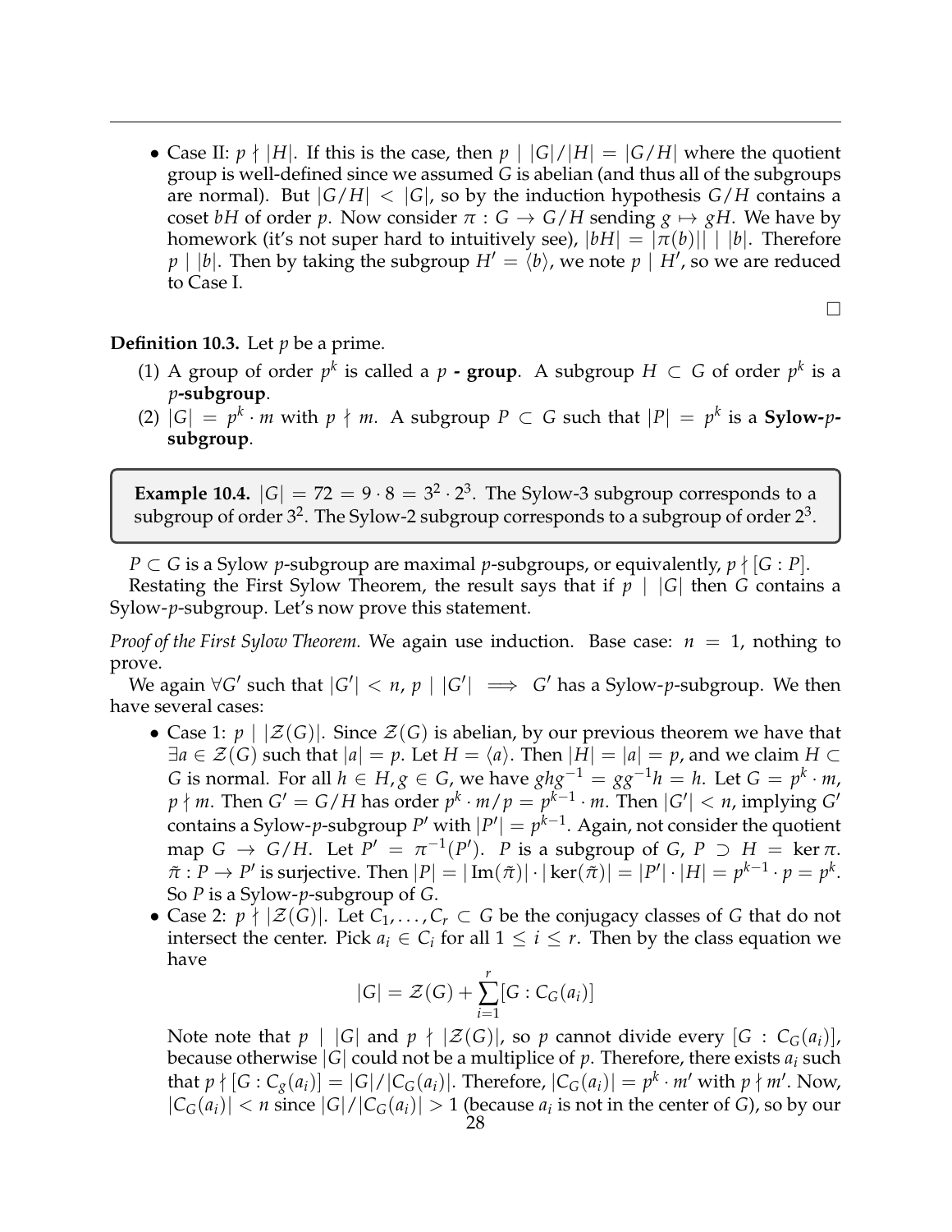- Case II: $p \nmid |H|$. If this is the case, then $p \mid |G|/|H| = |G/H|$ where the quotient group is well-defined since we assumed $G$ is abelian (and thus all of the subgroups are normal). But $|G/H| < |G|$, so by the induction hypothesis $G/H$ contains a coset $bH$ of order $p$. Now consider $\pi : G \to G/H$ sending $g \mapsto gH$. We have by homework (it's not super hard to intuitively see), $|bH| = |\pi(b)|| \mid |b|$. Therefore $p \mid |b|$. Then by taking the subgroup $H' = \langle b \rangle$, we note $p \mid H'$, so we are reduced to Case I.

$\square$

**Definition 10.3.** Let $p$ be a prime.

(1) A group of order $p^k$ is called a **$p$ - group**. A subgroup $H \subset G$ of order $p^k$ is a **$p$-subgroup**.
(2) $|G| = p^k \cdot m$ with $p \nmid m$. A subgroup $P \subset G$ such that $|P| = p^k$ is a **Sylow-$p$-subgroup**.

**Example 10.4.** $|G| = 72 = 9 \cdot 8 = 3^2 \cdot 2^3$. The Sylow-3 subgroup corresponds to a subgroup of order $3^2$. The Sylow-2 subgroup corresponds to a subgroup of order $2^3$.

$P \subset G$ is a Sylow $p$-subgroup are maximal $p$-subgroups, or equivalently, $p \nmid [G : P]$.

Restating the First Sylow Theorem, the result says that if $p \mid |G|$ then $G$ contains a Sylow-$p$-subgroup. Let's now prove this statement.

*Proof of the First Sylow Theorem.* We again use induction. Base case: $n = 1$, nothing to prove.

We again $\forall G'$ such that $|G'| < n$, $p \mid |G'| \implies G'$ has a Sylow-$p$-subgroup. We then have several cases:

- Case 1: $p \mid |\mathcal{Z}(G)|$. Since $\mathcal{Z}(G)$ is abelian, by our previous theorem we have that $\exists a \in \mathcal{Z}(G)$ such that $|a| = p$. Let $H = \langle a \rangle$. Then $|H| = |a| = p$, and we claim $H \subset G$ is normal. For all $h \in H, g \in G$, we have $ghg^{-1} = gg^{-1}h = h$. Let $G = p^k \cdot m$, $p \nmid m$. Then $G' = G/H$ has order $p^k \cdot m/p = p^{k-1} \cdot m$. Then $|G'| < n$, implying $G'$ contains a Sylow-$p$-subgroup $P'$ with $|P'| = p^{k-1}$. Again, not consider the quotient map $G \to G/H$. Let $P' = \pi^{-1}(P')$. $P$ is a subgroup of $G$, $P \supset H = \ker \pi$. $\tilde{\pi} : P \to P'$ is surjective. Then $|P| = |\operatorname{Im}(\tilde{\pi})| \cdot |\ker(\tilde{\pi})| = |P'| \cdot |H| = p^{k-1} \cdot p = p^k$. So $P$ is a Sylow-$p$-subgroup of $G$.
- Case 2: $p \nmid |\mathcal{Z}(G)|$. Let $C_1, \ldots, C_r \subset G$ be the conjugacy classes of $G$ that do not intersect the center. Pick $a_i \in C_i$ for all $1 \leq i \leq r$. Then by the class equation we have

$$|G| = \mathcal{Z}(G) + \sum_{i=1}^{r} [G : C_G(a_i)]$$

Note note that $p \mid |G|$ and $p \nmid |\mathcal{Z}(G)|$, so $p$ cannot divide every $[G : C_G(a_i)]$, because otherwise $|G|$ could not be a multiplice of $p$. Therefore, there exists $a_i$ such that $p \nmid [G : C_g(a_i)] = |G|/|C_G(a_i)|$. Therefore, $|C_G(a_i)| = p^k \cdot m'$ with $p \nmid m'$. Now, $|C_G(a_i)| < n$ since $|G|/|C_G(a_i)| > 1$ (because $a_i$ is not in the center of $G$), so by our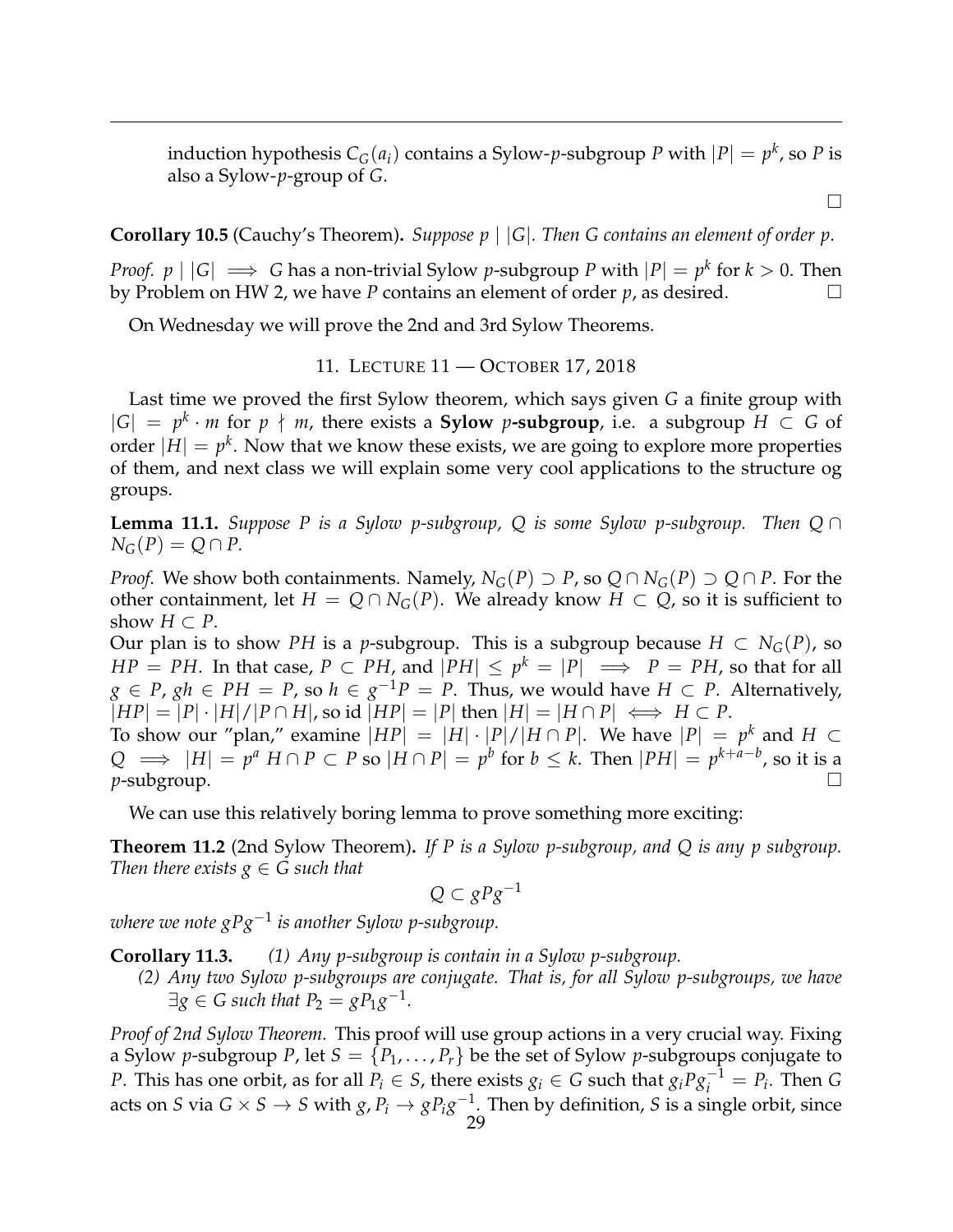induction hypothesis $C_G(a_i)$ contains a Sylow-$p$-subgroup $P$ with $|P| = p^k$, so $P$ is also a Sylow-$p$-group of $G$.

□

**Corollary 10.5** (Cauchy's Theorem). *Suppose $p \mid |G|$. Then $G$ contains an element of order $p$.*

*Proof.* $p \mid |G| \implies G$ has a non-trivial Sylow $p$-subgroup $P$ with $|P| = p^k$ for $k > 0$. Then by Problem on HW 2, we have $P$ contains an element of order $p$, as desired. □

On Wednesday we will prove the 2nd and 3rd Sylow Theorems.

## 11. Lecture 11 — October 17, 2018

Last time we proved the first Sylow theorem, which says given $G$ a finite group with $|G| = p^k \cdot m$ for $p \nmid m$, there exists a **Sylow $p$-subgroup**, i.e. a subgroup $H \subset G$ of order $|H| = p^k$. Now that we know these exists, we are going to explore more properties of them, and next class we will explain some very cool applications to the structure og groups.

**Lemma 11.1.** *Suppose $P$ is a Sylow $p$-subgroup, $Q$ is some Sylow $p$-subgroup. Then $Q \cap N_G(P) = Q \cap P$.*

*Proof.* We show both containments. Namely, $N_G(P) \supset P$, so $Q \cap N_G(P) \supset Q \cap P$. For the other containment, let $H = Q \cap N_G(P)$. We already know $H \subset Q$, so it is sufficient to show $H \subset P$.
Our plan is to show $PH$ is a $p$-subgroup. This is a subgroup because $H \subset N_G(P)$, so $HP = PH$. In that case, $P \subset PH$, and $|PH| \leq p^k = |P| \implies P = PH$, so that for all $g \in P$, $gh \in PH = P$, so $h \in g^{-1}P = P$. Thus, we would have $H \subset P$. Alternatively, $|HP| = |P| \cdot |H| / |P \cap H|$, so id $|HP| = |P|$ then $|H| = |H \cap P| \iff H \subset P$.
To show our "plan," examine $|HP| = |H| \cdot |P| / |H \cap P|$. We have $|P| = p^k$ and $H \subset Q \implies |H| = p^a$ $H \cap P \subset P$ so $|H \cap P| = p^b$ for $b \leq k$. Then $|PH| = p^{k+a-b}$, so it is a $p$-subgroup. □

We can use this relatively boring lemma to prove something more exciting:

**Theorem 11.2** (2nd Sylow Theorem). *If $P$ is a Sylow $p$-subgroup, and $Q$ is any $p$ subgroup. Then there exists $g \in G$ such that*

$$Q \subset gPg^{-1}$$

*where we note $gPg^{-1}$ is another Sylow $p$-subgroup.*

**Corollary 11.3.**
*(1) Any $p$-subgroup is contain in a Sylow $p$-subgroup.*
*(2) Any two Sylow $p$-subgroups are conjugate. That is, for all Sylow $p$-subgroups, we have $\exists g \in G$ such that $P_2 = gP_1g^{-1}$.*

*Proof of 2nd Sylow Theorem.* This proof will use group actions in a very crucial way. Fixing a Sylow $p$-subgroup $P$, let $S = \{P_1, \ldots, P_r\}$ be the set of Sylow $p$-subgroups conjugate to $P$. This has one orbit, as for all $P_i \in S$, there exists $g_i \in G$ such that $g_iPg_i^{-1} = P_i$. Then $G$ acts on $S$ via $G \times S \to S$ with $g, P_i \to gP_ig^{-1}$. Then by definition, $S$ is a single orbit, since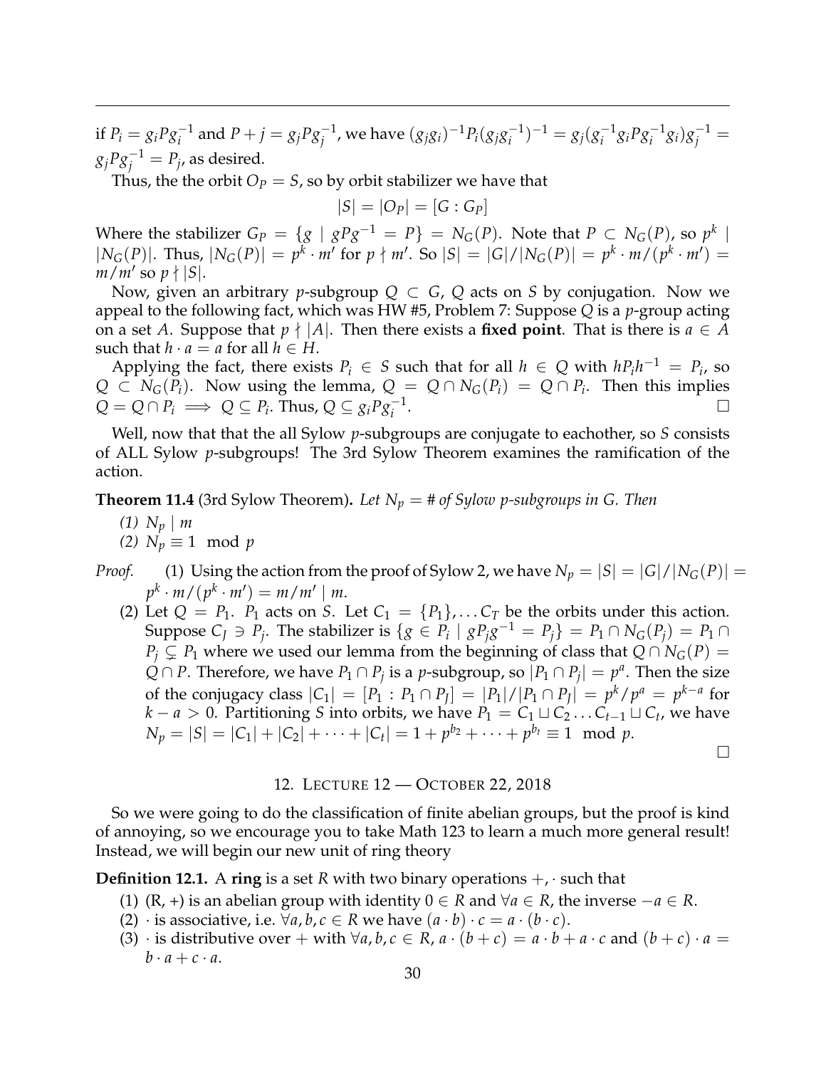if $P_i = g_i P g_i^{-1}$ and $P + j = g_j P g_j^{-1}$, we have $(g_j g_i)^{-1} P_i (g_j g_i^{-1})^{-1} = g_j(g_i^{-1} g_i P g_i^{-1} g_i) g_j^{-1} = g_j P g_j^{-1} = P_j$, as desired.

Thus, the the orbit $O_P = S$, so by orbit stabilizer we have that

$$|S| = |O_P| = [G : G_P]$$

Where the stabilizer $G_P = \{g \mid gPg^{-1} = P\} = N_G(P)$. Note that $P \subset N_G(P)$, so $p^k \mid |N_G(P)|$. Thus, $|N_G(P)| = p^k \cdot m'$ for $p \nmid m'$. So $|S| = |G|/|N_G(P)| = p^k \cdot m/(p^k \cdot m') = m/m'$ so $p \nmid |S|$.

Now, given an arbitrary $p$-subgroup $Q \subset G$, $Q$ acts on $S$ by conjugation. Now we appeal to the following fact, which was HW #5, Problem 7: Suppose $Q$ is a $p$-group acting on a set $A$. Suppose that $p \nmid |A|$. Then there exists a **fixed point**. That is there is $a \in A$ such that $h \cdot a = a$ for all $h \in H$.

Applying the fact, there exists $P_i \in S$ such that for all $h \in Q$ with $hP_ih^{-1} = P_i$, so $Q \subset N_G(P_i)$. Now using the lemma, $Q = Q \cap N_G(P_i) = Q \cap P_i$. Then this implies $Q = Q \cap P_i \implies Q \subseteq P_i$. Thus, $Q \subseteq g_i P g_i^{-1}$. □

Well, now that that the all Sylow $p$-subgroups are conjugate to eachother, so $S$ consists of ALL Sylow $p$-subgroups! The 3rd Sylow Theorem examines the ramification of the action.

**Theorem 11.4** (3rd Sylow Theorem). *Let $N_p$ = # of Sylow $p$-subgroups in $G$. Then*

*(1) $N_p \mid m$*

*(2) $N_p \equiv 1 \mod p$*

*Proof.*

(1) Using the action from the proof of Sylow 2, we have $N_p = |S| = |G|/|N_G(P)| = p^k \cdot m/(p^k \cdot m') = m/m' \mid m$.

(2) Let $Q = P_1$. $P_1$ acts on $S$. Let $C_1 = \{P_1\}, \ldots C_T$ be the orbits under this action. Suppose $C_J \ni P_j$. The stabilizer is $\{g \in P_i \mid gP_jg^{-1} = P_j\} = P_1 \cap N_G(P_j) = P_1 \cap P_j \subsetneq P_1$ where we used our lemma from the beginning of class that $Q \cap N_G(P) = Q \cap P$. Therefore, we have $P_1 \cap P_j$ is a $p$-subgroup, so $|P_1 \cap P_j| = p^a$. Then the size of the conjugacy class $|C_1| = [P_1 : P_1 \cap P_J] = |P_1|/|P_1 \cap P_J| = p^k/p^a = p^{k-a}$ for $k - a > 0$. Partitioning $S$ into orbits, we have $P_1 = C_1 \sqcup C_2 \ldots C_{t-1} \sqcup C_t$, we have $N_p = |S| = |C_1| + |C_2| + \cdots + |C_t| = 1 + p^{b_2} + \cdots + p^{b_t} \equiv 1 \mod p$.

□

## 12. Lecture 12 — October 22, 2018

So we were going to do the classification of finite abelian groups, but the proof is kind of annoying, so we encourage you to take Math 123 to learn a much more general result! Instead, we will begin our new unit of ring theory

**Definition 12.1.** A **ring** is a set $R$ with two binary operations $+, \cdot$ such that

1. (R, +) is an abelian group with identity $0 \in R$ and $\forall a \in R$, the inverse $-a \in R$.
2. $\cdot$ is associative, i.e. $\forall a, b, c \in R$ we have $(a \cdot b) \cdot c = a \cdot (b \cdot c)$.
3. $\cdot$ is distributive over $+$ with $\forall a, b, c \in R$, $a \cdot (b + c) = a \cdot b + a \cdot c$ and $(b + c) \cdot a = b \cdot a + c \cdot a$.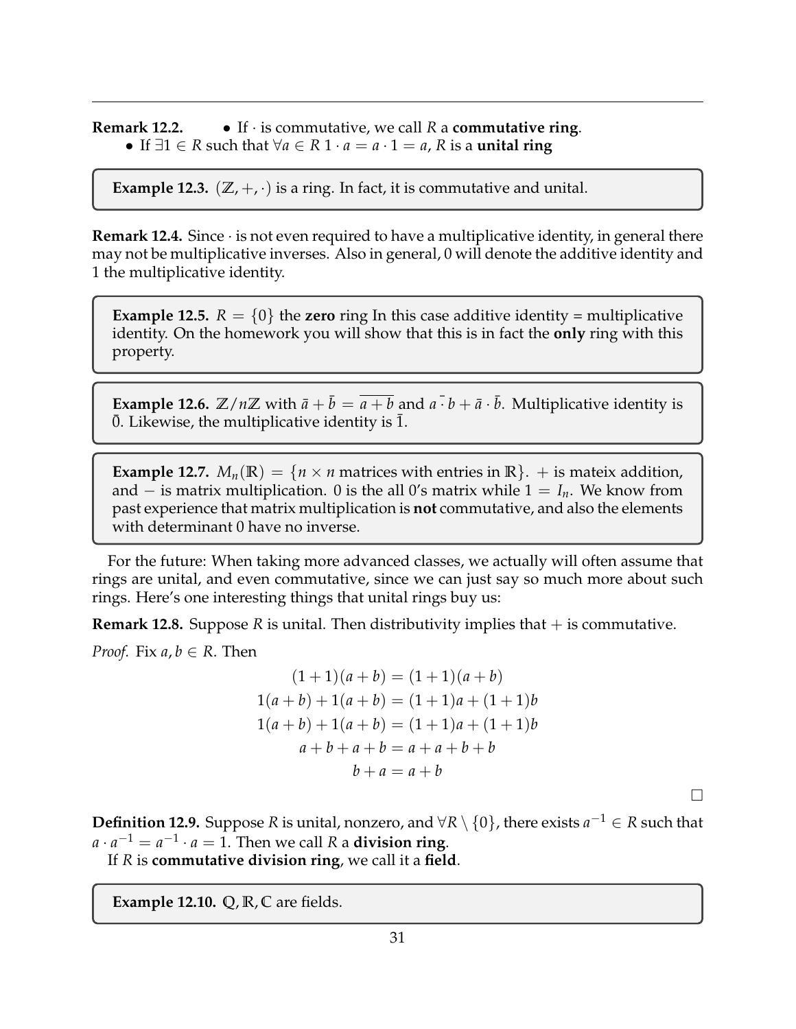**Remark 12.2.**
- If $\cdot$ is commutative, we call $R$ a **commutative ring**.
- If $\exists 1 \in R$ such that $\forall a \in R$ $1 \cdot a = a \cdot 1 = a$, $R$ is a **unital ring**

**Example 12.3.** $(\mathbb{Z}, +, \cdot)$ is a ring. In fact, it is commutative and unital.

**Remark 12.4.** Since $\cdot$ is not even required to have a multiplicative identity, in general there may not be multiplicative inverses. Also in general, 0 will denote the additive identity and 1 the multiplicative identity.

**Example 12.5.** $R = \{0\}$ the **zero** ring In this case additive identity = multiplicative identity. On the homework you will show that this is in fact the **only** ring with this property.

**Example 12.6.** $\mathbb{Z}/n\mathbb{Z}$ with $\bar{a} + \bar{b} = \overline{a+b}$ and $a \bar{\cdot} b + \bar{a} \cdot \bar{b}$. Multiplicative identity is $\bar{0}$. Likewise, the multiplicative identity is $\bar{1}$.

**Example 12.7.** $M_n(\mathbb{R}) = \{n \times n \text{ matrices with entries in } \mathbb{R}\}$. $+$ is mateix addition, and $-$ is matrix multiplication. 0 is the all 0's matrix while $1 = I_n$. We know from past experience that matrix multiplication is **not** commutative, and also the elements with determinant 0 have no inverse.

For the future: When taking more advanced classes, we actually will often assume that rings are unital, and even commutative, since we can just say so much more about such rings. Here's one interesting things that unital rings buy us:

**Remark 12.8.** Suppose $R$ is unital. Then distributivity implies that $+$ is commutative.

*Proof.* Fix $a, b \in R$. Then

$$
\begin{aligned}
(1+1)(a+b) &= (1+1)(a+b) \\
1(a+b) + 1(a+b) &= (1+1)a + (1+1)b \\
1(a+b) + 1(a+b) &= (1+1)a + (1+1)b \\
a + b + a + b &= a + a + b + b \\
b + a &= a + b
\end{aligned}
$$

□

**Definition 12.9.** Suppose $R$ is unital, nonzero, and $\forall R \setminus \{0\}$, there exists $a^{-1} \in R$ such that $a \cdot a^{-1} = a^{-1} \cdot a = 1$. Then we call $R$ a **division ring**.

If $R$ is **commutative division ring**, we call it a **field**.

**Example 12.10.** $\mathbb{Q}, \mathbb{R}, \mathbb{C}$ are fields.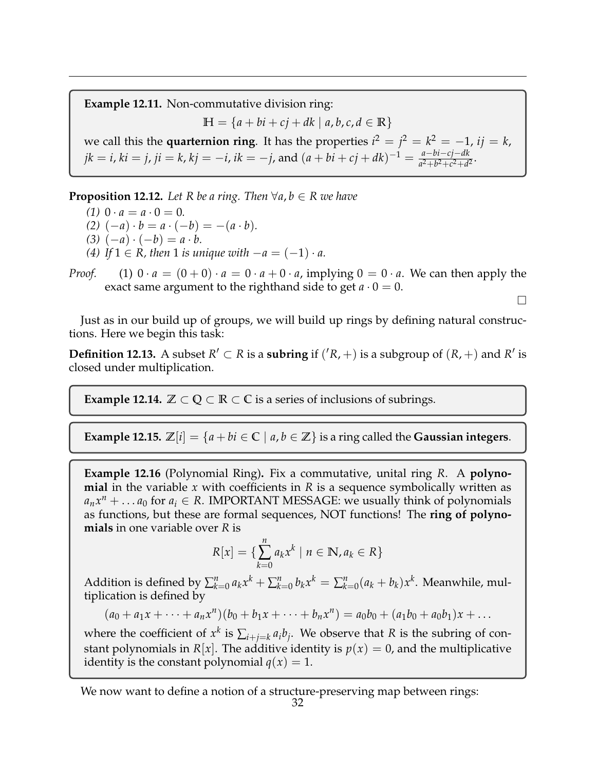**Example 12.11.** Non-commutative division ring:

$$\mathbb{H} = \{a + bi + cj + dk \mid a, b, c, d \in \mathbb{R}\}$$

we call this the **quarternion ring**. It has the properties $i^2 = j^2 = k^2 = -1$, $ij = k$, $jk = i$, $ki = j$, $ji = k$, $kj = -i$, $ik = -j$, and $(a + bi + cj + dk)^{-1} = \frac{a-bi-cj-dk}{a^2+b^2+c^2+d^2}$.

**Proposition 12.12.** *Let $R$ be a ring. Then $\forall a, b \in R$ we have*

*(1) $0 \cdot a = a \cdot 0 = 0$.*

*(2) $(-a) \cdot b = a \cdot (-b) = -(a \cdot b)$.*

*(3) $(-a) \cdot (-b) = a \cdot b$.*

*(4) If $1 \in R$, then $1$ is unique with $-a = (-1) \cdot a$.*

*Proof.* (1) $0 \cdot a = (0 + 0) \cdot a = 0 \cdot a + 0 \cdot a$, implying $0 = 0 \cdot a$. We can then apply the exact same argument to the righthand side to get $a \cdot 0 = 0$. □

Just as in our build up of groups, we will build up rings by defining natural constructions. Here we begin this task:

**Definition 12.13.** A subset $R' \subset R$ is a **subring** if $('R, +)$ is a subgroup of $(R, +)$ and $R'$ is closed under multiplication.

**Example 12.14.** $\mathbb{Z} \subset \mathbb{Q} \subset \mathbb{R} \subset \mathbb{C}$ is a series of inclusions of subrings.

**Example 12.15.** $\mathbb{Z}[i] = \{a + bi \in \mathbb{C} \mid a, b \in \mathbb{Z}\}$ is a ring called the **Gaussian integers**.

**Example 12.16** (Polynomial Ring)**.** Fix a commutative, unital ring $R$. A **polynomial** in the variable $x$ with coefficients in $R$ is a sequence symbolically written as $a_n x^n + \dots a_0$ for $a_i \in R$. IMPORTANT MESSAGE: we usually think of polynomials as functions, but these are formal sequences, NOT functions! The **ring of polynomials** in one variable over $R$ is

$$R[x] = \{\sum_{k=0}^{n} a_k x^k \mid n \in \mathbb{N}, a_k \in R\}$$

Addition is defined by $\sum_{k=0}^{n} a_k x^k + \sum_{k=0}^{n} b_k x^k = \sum_{k=0}^{n} (a_k + b_k) x^k$. Meanwhile, multiplication is defined by

$$(a_0 + a_1 x + \dots + a_n x^n)(b_0 + b_1 x + \dots + b_n x^n) = a_0 b_0 + (a_1 b_0 + a_0 b_1)x + \dots$$

where the coefficient of $x^k$ is $\sum_{i+j=k} a_i b_j$. We observe that $R$ is the subring of constant polynomials in $R[x]$. The additive identity is $p(x) = 0$, and the multiplicative identity is the constant polynomial $q(x) = 1$.

We now want to define a notion of a structure-preserving map between rings: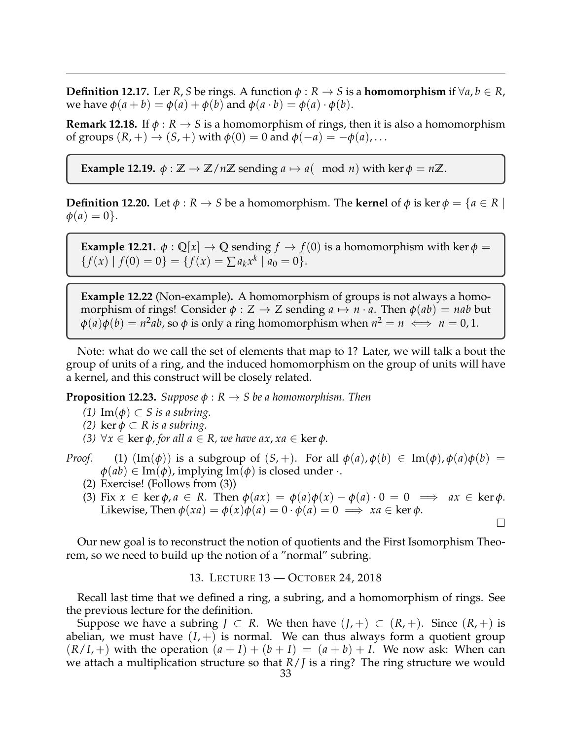**Definition 12.17.** Ler $R, S$ be rings. A function $\phi : R \to S$ is a **homomorphism** if $\forall a, b \in R$, we have $\phi(a+b) = \phi(a) + \phi(b)$ and $\phi(a \cdot b) = \phi(a) \cdot \phi(b)$.

**Remark 12.18.** If $\phi : R \to S$ is a homomorphism of rings, then it is also a homomorphism of groups $(R, +) \to (S, +)$ with $\phi(0) = 0$ and $\phi(-a) = -\phi(a), \ldots$

**Example 12.19.** $\phi : \mathbb{Z} \to \mathbb{Z}/n\mathbb{Z}$ sending $a \mapsto a (\mod n)$ with $\ker \phi = n\mathbb{Z}$.

**Definition 12.20.** Let $\phi : R \to S$ be a homomorphism. The **kernel** of $\phi$ is $\ker \phi = \{a \in R \mid \phi(a) = 0\}$.

**Example 12.21.** $\phi : \mathbb{Q}[x] \to \mathbb{Q}$ sending $f \to f(0)$ is a homomorphism with $\ker \phi = \{f(x) \mid f(0) = 0\} = \{f(x) = \sum a_k x^k \mid a_0 = 0\}$.

**Example 12.22** (Non-example)**.** A homomorphism of groups is not always a homomorphism of rings! Consider $\phi : Z \to Z$ sending $a \mapsto n \cdot a$. Then $\phi(ab) = nab$ but $\phi(a)\phi(b) = n^2 ab$, so $\phi$ is only a ring homomorphism when $n^2 = n \iff n = 0, 1$.

Note: what do we call the set of elements that map to 1? Later, we will talk a bout the group of units of a ring, and the induced homomorphism on the group of units will have a kernel, and this construct will be closely related.

**Proposition 12.23.** *Suppose $\phi : R \to S$ be a homomorphism. Then*

*(1)* $\mathrm{Im}(\phi) \subset S$ *is a subring.*
*(2)* $\ker \phi \subset R$ *is a subring.*
*(3)* $\forall x \in \ker \phi$*, for all* $a \in R$*, we have* $ax, xa \in \ker \phi$*.*

*Proof.* (1) $(\mathrm{Im}(\phi))$ is a subgroup of $(S, +)$. For all $\phi(a), \phi(b) \in \mathrm{Im}(\phi), \phi(a)\phi(b) = \phi(ab) \in \mathrm{Im}(\phi)$, implying $\mathrm{Im}(\phi)$ is closed under $\cdot$.
(2) Exercise! (Follows from (3))
(3) Fix $x \in \ker \phi, a \in R$. Then $\phi(ax) = \phi(a)\phi(x) - \phi(a) \cdot 0 = 0 \implies ax \in \ker \phi$. Likewise, Then $\phi(xa) = \phi(x)\phi(a) = 0 \cdot \phi(a) = 0 \implies xa \in \ker \phi$.

□

Our new goal is to reconstruct the notion of quotients and the First Isomorphism Theorem, so we need to build up the notion of a "normal" subring.

## 13. Lecture 13 — October 24, 2018

Recall last time that we defined a ring, a subring, and a homomorphism of rings. See the previous lecture for the definition.

Suppose we have a subring $J \subset R$. We then have $(J, +) \subset (R, +)$. Since $(R, +)$ is abelian, we must have $(I, +)$ is normal. We can thus always form a quotient group $(R/I, +)$ with the operation $(a + I) + (b + I) = (a + b) + I$. We now ask: When can we attach a multiplication structure so that $R/J$ is a ring? The ring structure we would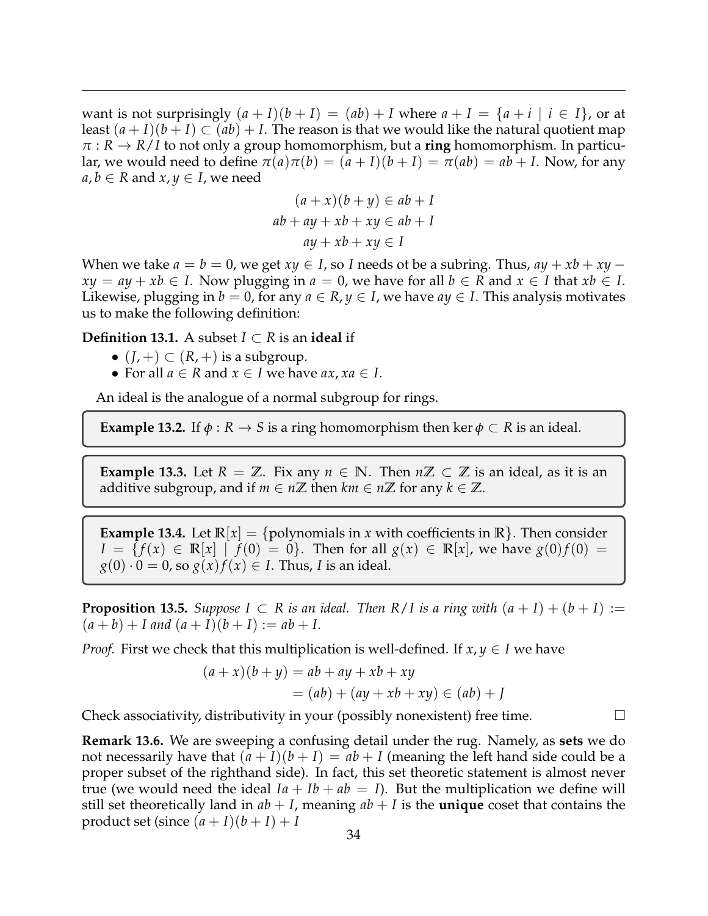want is not surprisingly $(a+I)(b+I) = (ab) + I$ where $a + I = \{a + i \mid i \in I\}$, or at least $(a+I)(b+I) \subset (ab) + I$. The reason is that we would like the natural quotient map $\pi : R \to R/I$ to not only a group homomorphism, but a **ring** homomorphism. In particular, we would need to define $\pi(a)\pi(b) = (a+I)(b+I) = \pi(ab) = ab + I$. Now, for any $a, b \in R$ and $x, y \in I$, we need

$$(a+x)(b+y) \in ab + I$$
$$ab + ay + xb + xy \in ab + I$$
$$ay + xb + xy \in I$$

When we take $a = b = 0$, we get $xy \in I$, so $I$ needs ot be a subring. Thus, $ay + xb + xy - xy = ay + xb \in I$. Now plugging in $a = 0$, we have for all $b \in R$ and $x \in I$ that $xb \in I$. Likewise, plugging in $b = 0$, for any $a \in R, y \in I$, we have $ay \in I$. This analysis motivates us to make the following definition:

**Definition 13.1.** A subset $I \subset R$ is an **ideal** if

- $(J, +) \subset (R, +)$ is a subgroup.
- For all $a \in R$ and $x \in I$ we have $ax, xa \in I$.

An ideal is the analogue of a normal subgroup for rings.

**Example 13.2.** If $\phi : R \to S$ is a ring homomorphism then $\ker \phi \subset R$ is an ideal.

**Example 13.3.** Let $R = \mathbb{Z}$. Fix any $n \in \mathbb{N}$. Then $n\mathbb{Z} \subset \mathbb{Z}$ is an ideal, as it is an additive subgroup, and if $m \in n\mathbb{Z}$ then $km \in n\mathbb{Z}$ for any $k \in \mathbb{Z}$.

**Example 13.4.** Let $\mathbb{R}[x] = \{\text{polynomials in } x \text{ with coefficients in } \mathbb{R}\}$. Then consider $I = \{f(x) \in \mathbb{R}[x] \mid f(0) = 0\}$. Then for all $g(x) \in \mathbb{R}[x]$, we have $g(0)f(0) = g(0) \cdot 0 = 0$, so $g(x)f(x) \in I$. Thus, $I$ is an ideal.

**Proposition 13.5.** *Suppose $I \subset R$ is an ideal. Then $R/I$ is a ring with $(a+I) + (b+I) := (a+b) + I$ and $(a+I)(b+I) := ab + I$.*

*Proof.* First we check that this multiplication is well-defined. If $x, y \in I$ we have

$$\begin{aligned}(a+x)(b+y) &= ab + ay + xb + xy \\ &= (ab) + (ay + xb + xy) \in (ab) + J\end{aligned}$$

Check associativity, distributivity in your (possibly nonexistent) free time. □

**Remark 13.6.** We are sweeping a confusing detail under the rug. Namely, as **sets** we do not necessarily have that $(a+I)(b+I) = ab + I$ (meaning the left hand side could be a proper subset of the righthand side). In fact, this set theoretic statement is almost never true (we would need the ideal $Ia + Ib + ab = I$). But the multiplication we define will still set theoretically land in $ab + I$, meaning $ab + I$ is the **unique** coset that contains the product set (since $(a+I)(b+I) + I$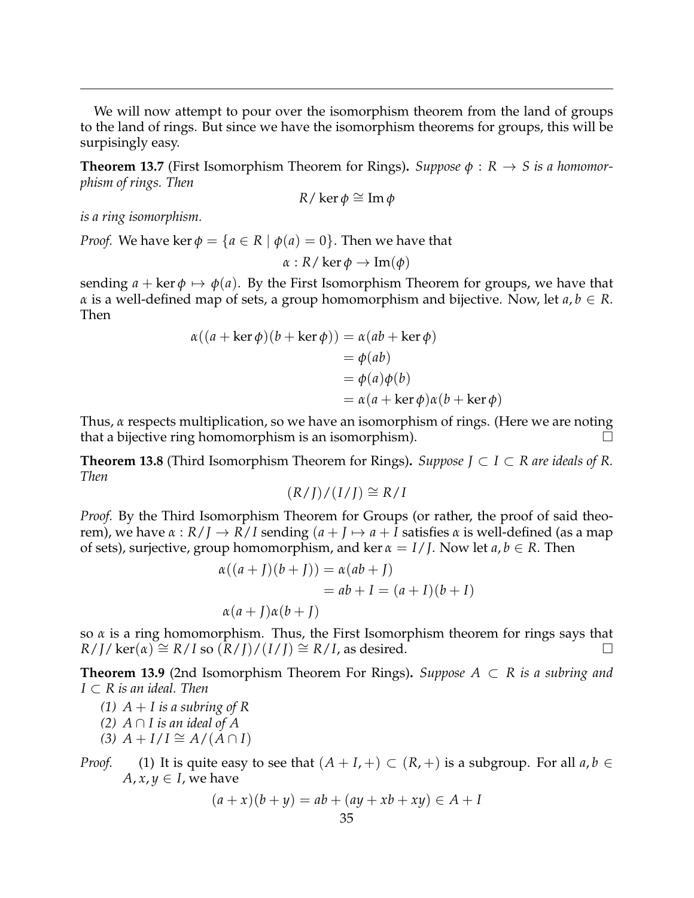We will now attempt to pour over the isomorphism theorem from the land of groups to the land of rings. But since we have the isomorphism theorems for groups, this will be surpisingly easy.

**Theorem 13.7** (First Isomorphism Theorem for Rings)**.** *Suppose $\phi : R \to S$ is a homomorphism of rings. Then*

$$R/\ker\phi \cong \operatorname{Im}\phi$$

*is a ring isomorphism.*

*Proof.* We have $\ker\phi = \{a \in R \mid \phi(a) = 0\}$. Then we have that

$$\alpha : R/\ker\phi \to \operatorname{Im}(\phi)$$

sending $a + \ker\phi \mapsto \phi(a)$. By the First Isomorphism Theorem for groups, we have that $\alpha$ is a well-defined map of sets, a group homomorphism and bijective. Now, let $a, b \in R$. Then

$$\begin{aligned}
\alpha((a + \ker\phi)(b + \ker\phi)) &= \alpha(ab + \ker\phi) \\
&= \phi(ab) \\
&= \phi(a)\phi(b) \\
&= \alpha(a + \ker\phi)\alpha(b + \ker\phi)
\end{aligned}$$

Thus, $\alpha$ respects multiplication, so we have an isomorphism of rings. (Here we are noting that a bijective ring homomorphism is an isomorphism). □

**Theorem 13.8** (Third Isomorphism Theorem for Rings)**.** *Suppose $J \subset I \subset R$ are ideals of $R$. Then*

$$(R/J)/(I/J) \cong R/I$$

*Proof.* By the Third Isomorphism Theorem for Groups (or rather, the proof of said theorem), we have $\alpha : R/J \to R/I$ sending $(a + J \mapsto a + I$ satisfies $\alpha$ is well-defined (as a map of sets), surjective, group homomorphism, and $\ker\alpha = I/J$. Now let $a, b \in R$. Then

$$\begin{aligned}
\alpha((a + J)(b + J)) &= \alpha(ab + J) \\
&= ab + I = (a + I)(b + I) \\
\alpha(a + J)\alpha(b + J)
\end{aligned}$$

so $\alpha$ is a ring homomorphism. Thus, the First Isomorphism theorem for rings says that $R/J/\ker(\alpha) \cong R/I$ so $(R/J)/(I/J) \cong R/I$, as desired. □

**Theorem 13.9** (2nd Isomorphism Theorem For Rings)**.** *Suppose $A \subset R$ is a subring and $I \subset R$ is an ideal. Then*

*(1) $A + I$ is a subring of $R$*
*(2) $A \cap I$ is an ideal of $A$*
*(3) $A + I/I \cong A/(A \cap I)$*

*Proof.* (1) It is quite easy to see that $(A + I, +) \subset (R, +)$ is a subgroup. For all $a, b \in A, x, y \in I$, we have

$$(a + x)(b + y) = ab + (ay + xb + xy) \in A + I$$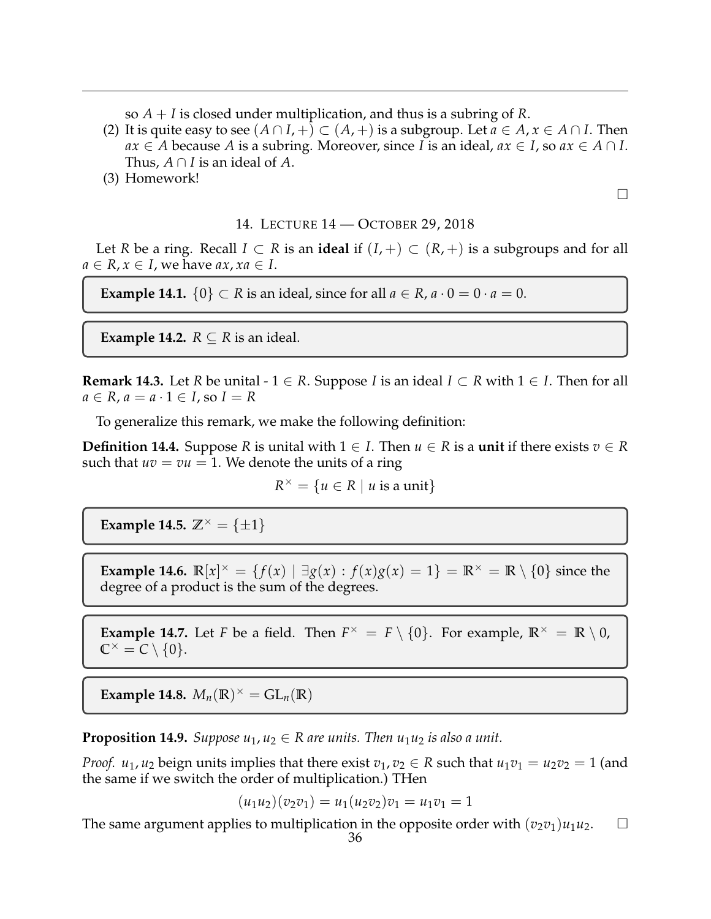so $A + I$ is closed under multiplication, and thus is a subring of $R$.

(2) It is quite easy to see $(A \cap I, +) \subset (A, +)$ is a subgroup. Let $a \in A, x \in A \cap I$. Then $ax \in A$ because $A$ is a subring. Moreover, since $I$ is an ideal, $ax \in I$, so $ax \in A \cap I$. Thus, $A \cap I$ is an ideal of $A$.

(3) Homework!

□

## 14. Lecture 14 — October 29, 2018

Let $R$ be a ring. Recall $I \subset R$ is an **ideal** if $(I, +) \subset (R, +)$ is a subgroups and for all $a \in R, x \in I$, we have $ax, xa \in I$.

**Example 14.1.** $\{0\} \subset R$ is an ideal, since for all $a \in R$, $a \cdot 0 = 0 \cdot a = 0$.

**Example 14.2.** $R \subseteq R$ is an ideal.

**Remark 14.3.** Let $R$ be unital - $1 \in R$. Suppose $I$ is an ideal $I \subset R$ with $1 \in I$. Then for all $a \in R$, $a = a \cdot 1 \in I$, so $I = R$

To generalize this remark, we make the following definition:

**Definition 14.4.** Suppose $R$ is unital with $1 \in I$. Then $u \in R$ is a **unit** if there exists $v \in R$ such that $uv = vu = 1$. We denote the units of a ring

$$R^\times = \{u \in R \mid u \text{ is a unit}\}$$

**Example 14.5.** $\mathbb{Z}^\times = \{\pm 1\}$

**Example 14.6.** $\mathbb{R}[x]^\times = \{f(x) \mid \exists g(x) : f(x)g(x) = 1\} = \mathbb{R}^\times = \mathbb{R} \setminus \{0\}$ since the degree of a product is the sum of the degrees.

**Example 14.7.** Let $F$ be a field. Then $F^\times = F \setminus \{0\}$. For example, $\mathbb{R}^\times = \mathbb{R} \setminus 0$, $\mathbb{C}^\times = C \setminus \{0\}$.

**Example 14.8.** $M_n(\mathbb{R})^\times = \mathrm{GL}_n(\mathbb{R})$

**Proposition 14.9.** *Suppose $u_1, u_2 \in R$ are units. Then $u_1 u_2$ is also a unit.*

*Proof.* $u_1, u_2$ beign units implies that there exist $v_1, v_2 \in R$ such that $u_1 v_1 = u_2 v_2 = 1$ (and the same if we switch the order of multiplication.) THen

$$(u_1 u_2)(v_2 v_1) = u_1(u_2 v_2) v_1 = u_1 v_1 = 1$$

The same argument applies to multiplication in the opposite order with $(v_2 v_1) u_1 u_2$. □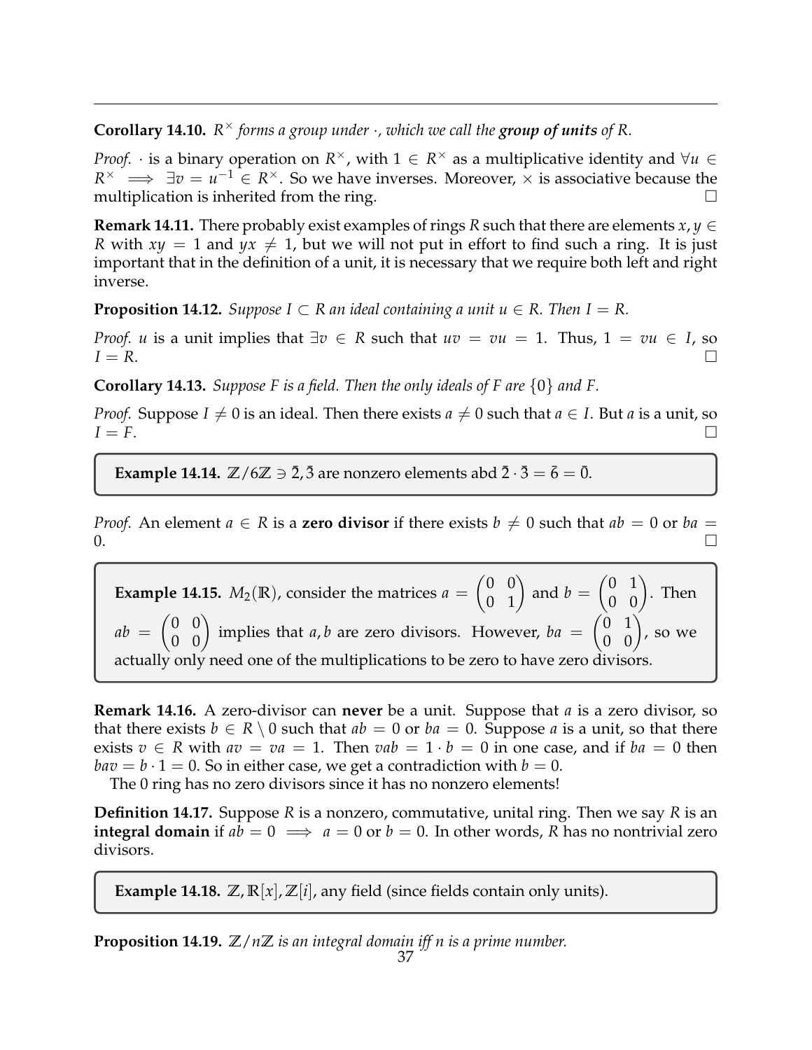**Corollary 14.10.** *$R^\times$ forms a group under $\cdot$, which we call the **group of units** of $R$.*

*Proof.* $\cdot$ is a binary operation on $R^\times$, with $1 \in R^\times$ as a multiplicative identity and $\forall u \in R^\times \implies \exists v = u^{-1} \in R^\times$. So we have inverses. Moreover, $\times$ is associative because the multiplication is inherited from the ring. $\square$

**Remark 14.11.** There probably exist examples of rings $R$ such that there are elements $x, y \in R$ with $xy = 1$ and $yx \neq 1$, but we will not put in effort to find such a ring. It is just important that in the definition of a unit, it is necessary that we require both left and right inverse.

**Proposition 14.12.** *Suppose $I \subset R$ an ideal containing a unit $u \in R$. Then $I = R$.*

*Proof.* $u$ is a unit implies that $\exists v \in R$ such that $uv = vu = 1$. Thus, $1 = vu \in I$, so $I = R$. $\square$

**Corollary 14.13.** *Suppose $F$ is a field. Then the only ideals of $F$ are $\{0\}$ and $F$.*

*Proof.* Suppose $I \neq 0$ is an ideal. Then there exists $a \neq 0$ such that $a \in I$. But $a$ is a unit, so $I = F$. $\square$

**Example 14.14.** $\mathbb{Z}/6\mathbb{Z} \ni \bar{2}, \bar{3}$ are nonzero elements abd $\bar{2} \cdot \bar{3} = \bar{6} = \bar{0}$.

*Proof.* An element $a \in R$ is a **zero divisor** if there exists $b \neq 0$ such that $ab = 0$ or $ba = 0$. $\square$

**Example 14.15.** $M_2(\mathbb{R})$, consider the matrices $a = \begin{pmatrix} 0 & 0 \\ 0 & 1 \end{pmatrix}$ and $b = \begin{pmatrix} 0 & 1 \\ 0 & 0 \end{pmatrix}$. Then $ab = \begin{pmatrix} 0 & 0 \\ 0 & 0 \end{pmatrix}$ implies that $a, b$ are zero divisors. However, $ba = \begin{pmatrix} 0 & 1 \\ 0 & 0 \end{pmatrix}$, so we actually only need one of the multiplications to be zero to have zero divisors.

**Remark 14.16.** A zero-divisor can **never** be a unit. Suppose that $a$ is a zero divisor, so that there exists $b \in R \setminus 0$ such that $ab = 0$ or $ba = 0$. Suppose $a$ is a unit, so that there exists $v \in R$ with $av = va = 1$. Then $vab = 1 \cdot b = 0$ in one case, and if $ba = 0$ then $bav = b \cdot 1 = 0$. So in either case, we get a contradiction with $b = 0$.

The 0 ring has no zero divisors since it has no nonzero elements!

**Definition 14.17.** Suppose $R$ is a nonzero, commutative, unital ring. Then we say $R$ is an **integral domain** if $ab = 0 \implies a = 0$ or $b = 0$. In other words, $R$ has no nontrivial zero divisors.

**Example 14.18.** $\mathbb{Z}, \mathbb{R}[x], \mathbb{Z}[i]$, any field (since fields contain only units).

**Proposition 14.19.** *$\mathbb{Z}/n\mathbb{Z}$ is an integral domain iff $n$ is a prime number.*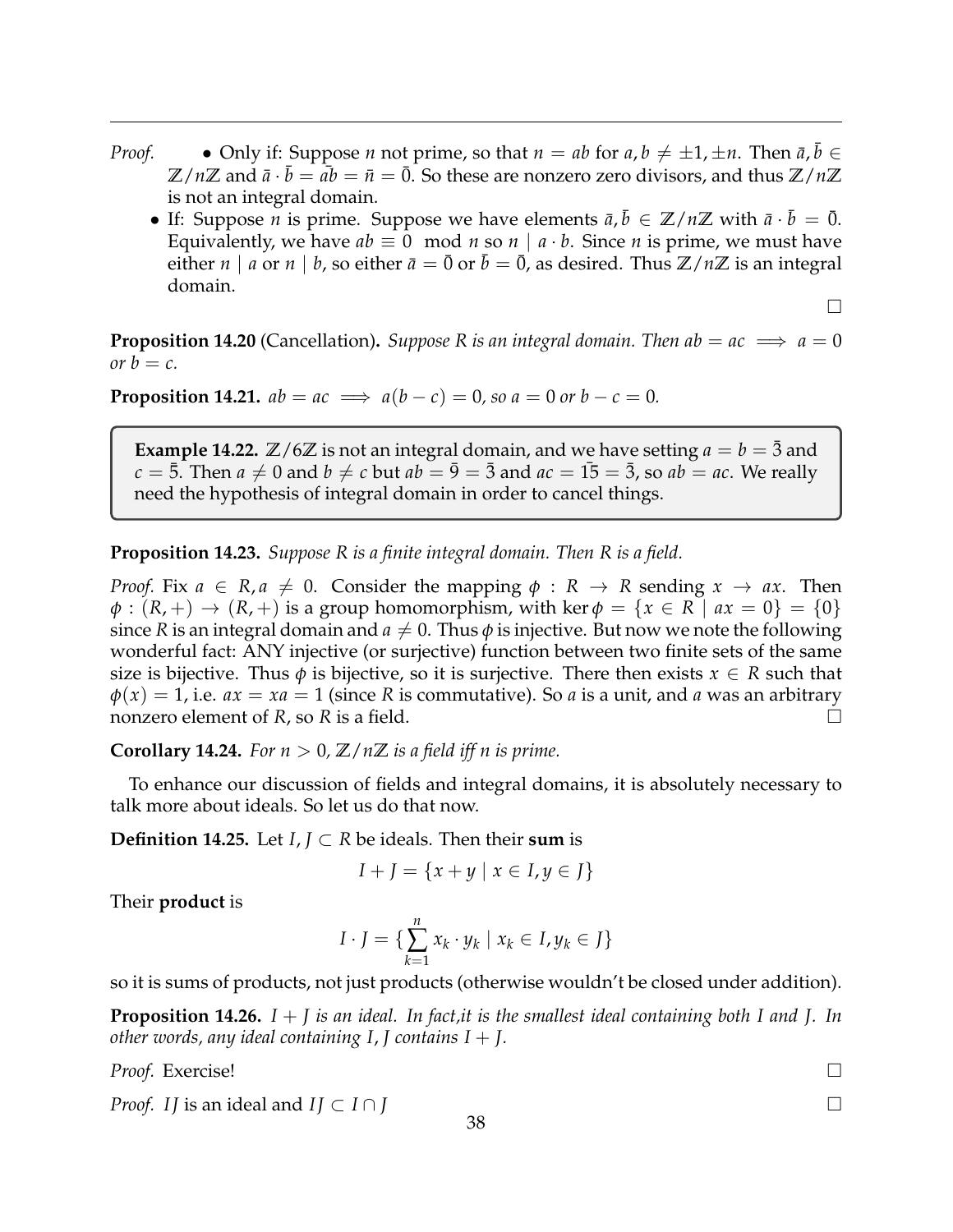*Proof.*
- Only if: Suppose $n$ not prime, so that $n = ab$ for $a, b \neq \pm 1, \pm n$. Then $\bar{a}, \bar{b} \in \mathbb{Z}/n\mathbb{Z}$ and $\bar{a} \cdot \bar{b} = \bar{ab} = \bar{n} = \bar{0}$. So these are nonzero zero divisors, and thus $\mathbb{Z}/n\mathbb{Z}$ is not an integral domain.
- If: Suppose $n$ is prime. Suppose we have elements $\bar{a}, \bar{b} \in \mathbb{Z}/n\mathbb{Z}$ with $\bar{a} \cdot \bar{b} = \bar{0}$. Equivalently, we have $ab \equiv 0 \mod n$ so $n \mid a \cdot b$. Since $n$ is prime, we must have either $n \mid a$ or $n \mid b$, so either $\bar{a} = \bar{0}$ or $\bar{b} = \bar{0}$, as desired. Thus $\mathbb{Z}/n\mathbb{Z}$ is an integral domain.

□

**Proposition 14.20** (Cancellation)**.** *Suppose $R$ is an integral domain. Then $ab = ac \implies a = 0$ or $b = c$.*

**Proposition 14.21.** *$ab = ac \implies a(b - c) = 0$, so $a = 0$ or $b - c = 0$.*

> **Example 14.22.** $\mathbb{Z}/6\mathbb{Z}$ is not an integral domain, and we have setting $a = b = \bar{3}$ and $c = \bar{5}$. Then $a \neq 0$ and $b \neq c$ but $ab = \bar{9} = \bar{3}$ and $ac = \bar{15} = \bar{3}$, so $ab = ac$. We really need the hypothesis of integral domain in order to cancel things.

**Proposition 14.23.** *Suppose $R$ is a finite integral domain. Then $R$ is a field.*

*Proof.* Fix $a \in R, a \neq 0$. Consider the mapping $\phi : R \to R$ sending $x \to ax$. Then $\phi : (R, +) \to (R, +)$ is a group homomorphism, with $\ker \phi = \{x \in R \mid ax = 0\} = \{0\}$ since $R$ is an integral domain and $a \neq 0$. Thus $\phi$ is injective. But now we note the following wonderful fact: ANY injective (or surjective) function between two finite sets of the same size is bijective. Thus $\phi$ is bijective, so it is surjective. There then exists $x \in R$ such that $\phi(x) = 1$, i.e. $ax = xa = 1$ (since $R$ is commutative). So $a$ is a unit, and $a$ was an arbitrary nonzero element of $R$, so $R$ is a field. □

**Corollary 14.24.** *For $n > 0$, $\mathbb{Z}/n\mathbb{Z}$ is a field iff $n$ is prime.*

To enhance our discussion of fields and integral domains, it is absolutely necessary to talk more about ideals. So let us do that now.

**Definition 14.25.** Let $I, J \subset R$ be ideals. Then their **sum** is

$$I + J = \{x + y \mid x \in I, y \in J\}$$

Their **product** is

$$I \cdot J = \{\sum_{k=1}^{n} x_k \cdot y_k \mid x_k \in I, y_k \in J\}$$

so it is sums of products, not just products (otherwise wouldn't be closed under addition).

**Proposition 14.26.** *$I + J$ is an ideal. In fact,it is the smallest ideal containing both $I$ and $J$. In other words, any ideal containing $I, J$ contains $I + J$.*

*Proof.* Exercise! □

*Proof.* $IJ$ is an ideal and $IJ \subset I \cap J$ □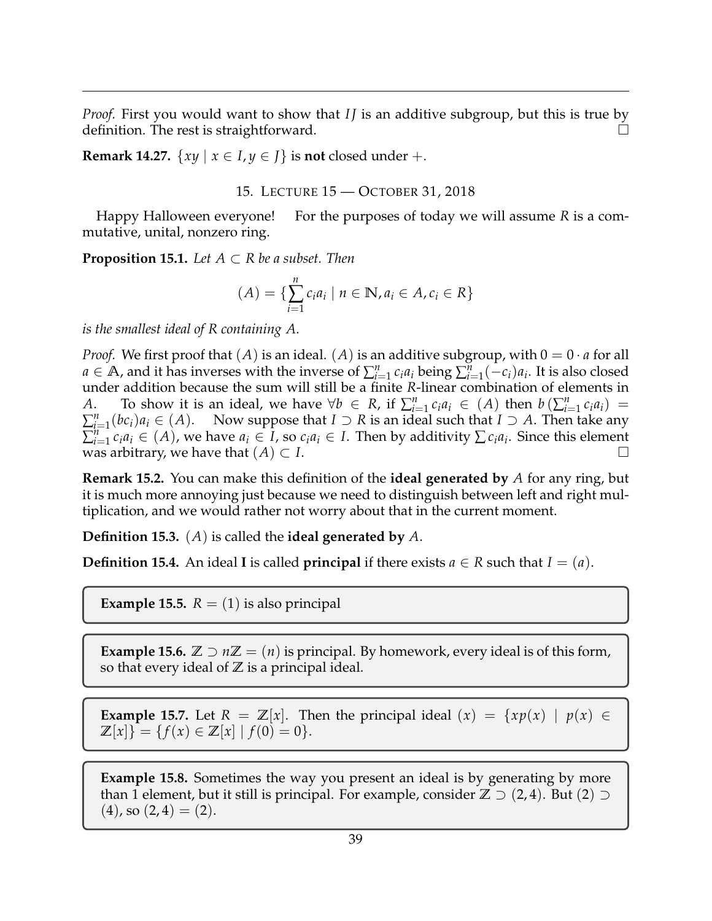*Proof.* First you would want to show that $IJ$ is an additive subgroup, but this is true by definition. The rest is straightforward. $\square$

**Remark 14.27.** $\{xy \mid x \in I, y \in J\}$ is **not** closed under $+$.

## 15. Lecture 15 — October 31, 2018

Happy Halloween everyone! For the purposes of today we will assume $R$ is a commutative, unital, nonzero ring.

**Proposition 15.1.** *Let $A \subset R$ be a subset. Then*

$$(A) = \{\sum_{i=1}^{n} c_i a_i \mid n \in \mathbb{N}, a_i \in A, c_i \in R\}$$

*is the smallest ideal of $R$ containing $A$.*

*Proof.* We first proof that $(A)$ is an ideal. $(A)$ is an additive subgroup, with $0 = 0 \cdot a$ for all $a \in \mathbb{A}$, and it has inverses with the inverse of $\sum_{i=1}^{n} c_i a_i$ being $\sum_{i=1}^{n}(-c_i)a_i$. It is also closed under addition because the sum will still be a finite $R$-linear combination of elements in $A$. To show it is an ideal, we have $\forall b \in R$, if $\sum_{i=1}^{n} c_i a_i \in (A)$ then $b\left(\sum_{i=1}^{n} c_i a_i\right) = \sum_{i=1}^{n}(bc_i)a_i \in (A)$. Now suppose that $I \supset R$ is an ideal such that $I \supset A$. Then take any $\sum_{i=1}^{n} c_i a_i \in (A)$, we have $a_i \in I$, so $c_i a_i \in I$. Then by additivity $\sum c_i a_i$. Since this element was arbitrary, we have that $(A) \subset I$. $\square$

**Remark 15.2.** You can make this definition of the **ideal generated by** $A$ for any ring, but it is much more annoying just because we need to distinguish between left and right multiplication, and we would rather not worry about that in the current moment.

**Definition 15.3.** $(A)$ is called the **ideal generated by** $A$.

**Definition 15.4.** An ideal **I** is called **principal** if there exists $a \in R$ such that $I = (a)$.

**Example 15.5.** $R = (1)$ is also principal

**Example 15.6.** $\mathbb{Z} \supset n\mathbb{Z} = (n)$ is principal. By homework, every ideal is of this form, so that every ideal of $\mathbb{Z}$ is a principal ideal.

**Example 15.7.** Let $R = \mathbb{Z}[x]$. Then the principal ideal $(x) = \{xp(x) \mid p(x) \in \mathbb{Z}[x]\} = \{f(x) \in \mathbb{Z}[x] \mid f(0) = 0\}$.

**Example 15.8.** Sometimes the way you present an ideal is by generating by more than 1 element, but it still is principal. For example, consider $\mathbb{Z} \supset (2, 4)$. But $(2) \supset (4)$, so $(2, 4) = (2)$.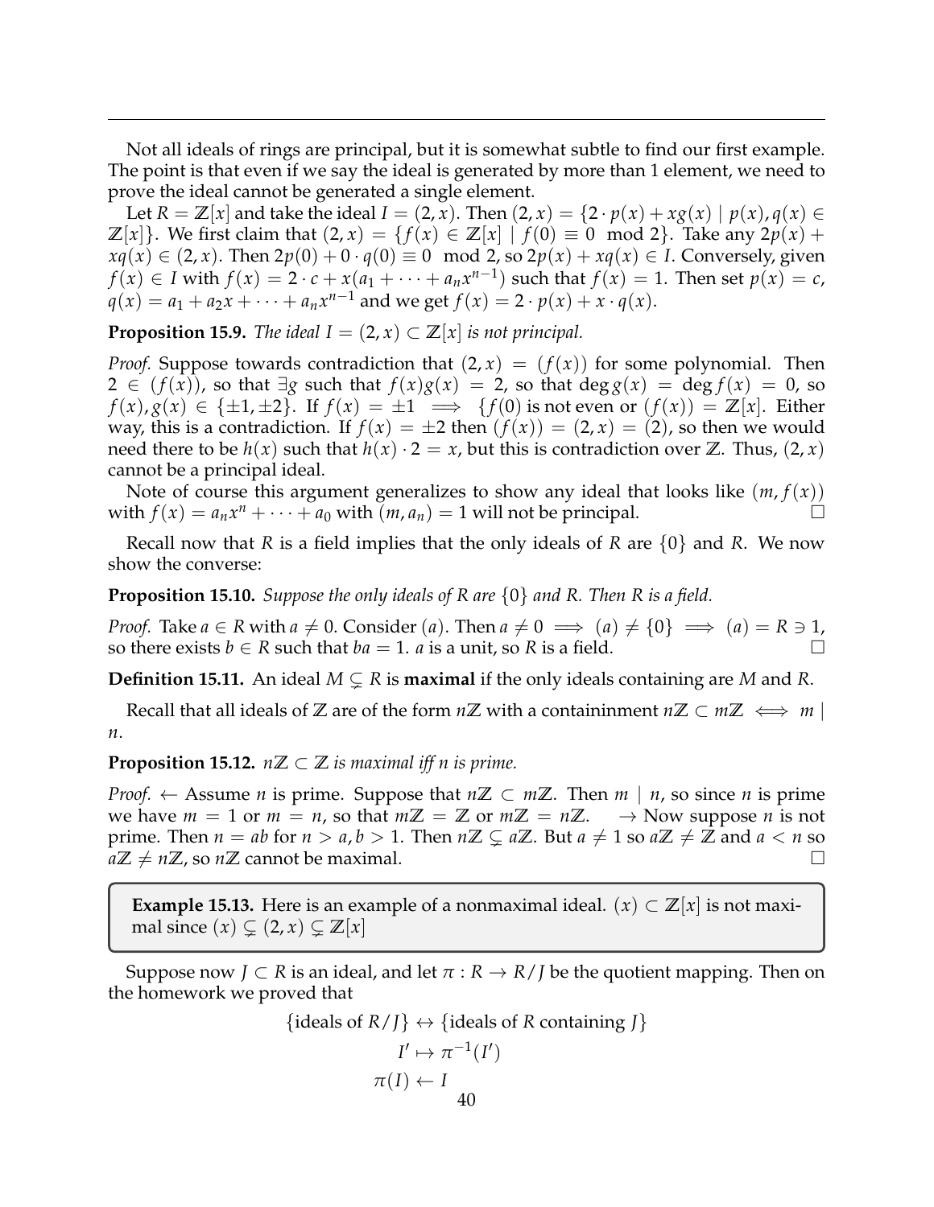Not all ideals of rings are principal, but it is somewhat subtle to find our first example. The point is that even if we say the ideal is generated by more than 1 element, we need to prove the ideal cannot be generated a single element.

Let $R = \mathbb{Z}[x]$ and take the ideal $I = (2, x)$. Then $(2, x) = \{2 \cdot p(x) + xg(x) \mid p(x), q(x) \in \mathbb{Z}[x]\}$. We first claim that $(2, x) = \{f(x) \in \mathbb{Z}[x] \mid f(0) \equiv 0 \mod 2\}$. Take any $2p(x) + xq(x) \in (2, x)$. Then $2p(0) + 0 \cdot q(0) \equiv 0 \mod 2$, so $2p(x) + xq(x) \in I$. Conversely, given $f(x) \in I$ with $f(x) = 2 \cdot c + x(a_1 + \cdots + a_n x^{n-1})$ such that $f(x) = 1$. Then set $p(x) = c$, $q(x) = a_1 + a_2 x + \cdots + a_n x^{n-1}$ and we get $f(x) = 2 \cdot p(x) + x \cdot q(x)$.

**Proposition 15.9.** *The ideal $I = (2, x) \subset \mathbb{Z}[x]$ is not principal.*

*Proof.* Suppose towards contradiction that $(2, x) = (f(x))$ for some polynomial. Then $2 \in (f(x))$, so that $\exists g$ such that $f(x)g(x) = 2$, so that $\deg g(x) = \deg f(x) = 0$, so $f(x), g(x) \in \{\pm 1, \pm 2\}$. If $f(x) = \pm 1 \implies \{f(0)$ is not even or $(f(x)) = \mathbb{Z}[x]$. Either way, this is a contradiction. If $f(x) = \pm 2$ then $(f(x)) = (2, x) = (2)$, so then we would need there to be $h(x)$ such that $h(x) \cdot 2 = x$, but this is contradiction over $\mathbb{Z}$. Thus, $(2, x)$ cannot be a principal ideal.

Note of course this argument generalizes to show any ideal that looks like $(m, f(x))$ with $f(x) = a_n x^n + \cdots + a_0$ with $(m, a_n) = 1$ will not be principal. ☐

Recall now that $R$ is a field implies that the only ideals of $R$ are $\{0\}$ and $R$. We now show the converse:

**Proposition 15.10.** *Suppose the only ideals of $R$ are $\{0\}$ and $R$. Then $R$ is a field.*

*Proof.* Take $a \in R$ with $a \neq 0$. Consider $(a)$. Then $a \neq 0 \implies (a) \neq \{0\} \implies (a) = R \ni 1$, so there exists $b \in R$ such that $ba = 1$. $a$ is a unit, so $R$ is a field. ☐

**Definition 15.11.** An ideal $M \subsetneq R$ is **maximal** if the only ideals containing are $M$ and $R$.

Recall that all ideals of $\mathbb{Z}$ are of the form $n\mathbb{Z}$ with a containinment $n\mathbb{Z} \subset m\mathbb{Z} \iff m \mid n$.

**Proposition 15.12.** *$n\mathbb{Z} \subset \mathbb{Z}$ is maximal iff $n$ is prime.*

*Proof.* $\leftarrow$ Assume $n$ is prime. Suppose that $n\mathbb{Z} \subset m\mathbb{Z}$. Then $m \mid n$, so since $n$ is prime we have $m = 1$ or $m = n$, so that $m\mathbb{Z} = \mathbb{Z}$ or $m\mathbb{Z} = n\mathbb{Z}$. $\rightarrow$ Now suppose $n$ is not prime. Then $n = ab$ for $n > a, b > 1$. Then $n\mathbb{Z} \subsetneq a\mathbb{Z}$. But $a \neq 1$ so $a\mathbb{Z} \neq \mathbb{Z}$ and $a < n$ so $a\mathbb{Z} \neq n\mathbb{Z}$, so $n\mathbb{Z}$ cannot be maximal. ☐

> **Example 15.13.** Here is an example of a nonmaximal ideal. $(x) \subset \mathbb{Z}[x]$ is not maximal since $(x) \subsetneq (2, x) \subsetneq \mathbb{Z}[x]$

Suppose now $J \subset R$ is an ideal, and let $\pi : R \to R/J$ be the quotient mapping. Then on the homework we proved that

$$\{\text{ideals of } R/J\} \leftrightarrow \{\text{ideals of } R \text{ containing } J\}$$
$$I' \mapsto \pi^{-1}(I')$$
$$\pi(I) \leftarrow I$$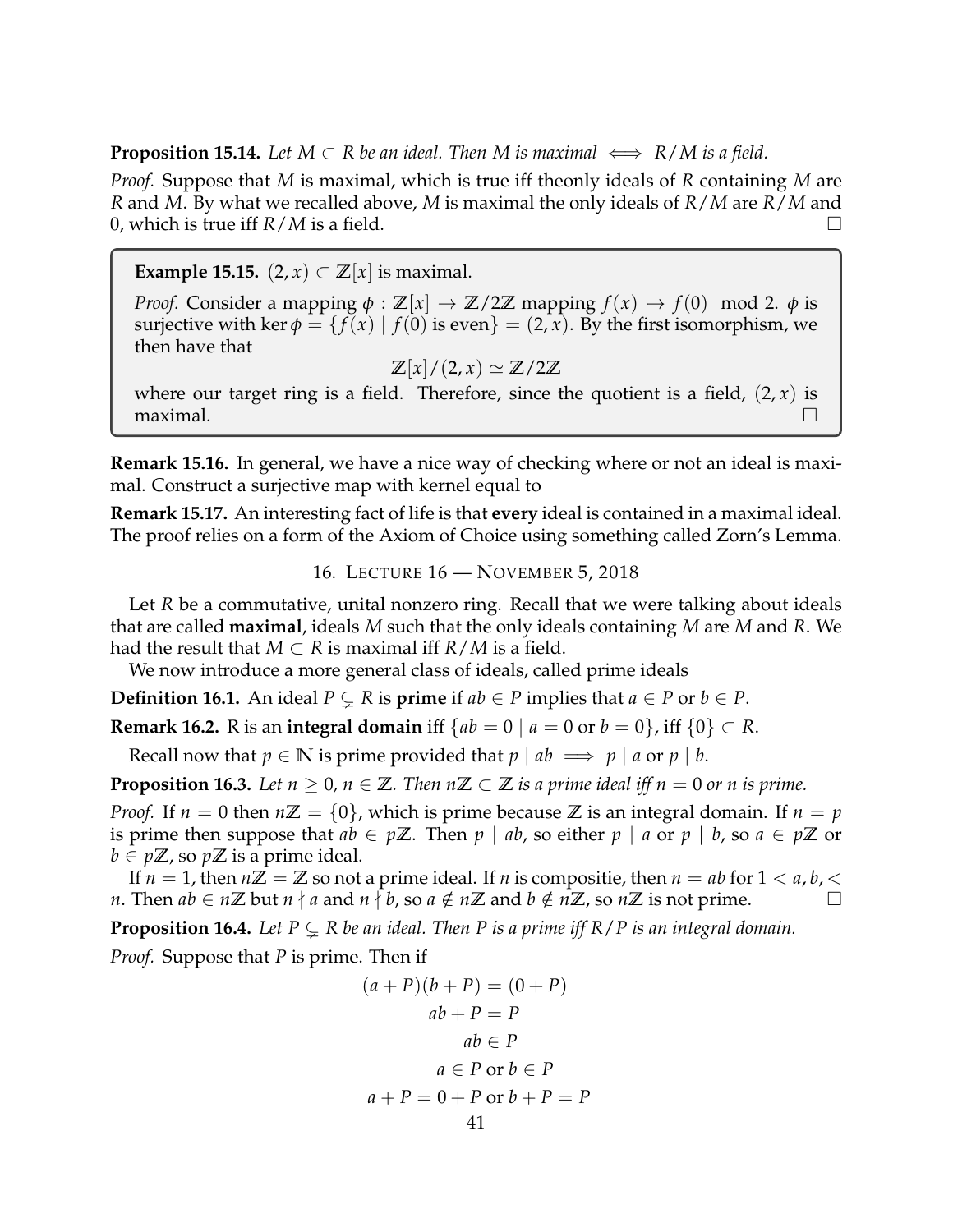**Proposition 15.14.** *Let $M \subset R$ be an ideal. Then $M$ is maximal $\iff$ $R/M$ is a field.*

*Proof.* Suppose that $M$ is maximal, which is true iff theonly ideals of $R$ containing $M$ are $R$ and $M$. By what we recalled above, $M$ is maximal the only ideals of $R/M$ are $R/M$ and 0, which is true iff $R/M$ is a field. □

**Example 15.15.** $(2, x) \subset \mathbb{Z}[x]$ is maximal.

*Proof.* Consider a mapping $\phi : \mathbb{Z}[x] \to \mathbb{Z}/2\mathbb{Z}$ mapping $f(x) \mapsto f(0) \mod 2$. $\phi$ is surjective with $\ker \phi = \{f(x) \mid f(0) \text{ is even}\} = (2, x)$. By the first isomorphism, we then have that

$$\mathbb{Z}[x]/(2, x) \simeq \mathbb{Z}/2\mathbb{Z}$$

where our target ring is a field. Therefore, since the quotient is a field, $(2, x)$ is maximal. □

**Remark 15.16.** In general, we have a nice way of checking where or not an ideal is maximal. Construct a surjective map with kernel equal to

**Remark 15.17.** An interesting fact of life is that **every** ideal is contained in a maximal ideal. The proof relies on a form of the Axiom of Choice using something called Zorn's Lemma.

## 16. Lecture 16 — November 5, 2018

Let $R$ be a commutative, unital nonzero ring. Recall that we were talking about ideals that are called **maximal**, ideals $M$ such that the only ideals containing $M$ are $M$ and $R$. We had the result that $M \subset R$ is maximal iff $R/M$ is a field.

We now introduce a more general class of ideals, called prime ideals

**Definition 16.1.** An ideal $P \subsetneq R$ is **prime** if $ab \in P$ implies that $a \in P$ or $b \in P$.

**Remark 16.2.** R is an **integral domain** iff $\{ab = 0 \mid a = 0 \text{ or } b = 0\}$, iff $\{0\} \subset R$.

Recall now that $p \in \mathbb{N}$ is prime provided that $p \mid ab \implies p \mid a$ or $p \mid b$.

**Proposition 16.3.** *Let $n \geq 0$, $n \in \mathbb{Z}$. Then $n\mathbb{Z} \subset \mathbb{Z}$ is a prime ideal iff $n = 0$ or $n$ is prime.*

*Proof.* If $n = 0$ then $n\mathbb{Z} = \{0\}$, which is prime because $\mathbb{Z}$ is an integral domain. If $n = p$ is prime then suppose that $ab \in p\mathbb{Z}$. Then $p \mid ab$, so either $p \mid a$ or $p \mid b$, so $a \in p\mathbb{Z}$ or $b \in p\mathbb{Z}$, so $p\mathbb{Z}$ is a prime ideal.

If $n = 1$, then $n\mathbb{Z} = \mathbb{Z}$ so not a prime ideal. If $n$ is compositie, then $n = ab$ for $1 < a, b, < n$. Then $ab \in n\mathbb{Z}$ but $n \nmid a$ and $n \nmid b$, so $a \notin n\mathbb{Z}$ and $b \notin n\mathbb{Z}$, so $n\mathbb{Z}$ is not prime. □

**Proposition 16.4.** *Let $P \subsetneq R$ be an ideal. Then $P$ is a prime iff $R/P$ is an integral domain.*

*Proof.* Suppose that $P$ is prime. Then if

$$\begin{gathered}
(a + P)(b + P) = (0 + P) \\
ab + P = P \\
ab \in P \\
a \in P \text{ or } b \in P \\
a + P = 0 + P \text{ or } b + P = P
\end{gathered}$$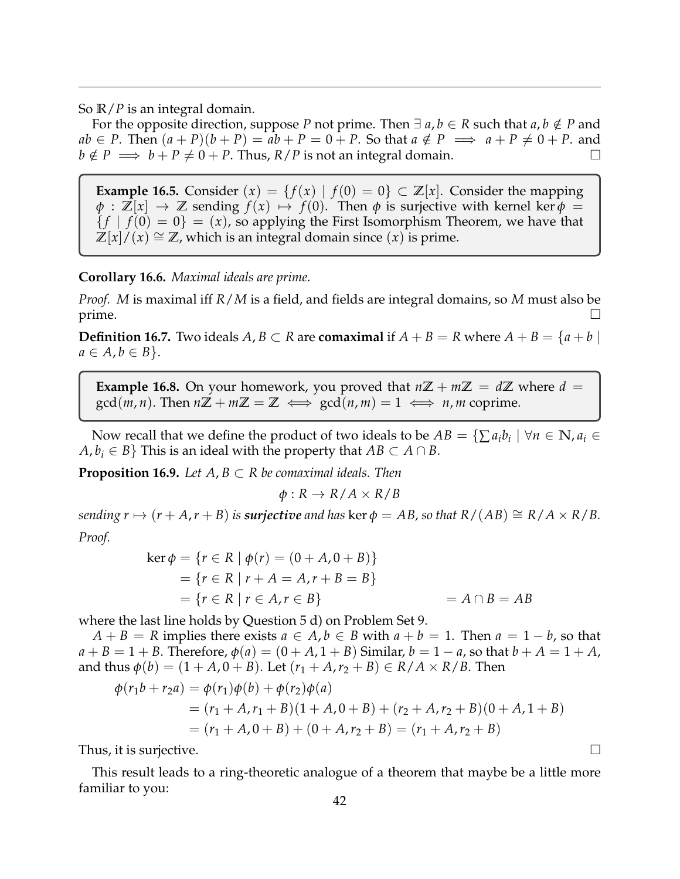So $\mathbb{R}/P$ is an integral domain.

For the opposite direction, suppose $P$ not prime. Then $\exists\, a, b \in R$ such that $a, b \notin P$ and $ab \in P$. Then $(a+P)(b+P) = ab + P = 0 + P$. So that $a \notin P \implies a + P \neq 0 + P$. and $b \notin P \implies b + P \neq 0 + P$. Thus, $R/P$ is not an integral domain. $\square$

> **Example 16.5.** Consider $(x) = \{f(x) \mid f(0) = 0\} \subset \mathbb{Z}[x]$. Consider the mapping $\phi : \mathbb{Z}[x] \to \mathbb{Z}$ sending $f(x) \mapsto f(0)$. Then $\phi$ is surjective with kernel $\ker\phi = \{f \mid f(0) = 0\} = (x)$, so applying the First Isomorphism Theorem, we have that $\mathbb{Z}[x]/(x) \cong \mathbb{Z}$, which is an integral domain since $(x)$ is prime.

**Corollary 16.6.** *Maximal ideals are prime.*

*Proof.* $M$ is maximal iff $R/M$ is a field, and fields are integral domains, so $M$ must also be prime. $\square$

**Definition 16.7.** Two ideals $A, B \subset R$ are **comaximal** if $A + B = R$ where $A + B = \{a + b \mid a \in A, b \in B\}$.

> **Example 16.8.** On your homework, you proved that $n\mathbb{Z} + m\mathbb{Z} = d\mathbb{Z}$ where $d = \gcd(m, n)$. Then $n\mathbb{Z} + m\mathbb{Z} = \mathbb{Z} \iff \gcd(n, m) = 1 \iff n, m$ coprime.

Now recall that we define the product of two ideals to be $AB = \{\sum a_i b_i \mid \forall n \in \mathbb{N}, a_i \in A, b_i \in B\}$ This is an ideal with the property that $AB \subset A \cap B$.

**Proposition 16.9.** *Let $A, B \subset R$ be comaximal ideals. Then*

$$\phi : R \to R/A \times R/B$$

*sending $r \mapsto (r + A, r + B)$ is **surjective** and has $\ker\phi = AB$, so that $R/(AB) \cong R/A \times R/B$.*

*Proof.*

$$\begin{aligned}
\ker\phi &= \{r \in R \mid \phi(r) = (0 + A, 0 + B)\} \\
&= \{r \in R \mid r + A = A, r + B = B\} \\
&= \{r \in R \mid r \in A, r \in B\} \qquad\qquad = A \cap B = AB
\end{aligned}$$

where the last line holds by Question 5 d) on Problem Set 9.

$A + B = R$ implies there exists $a \in A, b \in B$ with $a + b = 1$. Then $a = 1 - b$, so that $a + B = 1 + B$. Therefore, $\phi(a) = (0 + A, 1 + B)$ Similar, $b = 1 - a$, so that $b + A = 1 + A$, and thus $\phi(b) = (1 + A, 0 + B)$. Let $(r_1 + A, r_2 + B) \in R/A \times R/B$. Then

$$\begin{aligned}
\phi(r_1 b + r_2 a) &= \phi(r_1)\phi(b) + \phi(r_2)\phi(a) \\
&= (r_1 + A, r_1 + B)(1 + A, 0 + B) + (r_2 + A, r_2 + B)(0 + A, 1 + B) \\
&= (r_1 + A, 0 + B) + (0 + A, r_2 + B) = (r_1 + A, r_2 + B)
\end{aligned}$$

Thus, it is surjective. $\square$

This result leads to a ring-theoretic analogue of a theorem that maybe be a little more familiar to you: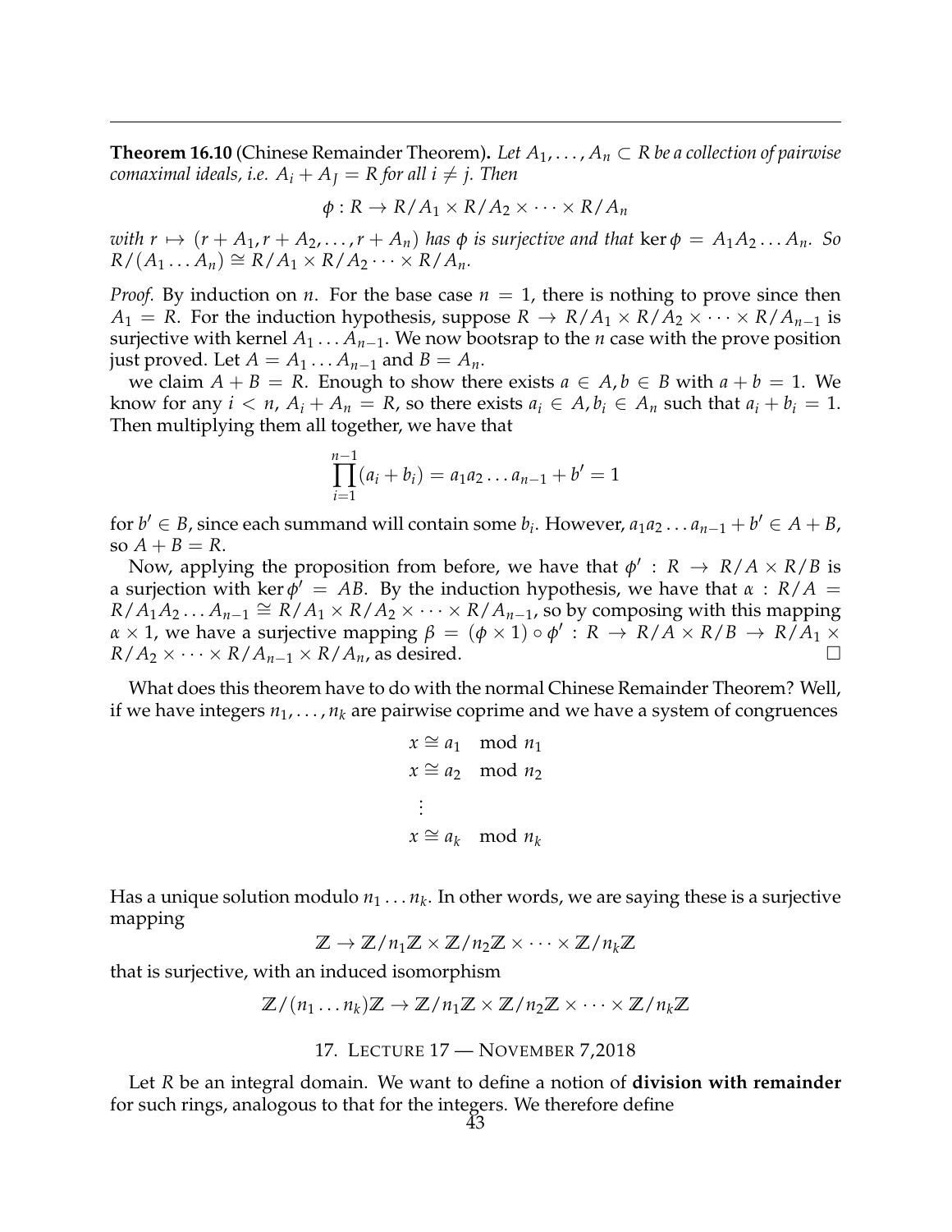**Theorem 16.10** (Chinese Remainder Theorem)**.** *Let $A_1, \dots, A_n \subset R$ be a collection of pairwise comaximal ideals, i.e. $A_i + A_J = R$ for all $i \neq j$. Then*

$$\phi : R \to R/A_1 \times R/A_2 \times \cdots \times R/A_n$$

*with $r \mapsto (r + A_1, r + A_2, \dots, r + A_n)$ has $\phi$ is surjective and that $\ker \phi = A_1 A_2 \dots A_n$. So $R/(A_1 \dots A_n) \cong R/A_1 \times R/A_2 \cdots \times R/A_n$.*

*Proof.* By induction on $n$. For the base case $n = 1$, there is nothing to prove since then $A_1 = R$. For the induction hypothesis, suppose $R \to R/A_1 \times R/A_2 \times \cdots \times R/A_{n-1}$ is surjective with kernel $A_1 \dots A_{n-1}$. We now bootsrap to the $n$ case with the prove position just proved. Let $A = A_1 \dots A_{n-1}$ and $B = A_n$.

we claim $A + B = R$. Enough to show there exists $a \in A, b \in B$ with $a + b = 1$. We know for any $i < n$, $A_i + A_n = R$, so there exists $a_i \in A, b_i \in A_n$ such that $a_i + b_i = 1$. Then multiplying them all together, we have that

$$\prod_{i=1}^{n-1}(a_i + b_i) = a_1 a_2 \dots a_{n-1} + b' = 1$$

for $b' \in B$, since each summand will contain some $b_i$. However, $a_1 a_2 \dots a_{n-1} + b' \in A + B$, so $A + B = R$.

Now, applying the proposition from before, we have that $\phi' : R \to R/A \times R/B$ is a surjection with $\ker \phi' = AB$. By the induction hypothesis, we have that $\alpha : R/A = R/A_1 A_2 \dots A_{n-1} \cong R/A_1 \times R/A_2 \times \cdots \times R/A_{n-1}$, so by composing with this mapping $\alpha \times 1$, we have a surjective mapping $\beta = (\phi \times 1) \circ \phi' : R \to R/A \times R/B \to R/A_1 \times R/A_2 \times \cdots \times R/A_{n-1} \times R/A_n$, as desired. □

What does this theorem have to do with the normal Chinese Remainder Theorem? Well, if we have integers $n_1, \dots, n_k$ are pairwise coprime and we have a system of congruences

$$\begin{aligned} x &\cong a_1 \mod n_1 \\ x &\cong a_2 \mod n_2 \\ &\vdots \\ x &\cong a_k \mod n_k \end{aligned}$$

Has a unique solution modulo $n_1 \dots n_k$. In other words, we are saying these is a surjective mapping

$$\mathbb{Z} \to \mathbb{Z}/n_1\mathbb{Z} \times \mathbb{Z}/n_2\mathbb{Z} \times \cdots \times \mathbb{Z}/n_k\mathbb{Z}$$

that is surjective, with an induced isomorphism

$$\mathbb{Z}/(n_1 \dots n_k)\mathbb{Z} \to \mathbb{Z}/n_1\mathbb{Z} \times \mathbb{Z}/n_2\mathbb{Z} \times \cdots \times \mathbb{Z}/n_k\mathbb{Z}$$

## 17. Lecture 17 — November 7,2018

Let $R$ be an integral domain. We want to define a notion of **division with remainder** for such rings, analogous to that for the integers. We therefore define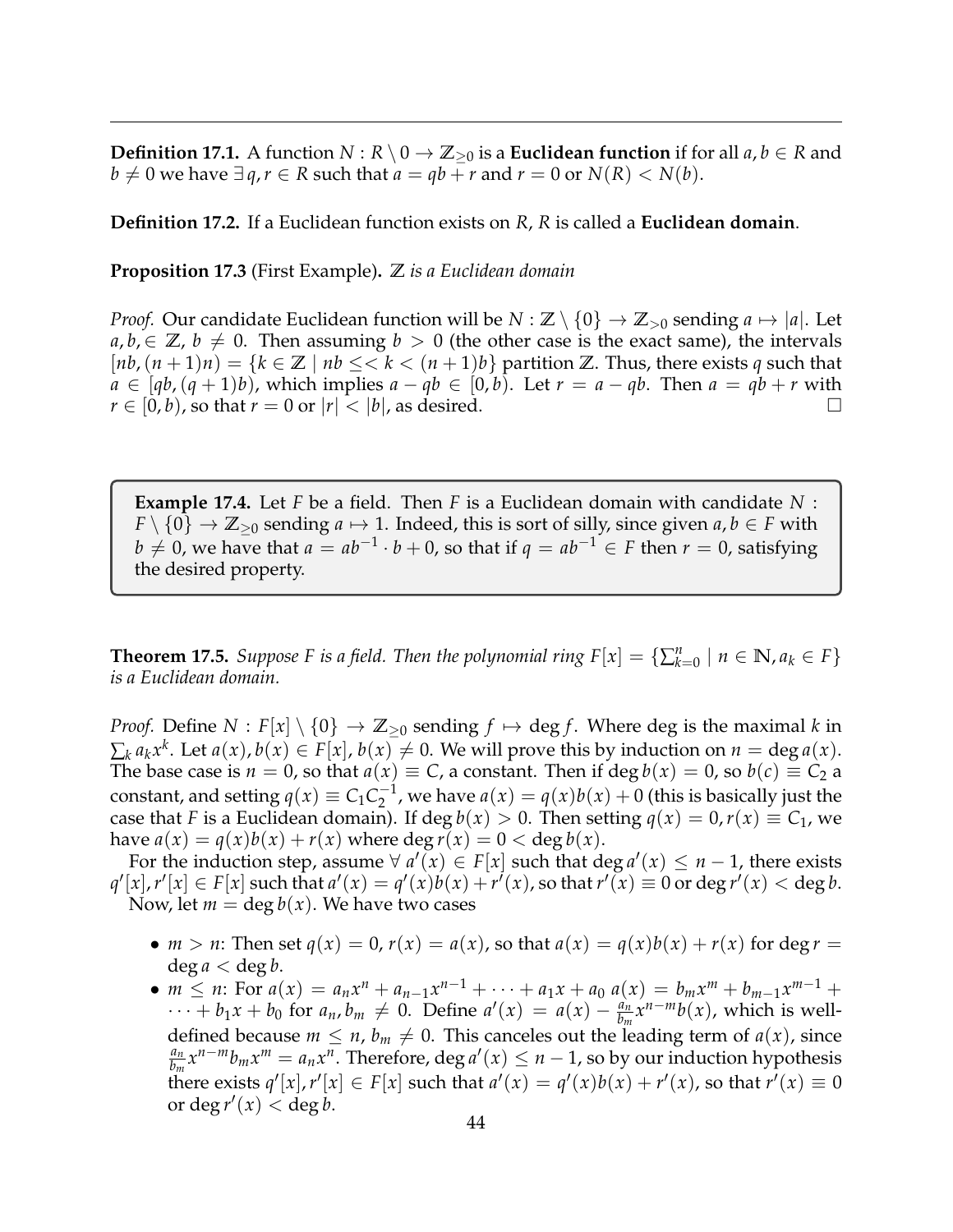**Definition 17.1.** A function $N : R \setminus 0 \to \mathbb{Z}_{\geq 0}$ is a **Euclidean function** if for all $a, b \in R$ and $b \neq 0$ we have $\exists\, q, r \in R$ such that $a = qb + r$ and $r = 0$ or $N(R) < N(b)$.

**Definition 17.2.** If a Euclidean function exists on $R$, $R$ is called a **Euclidean domain**.

**Proposition 17.3** (First Example)**.** *$\mathbb{Z}$ is a Euclidean domain*

*Proof.* Our candidate Euclidean function will be $N : \mathbb{Z} \setminus \{0\} \to \mathbb{Z}_{>0}$ sending $a \mapsto |a|$. Let $a, b, \in \mathbb{Z}$, $b \neq 0$. Then assuming $b > 0$ (the other case is the exact same), the intervals $[nb, (n+1)n) = \{k \in \mathbb{Z} \mid nb \leq< k < (n+1)b\}$ partition $\mathbb{Z}$. Thus, there exists $q$ such that $a \in [qb, (q+1)b)$, which implies $a - qb \in [0, b)$. Let $r = a - qb$. Then $a = qb + r$ with $r \in [0, b)$, so that $r = 0$ or $|r| < |b|$, as desired. ☐

**Example 17.4.** Let $F$ be a field. Then $F$ is a Euclidean domain with candidate $N : F \setminus \{0\} \to \mathbb{Z}_{\geq 0}$ sending $a \mapsto 1$. Indeed, this is sort of silly, since given $a, b \in F$ with $b \neq 0$, we have that $a = ab^{-1} \cdot b + 0$, so that if $q = ab^{-1} \in F$ then $r = 0$, satisfying the desired property.

**Theorem 17.5.** *Suppose $F$ is a field. Then the polynomial ring $F[x] = \{\sum_{k=0}^{n} \mid n \in \mathbb{N}, a_k \in F\}$ is a Euclidean domain.*

*Proof.* Define $N : F[x] \setminus \{0\} \to \mathbb{Z}_{\geq 0}$ sending $f \mapsto \deg f$. Where deg is the maximal $k$ in $\sum_k a_k x^k$. Let $a(x), b(x) \in F[x]$, $b(x) \neq 0$. We will prove this by induction on $n = \deg a(x)$. The base case is $n = 0$, so that $a(x) \equiv C$, a constant. Then if $\deg b(x) = 0$, so $b(c) \equiv C_2$ a constant, and setting $q(x) \equiv C_1 C_2^{-1}$, we have $a(x) = q(x)b(x) + 0$ (this is basically just the case that $F$ is a Euclidean domain). If $\deg b(x) > 0$. Then setting $q(x) = 0, r(x) \equiv C_1$, we have $a(x) = q(x)b(x) + r(x)$ where $\deg r(x) = 0 < \deg b(x)$.

For the induction step, assume $\forall\, a'(x) \in F[x]$ such that $\deg a'(x) \leq n - 1$, there exists $q'[x], r'[x] \in F[x]$ such that $a'(x) = q'(x)b(x) + r'(x)$, so that $r'(x) \equiv 0$ or $\deg r'(x) < \deg b$. Now, let $m = \deg b(x)$. We have two cases

- $m > n$: Then set $q(x) = 0$, $r(x) = a(x)$, so that $a(x) = q(x)b(x) + r(x)$ for $\deg r = \deg a < \deg b$.
- $m \leq n$: For $a(x) = a_n x^n + a_{n-1}x^{n-1} + \cdots + a_1 x + a_0$ $a(x) = b_m x^m + b_{m-1}x^{m-1} + \cdots + b_1 x + b_0$ for $a_n, b_m \neq 0$. Define $a'(x) = a(x) - \frac{a_n}{b_m} x^{n-m} b(x)$, which is well-defined because $m \leq n$, $b_m \neq 0$. This canceles out the leading term of $a(x)$, since $\frac{a_n}{b_m} x^{n-m} b_m x^m = a_n x^n$. Therefore, $\deg a'(x) \leq n - 1$, so by our induction hypothesis there exists $q'[x], r'[x] \in F[x]$ such that $a'(x) = q'(x)b(x) + r'(x)$, so that $r'(x) \equiv 0$ or $\deg r'(x) < \deg b$.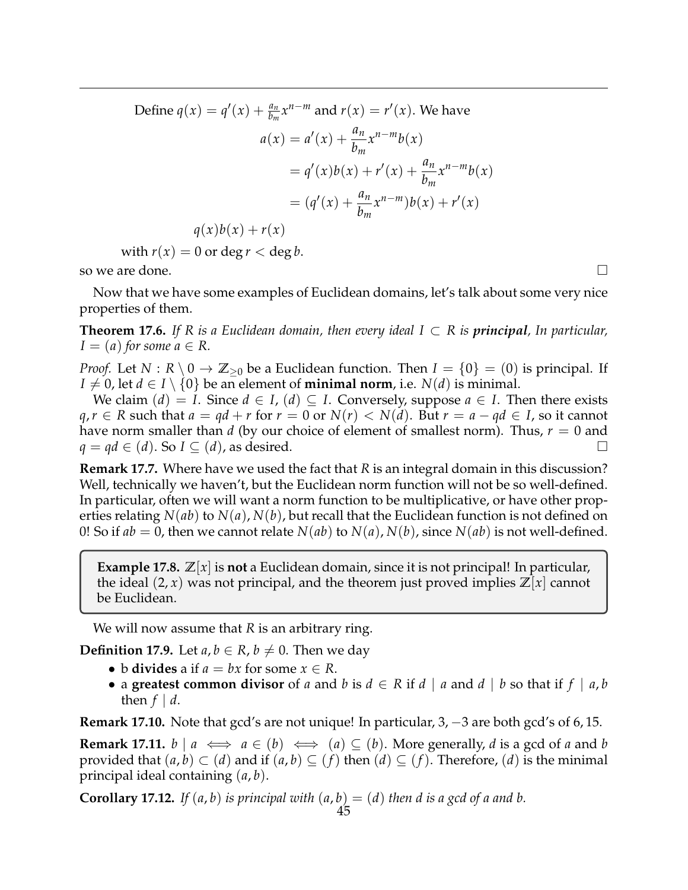Define $q(x) = q'(x) + \frac{a_n}{b_m}x^{n-m}$ and $r(x) = r'(x)$. We have

$$
\begin{aligned}
a(x) &= a'(x) + \frac{a_n}{b_m}x^{n-m}b(x) \\
&= q'(x)b(x) + r'(x) + \frac{a_n}{b_m}x^{n-m}b(x) \\
&= (q'(x) + \frac{a_n}{b_m}x^{n-m})b(x) + r'(x)
\end{aligned}
$$

$$q(x)b(x) + r(x)$$

with $r(x) = 0$ or $\deg r < \deg b$.

so we are done. ☐

Now that we have some examples of Euclidean domains, let's talk about some very nice properties of them.

**Theorem 17.6.** *If $R$ is a Euclidean domain, then every ideal $I \subset R$ is **principal**, In particular, $I = (a)$ for some $a \in R$.*

*Proof.* Let $N : R \setminus 0 \to \mathbb{Z}_{\geq 0}$ be a Euclidean function. Then $I = \{0\} = (0)$ is principal. If $I \neq 0$, let $d \in I \setminus \{0\}$ be an element of **minimal norm**, i.e. $N(d)$ is minimal.

We claim $(d) = I$. Since $d \in I$, $(d) \subseteq I$. Conversely, suppose $a \in I$. Then there exists $q, r \in R$ such that $a = qd + r$ for $r = 0$ or $N(r) < N(d)$. But $r = a - qd \in I$, so it cannot have norm smaller than $d$ (by our choice of element of smallest norm). Thus, $r = 0$ and $q = qd \in (d)$. So $I \subseteq (d)$, as desired. ☐

**Remark 17.7.** Where have we used the fact that $R$ is an integral domain in this discussion? Well, technically we haven't, but the Euclidean norm function will not be so well-defined. In particular, often we will want a norm function to be multiplicative, or have other properties relating $N(ab)$ to $N(a), N(b)$, but recall that the Euclidean function is not defined on 0! So if $ab = 0$, then we cannot relate $N(ab)$ to $N(a), N(b)$, since $N(ab)$ is not well-defined.

> **Example 17.8.** $\mathbb{Z}[x]$ is **not** a Euclidean domain, since it is not principal! In particular, the ideal $(2, x)$ was not principal, and the theorem just proved implies $\mathbb{Z}[x]$ cannot be Euclidean.

We will now assume that $R$ is an arbitrary ring.

**Definition 17.9.** Let $a, b \in R$, $b \neq 0$. Then we day

- b **divides** a if $a = bx$ for some $x \in R$.
- a **greatest common divisor** of $a$ and $b$ is $d \in R$ if $d \mid a$ and $d \mid b$ so that if $f \mid a, b$ then $f \mid d$.

**Remark 17.10.** Note that gcd's are not unique! In particular, $3, -3$ are both gcd's of $6, 15$.

**Remark 17.11.** $b \mid a \iff a \in (b) \iff (a) \subseteq (b)$. More generally, $d$ is a gcd of $a$ and $b$ provided that $(a, b) \subset (d)$ and if $(a, b) \subseteq (f)$ then $(d) \subseteq (f)$. Therefore, $(d)$ is the minimal principal ideal containing $(a, b)$.

**Corollary 17.12.** *If $(a, b)$ is principal with $(a, b) = (d)$ then $d$ is a gcd of $a$ and $b$.*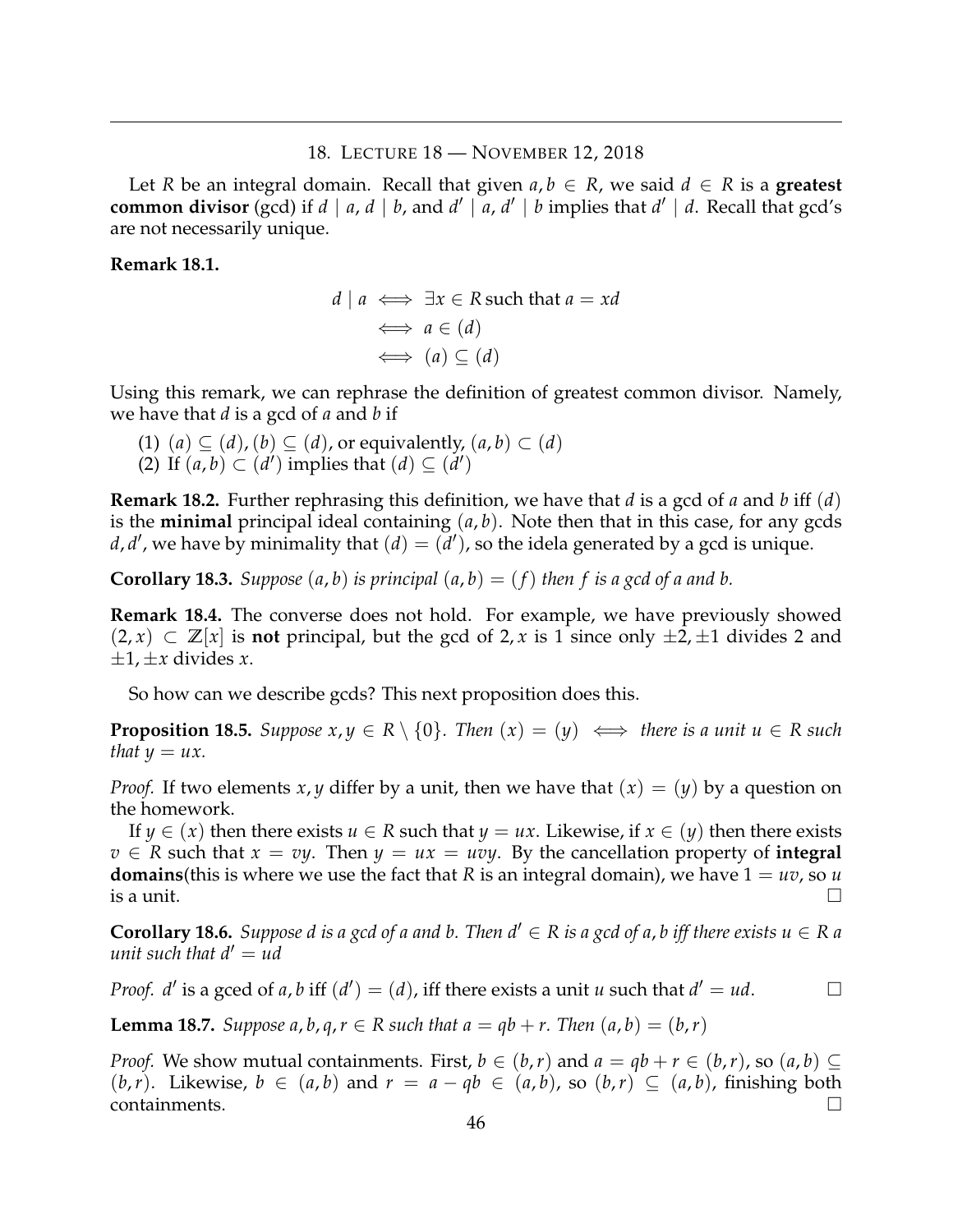## 18. Lecture 18 — November 12, 2018

Let $R$ be an integral domain. Recall that given $a, b \in R$, we said $d \in R$ is a **greatest common divisor** (gcd) if $d \mid a$, $d \mid b$, and $d' \mid a$, $d' \mid b$ implies that $d' \mid d$. Recall that gcd's are not necessarily unique.

**Remark 18.1.**

$$\begin{aligned} d \mid a &\iff \exists x \in R \text{ such that } a = xd \\ &\iff a \in (d) \\ &\iff (a) \subseteq (d) \end{aligned}$$

Using this remark, we can rephrase the definition of greatest common divisor. Namely, we have that $d$ is a gcd of $a$ and $b$ if

(1) $(a) \subseteq (d), (b) \subseteq (d)$, or equivalently, $(a, b) \subset (d)$
(2) If $(a, b) \subset (d')$ implies that $(d) \subseteq (d')$

**Remark 18.2.** Further rephrasing this definition, we have that $d$ is a gcd of $a$ and $b$ iff $(d)$ is the **minimal** principal ideal containing $(a, b)$. Note then that in this case, for any gcds $d, d'$, we have by minimality that $(d) = (d')$, so the idela generated by a gcd is unique.

**Corollary 18.3.** *Suppose $(a, b)$ is principal $(a, b) = (f)$ then $f$ is a gcd of $a$ and $b$.*

**Remark 18.4.** The converse does not hold. For example, we have previously showed $(2, x) \subset \mathbb{Z}[x]$ is **not** principal, but the gcd of $2, x$ is 1 since only $\pm 2, \pm 1$ divides 2 and $\pm 1, \pm x$ divides $x$.

So how can we describe gcds? This next proposition does this.

**Proposition 18.5.** *Suppose $x, y \in R \setminus \{0\}$. Then $(x) = (y) \iff$ there is a unit $u \in R$ such that $y = ux$.*

*Proof.* If two elements $x, y$ differ by a unit, then we have that $(x) = (y)$ by a question on the homework.

If $y \in (x)$ then there exists $u \in R$ such that $y = ux$. Likewise, if $x \in (y)$ then there exists $v \in R$ such that $x = vy$. Then $y = ux = uvy$. By the cancellation property of **integral domains**(this is where we use the fact that $R$ is an integral domain), we have $1 = uv$, so $u$ is a unit. □

**Corollary 18.6.** *Suppose $d$ is a gcd of $a$ and $b$. Then $d' \in R$ is a gcd of $a, b$ iff there exists $u \in R$ a unit such that $d' = ud$*

*Proof.* $d'$ is a gced of $a, b$ iff $(d') = (d)$, iff there exists a unit $u$ such that $d' = ud$. □

**Lemma 18.7.** *Suppose $a, b, q, r \in R$ such that $a = qb + r$. Then $(a, b) = (b, r)$*

*Proof.* We show mutual containments. First, $b \in (b, r)$ and $a = qb + r \in (b, r)$, so $(a, b) \subseteq (b, r)$. Likewise, $b \in (a, b)$ and $r = a - qb \in (a, b)$, so $(b, r) \subseteq (a, b)$, finishing both containments. □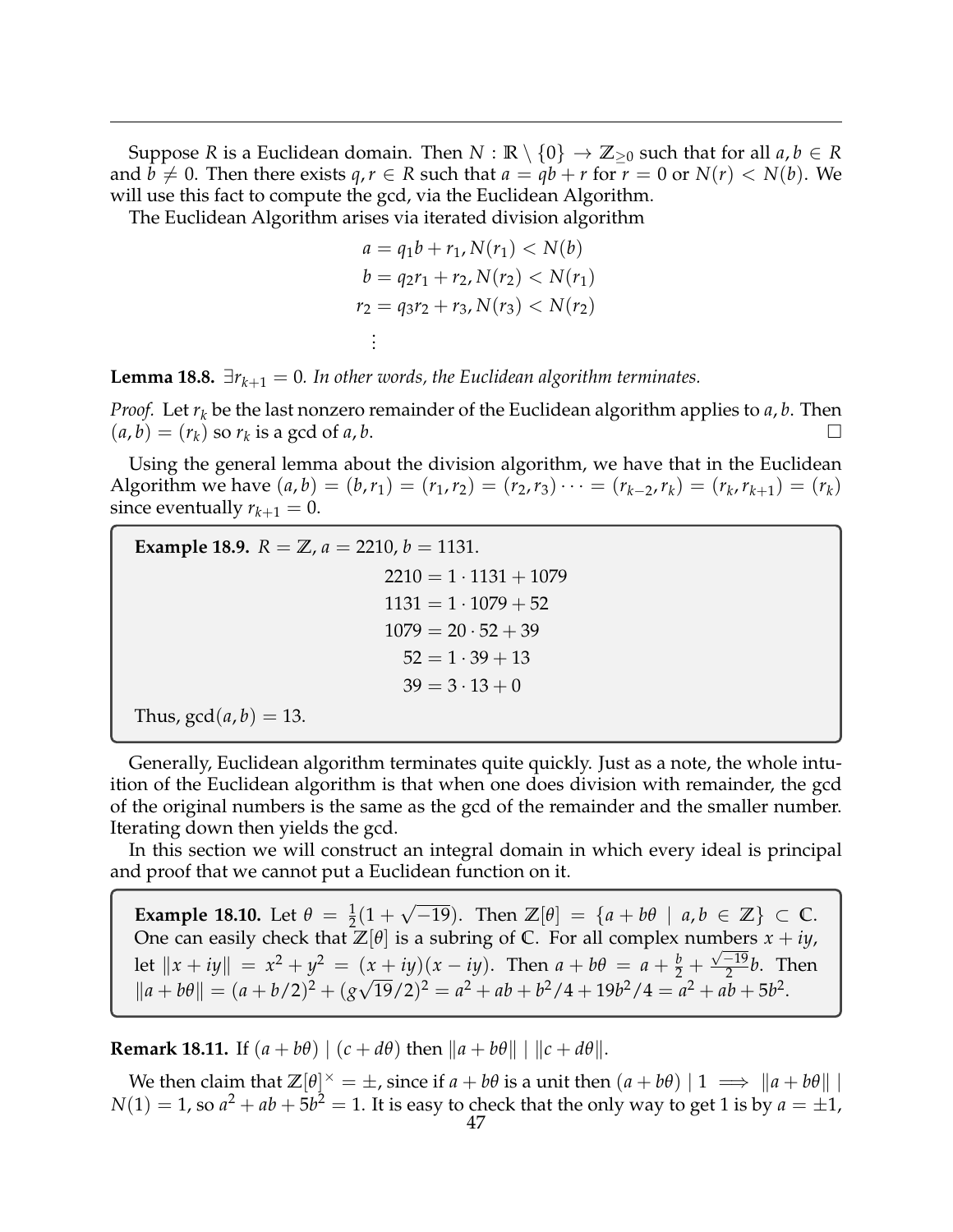Suppose $R$ is a Euclidean domain. Then $N : \mathbb{R} \setminus \{0\} \to \mathbb{Z}_{\geq 0}$ such that for all $a, b \in R$ and $b \neq 0$. Then there exists $q, r \in R$ such that $a = qb + r$ for $r = 0$ or $N(r) < N(b)$. We will use this fact to compute the gcd, via the Euclidean Algorithm.

The Euclidean Algorithm arises via iterated division algorithm

$$
\begin{aligned}
a &= q_1 b + r_1, N(r_1) < N(b) \\
b &= q_2 r_1 + r_2, N(r_2) < N(r_1) \\
r_2 &= q_3 r_2 + r_3, N(r_3) < N(r_2) \\
&\vdots
\end{aligned}
$$

**Lemma 18.8.** *$\exists r_{k+1} = 0$. In other words, the Euclidean algorithm terminates.*

*Proof.* Let $r_k$ be the last nonzero remainder of the Euclidean algorithm applies to $a, b$. Then $(a, b) = (r_k)$ so $r_k$ is a gcd of $a, b$. □

Using the general lemma about the division algorithm, we have that in the Euclidean Algorithm we have $(a, b) = (b, r_1) = (r_1, r_2) = (r_2, r_3) \cdots = (r_{k-2}, r_k) = (r_k, r_{k+1}) = (r_k)$ since eventually $r_{k+1} = 0$.

**Example 18.9.** $R = \mathbb{Z}$, $a = 2210$, $b = 1131$.

$$
\begin{aligned}
2210 &= 1 \cdot 1131 + 1079 \\
1131 &= 1 \cdot 1079 + 52 \\
1079 &= 20 \cdot 52 + 39 \\
52 &= 1 \cdot 39 + 13 \\
39 &= 3 \cdot 13 + 0
\end{aligned}
$$

Thus, $\gcd(a, b) = 13$.

Generally, Euclidean algorithm terminates quite quickly. Just as a note, the whole intuition of the Euclidean algorithm is that when one does division with remainder, the gcd of the original numbers is the same as the gcd of the remainder and the smaller number. Iterating down then yields the gcd.

In this section we will construct an integral domain in which every ideal is principal and proof that we cannot put a Euclidean function on it.

**Example 18.10.** Let $\theta = \frac{1}{2}(1 + \sqrt{-19})$. Then $\mathbb{Z}[\theta] = \{a + b\theta \mid a, b \in \mathbb{Z}\} \subset \mathbb{C}$. One can easily check that $\mathbb{Z}[\theta]$ is a subring of $\mathbb{C}$. For all complex numbers $x + iy$, let $\|x + iy\| = x^2 + y^2 = (x + iy)(x - iy)$. Then $a + b\theta = a + \frac{b}{2} + \frac{\sqrt{-19}}{2}b$. Then $\|a + b\theta\| = (a + b/2)^2 + (g\sqrt{19}/2)^2 = a^2 + ab + b^2/4 + 19b^2/4 = a^2 + ab + 5b^2$.

**Remark 18.11.** If $(a + b\theta) \mid (c + d\theta)$ then $\|a + b\theta\| \mid \|c + d\theta\|$.

We then claim that $\mathbb{Z}[\theta]^\times = \pm$, since if $a + b\theta$ is a unit then $(a + b\theta) \mid 1 \implies \|a + b\theta\| \mid N(1) = 1$, so $a^2 + ab + 5b^2 = 1$. It is easy to check that the only way to get 1 is by $a = \pm 1$,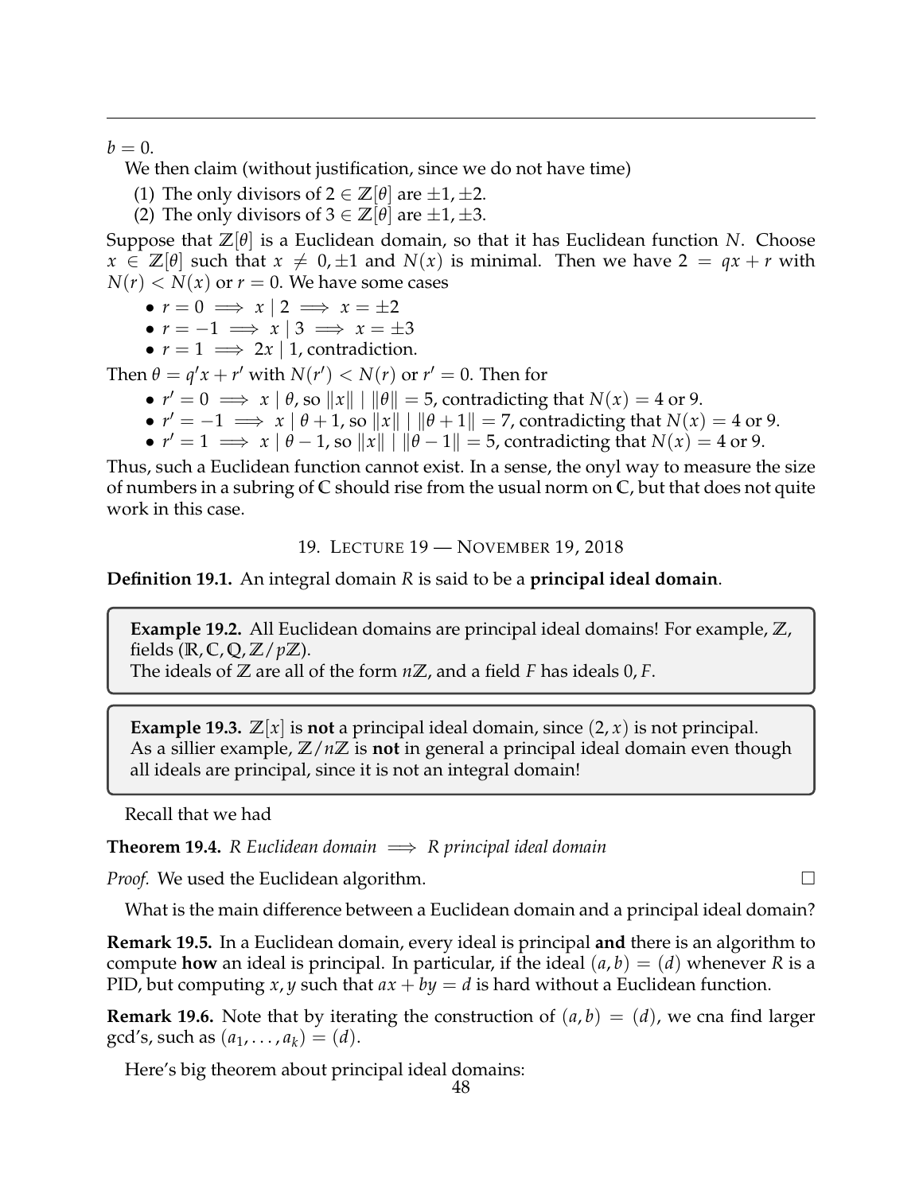$b = 0$.

We then claim (without justification, since we do not have time)

(1) The only divisors of $2 \in \mathbb{Z}[\theta]$ are $\pm 1, \pm 2$.
(2) The only divisors of $3 \in \mathbb{Z}[\theta]$ are $\pm 1, \pm 3$.

Suppose that $\mathbb{Z}[\theta]$ is a Euclidean domain, so that it has Euclidean function $N$. Choose $x \in \mathbb{Z}[\theta]$ such that $x \neq 0, \pm 1$ and $N(x)$ is minimal. Then we have $2 = qx + r$ with $N(r) < N(x)$ or $r = 0$. We have some cases

- $r = 0 \implies x \mid 2 \implies x = \pm 2$
- $r = -1 \implies x \mid 3 \implies x = \pm 3$
- $r = 1 \implies 2x \mid 1$, contradiction.

Then $\theta = q'x + r'$ with $N(r') < N(r)$ or $r' = 0$. Then for

- $r' = 0 \implies x \mid \theta$, so $\|x\| \mid \|\theta\| = 5$, contradicting that $N(x) = 4$ or $9$.
- $r' = -1 \implies x \mid \theta + 1$, so $\|x\| \mid \|\theta + 1\| = 7$, contradicting that $N(x) = 4$ or $9$.
- $r' = 1 \implies x \mid \theta - 1$, so $\|x\| \mid \|\theta - 1\| = 5$, contradicting that $N(x) = 4$ or $9$.

Thus, such a Euclidean function cannot exist. In a sense, the onyl way to measure the size of numbers in a subring of $\mathbb{C}$ should rise from the usual norm on $\mathbb{C}$, but that does not quite work in this case.

## 19. Lecture 19 — November 19, 2018

**Definition 19.1.** An integral domain $R$ is said to be a **principal ideal domain**.

> **Example 19.2.** All Euclidean domains are principal ideal domains! For example, $\mathbb{Z}$, fields ($\mathbb{R}, \mathbb{C}, \mathbb{Q}, \mathbb{Z}/p\mathbb{Z}$).
> The ideals of $\mathbb{Z}$ are all of the form $n\mathbb{Z}$, and a field $F$ has ideals $0, F$.

> **Example 19.3.** $\mathbb{Z}[x]$ is **not** a principal ideal domain, since $(2, x)$ is not principal.
> As a sillier example, $\mathbb{Z}/n\mathbb{Z}$ is **not** in general a principal ideal domain even though all ideals are principal, since it is not an integral domain!

Recall that we had

**Theorem 19.4.** *$R$ Euclidean domain $\implies$ $R$ principal ideal domain*

*Proof.* We used the Euclidean algorithm. □

What is the main difference between a Euclidean domain and a principal ideal domain?

**Remark 19.5.** In a Euclidean domain, every ideal is principal **and** there is an algorithm to compute **how** an ideal is principal. In particular, if the ideal $(a, b) = (d)$ whenever $R$ is a PID, but computing $x, y$ such that $ax + by = d$ is hard without a Euclidean function.

**Remark 19.6.** Note that by iterating the construction of $(a, b) = (d)$, we cna find larger gcd's, such as $(a_1, \ldots, a_k) = (d)$.

Here's big theorem about principal ideal domains: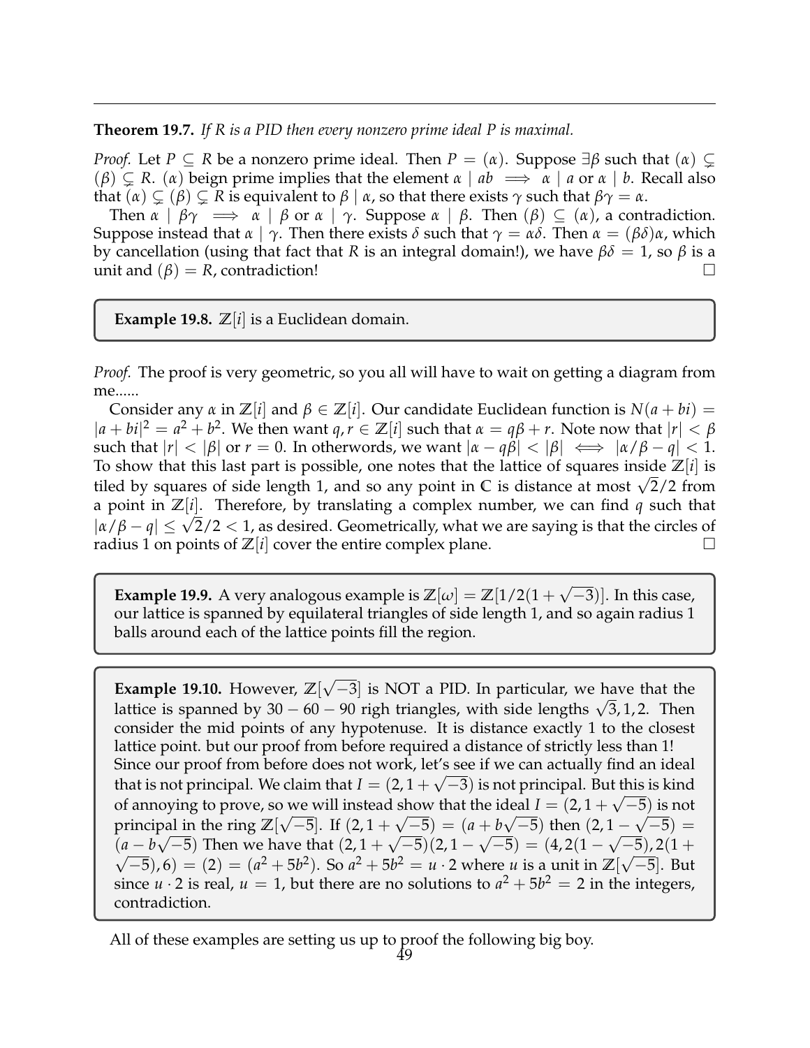**Theorem 19.7.** *If $R$ is a PID then every nonzero prime ideal $P$ is maximal.*

*Proof.* Let $P \subseteq R$ be a nonzero prime ideal. Then $P = (\alpha)$. Suppose $\exists \beta$ such that $(\alpha) \subsetneq (\beta) \subsetneq R$. $(\alpha)$ beign prime implies that the element $\alpha \mid ab \implies \alpha \mid a$ or $\alpha \mid b$. Recall also that $(\alpha) \subsetneq (\beta) \subsetneq R$ is equivalent to $\beta \mid \alpha$, so that there exists $\gamma$ such that $\beta\gamma = \alpha$.

Then $\alpha \mid \beta\gamma \implies \alpha \mid \beta$ or $\alpha \mid \gamma$. Suppose $\alpha \mid \beta$. Then $(\beta) \subseteq (\alpha)$, a contradiction. Suppose instead that $\alpha \mid \gamma$. Then there exists $\delta$ such that $\gamma = \alpha\delta$. Then $\alpha = (\beta\delta)\alpha$, which by cancellation (using that fact that $R$ is an integral domain!), we have $\beta\delta = 1$, so $\beta$ is a unit and $(\beta) = R$, contradiction! □

**Example 19.8.** $\mathbb{Z}[i]$ is a Euclidean domain.

*Proof.* The proof is very geometric, so you all will have to wait on getting a diagram from me......

Consider any $\alpha$ in $\mathbb{Z}[i]$ and $\beta \in \mathbb{Z}[i]$. Our candidate Euclidean function is $N(a + bi) = |a + bi|^2 = a^2 + b^2$. We then want $q, r \in \mathbb{Z}[i]$ such that $\alpha = q\beta + r$. Note now that $|r| < \beta$ such that $|r| < |\beta|$ or $r = 0$. In otherwords, we want $|\alpha - q\beta| < |\beta| \iff |\alpha/\beta - q| < 1$. To show that this last part is possible, one notes that the lattice of squares inside $\mathbb{Z}[i]$ is tiled by squares of side length 1, and so any point in $\mathbb{C}$ is distance at most $\sqrt{2}/2$ from a point in $\mathbb{Z}[i]$. Therefore, by translating a complex number, we can find $q$ such that $|\alpha/\beta - q| \leq \sqrt{2}/2 < 1$, as desired. Geometrically, what we are saying is that the circles of radius 1 on points of $\mathbb{Z}[i]$ cover the entire complex plane. □

**Example 19.9.** A very analogous example is $\mathbb{Z}[\omega] = \mathbb{Z}[1/2(1 + \sqrt{-3})]$. In this case, our lattice is spanned by equilateral triangles of side length 1, and so again radius 1 balls around each of the lattice points fill the region.

**Example 19.10.** However, $\mathbb{Z}[\sqrt{-3}]$ is NOT a PID. In particular, we have that the lattice is spanned by $30 - 60 - 90$ righ triangles, with side lengths $\sqrt{3}, 1, 2$. Then consider the mid points of any hypotenuse. It is distance exactly 1 to the closest lattice point. but our proof from before required a distance of strictly less than 1! Since our proof from before does not work, let's see if we can actually find an ideal that is not principal. We claim that $I = (2, 1 + \sqrt{-3})$ is not principal. But this is kind of annoying to prove, so we will instead show that the ideal $I = (2, 1 + \sqrt{-5})$ is not principal in the ring $\mathbb{Z}[\sqrt{-5}]$. If $(2, 1 + \sqrt{-5}) = (a + b\sqrt{-5})$ then $(2, 1 - \sqrt{-5}) = (a - b\sqrt{-5})$ Then we have that $(2, 1 + \sqrt{-5})(2, 1 - \sqrt{-5}) = (4, 2(1 - \sqrt{-5}), 2(1 + \sqrt{-5}), 6) = (2) = (a^2 + 5b^2)$. So $a^2 + 5b^2 = u \cdot 2$ where $u$ is a unit in $\mathbb{Z}[\sqrt{-5}]$. But since $u \cdot 2$ is real, $u = 1$, but there are no solutions to $a^2 + 5b^2 = 2$ in the integers, contradiction.

All of these examples are setting us up to proof the following big boy.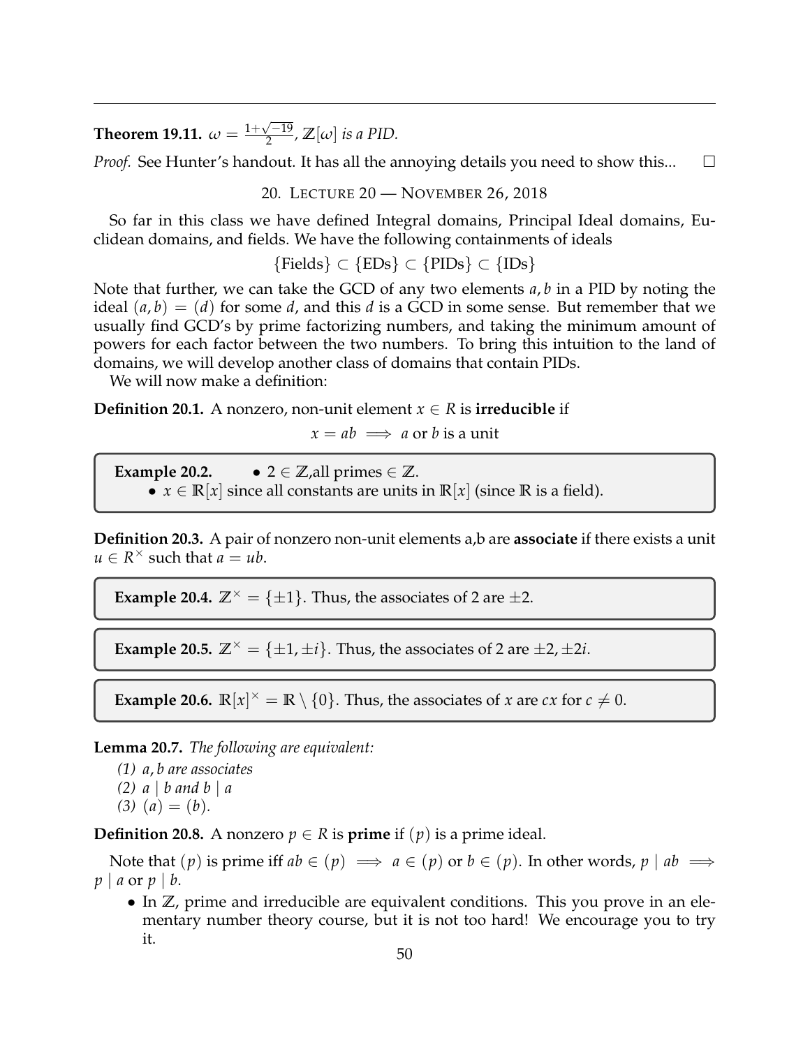**Theorem 19.11.** $\omega = \frac{1+\sqrt{-19}}{2}$, $\mathbb{Z}[\omega]$ *is a PID.*

*Proof.* See Hunter's handout. It has all the annoying details you need to show this... $\square$

## 20. Lecture 20 — November 26, 2018

So far in this class we have defined Integral domains, Principal Ideal domains, Euclidean domains, and fields. We have the following containments of ideals

$$\{\text{Fields}\} \subset \{\text{EDs}\} \subset \{\text{PIDs}\} \subset \{\text{IDs}\}$$

Note that further, we can take the GCD of any two elements $a, b$ in a PID by noting the ideal $(a, b) = (d)$ for some $d$, and this $d$ is a GCD in some sense. But remember that we usually find GCD's by prime factorizing numbers, and taking the minimum amount of powers for each factor between the two numbers. To bring this intuition to the land of domains, we will develop another class of domains that contain PIDs.

We will now make a definition:

**Definition 20.1.** A nonzero, non-unit element $x \in R$ is **irreducible** if

$$x = ab \implies a \text{ or } b \text{ is a unit}$$

> **Example 20.2.**
> - $2 \in \mathbb{Z}$,all primes $\in \mathbb{Z}$.
> - $x \in \mathbb{R}[x]$ since all constants are units in $\mathbb{R}[x]$ (since $\mathbb{R}$ is a field).

**Definition 20.3.** A pair of nonzero non-unit elements a,b are **associate** if there exists a unit $u \in R^\times$ such that $a = ub$.

> **Example 20.4.** $\mathbb{Z}^\times = \{\pm 1\}$. Thus, the associates of 2 are $\pm 2$.

> **Example 20.5.** $\mathbb{Z}^\times = \{\pm 1, \pm i\}$. Thus, the associates of 2 are $\pm 2, \pm 2i$.

> **Example 20.6.** $\mathbb{R}[x]^\times = \mathbb{R} \setminus \{0\}$. Thus, the associates of $x$ are $cx$ for $c \neq 0$.

**Lemma 20.7.** *The following are equivalent:*

*(1) $a, b$ are associates*
*(2) $a \mid b$ and $b \mid a$*
*(3) $(a) = (b)$.*

**Definition 20.8.** A nonzero $p \in R$ is **prime** if $(p)$ is a prime ideal.

Note that $(p)$ is prime iff $ab \in (p) \implies a \in (p)$ or $b \in (p)$. In other words, $p \mid ab \implies p \mid a$ or $p \mid b$.

- In $\mathbb{Z}$, prime and irreducible are equivalent conditions. This you prove in an elementary number theory course, but it is not too hard! We encourage you to try it.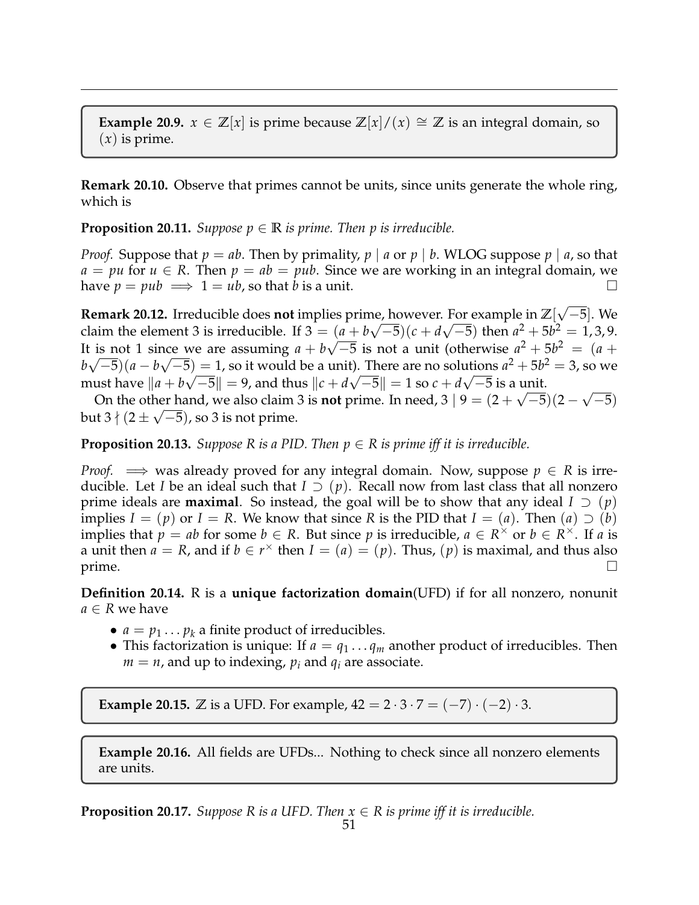**Example 20.9.** $x \in \mathbb{Z}[x]$ is prime because $\mathbb{Z}[x]/(x) \cong \mathbb{Z}$ is an integral domain, so $(x)$ is prime.

**Remark 20.10.** Observe that primes cannot be units, since units generate the whole ring, which is

**Proposition 20.11.** *Suppose $p \in \mathbb{R}$ is prime. Then $p$ is irreducible.*

*Proof.* Suppose that $p = ab$. Then by primality, $p \mid a$ or $p \mid b$. WLOG suppose $p \mid a$, so that $a = pu$ for $u \in R$. Then $p = ab = pub$. Since we are working in an integral domain, we have $p = pub \implies 1 = ub$, so that $b$ is a unit. $\square$

**Remark 20.12.** Irreducible does **not** implies prime, however. For example in $\mathbb{Z}[\sqrt{-5}]$. We claim the element 3 is irreducible. If $3 = (a + b\sqrt{-5})(c + d\sqrt{-5})$ then $a^2 + 5b^2 = 1, 3, 9$. It is not 1 since we are assuming $a + b\sqrt{-5}$ is not a unit (otherwise $a^2 + 5b^2 = (a + b\sqrt{-5})(a - b\sqrt{-5}) = 1$, so it would be a unit). There are no solutions $a^2 + 5b^2 = 3$, so we must have $\|a + b\sqrt{-5}\| = 9$, and thus $\|c + d\sqrt{-5}\| = 1$ so $c + d\sqrt{-5}$ is a unit.

On the other hand, we also claim 3 is **not** prime. In need, $3 \mid 9 = (2 + \sqrt{-5})(2 - \sqrt{-5})$ but $3 \nmid (2 \pm \sqrt{-5})$, so 3 is not prime.

**Proposition 20.13.** *Suppose $R$ is a PID. Then $p \in R$ is prime iff it is irreducible.*

*Proof.* $\implies$ was already proved for any integral domain. Now, suppose $p \in R$ is irreducible. Let $I$ be an ideal such that $I \supset (p)$. Recall now from last class that all nonzero prime ideals are **maximal**. So instead, the goal will be to show that any ideal $I \supset (p)$ implies $I = (p)$ or $I = R$. We know that since $R$ is the PID that $I = (a)$. Then $(a) \supset (b)$ implies that $p = ab$ for some $b \in R$. But since $p$ is irreducible, $a \in R^\times$ or $b \in R^\times$. If $a$ is a unit then $a = R$, and if $b \in r^\times$ then $I = (a) = (p)$. Thus, $(p)$ is maximal, and thus also prime. $\square$

**Definition 20.14.** R is a **unique factorization domain**(UFD) if for all nonzero, nonunit $a \in R$ we have

- $a = p_1 \dots p_k$ a finite product of irreducibles.
- This factorization is unique: If $a = q_1 \dots q_m$ another product of irreducibles. Then $m = n$, and up to indexing, $p_i$ and $q_i$ are associate.

**Example 20.15.** $\mathbb{Z}$ is a UFD. For example, $42 = 2 \cdot 3 \cdot 7 = (-7) \cdot (-2) \cdot 3$.

**Example 20.16.** All fields are UFDs... Nothing to check since all nonzero elements are units.

**Proposition 20.17.** *Suppose $R$ is a UFD. Then $x \in R$ is prime iff it is irreducible.*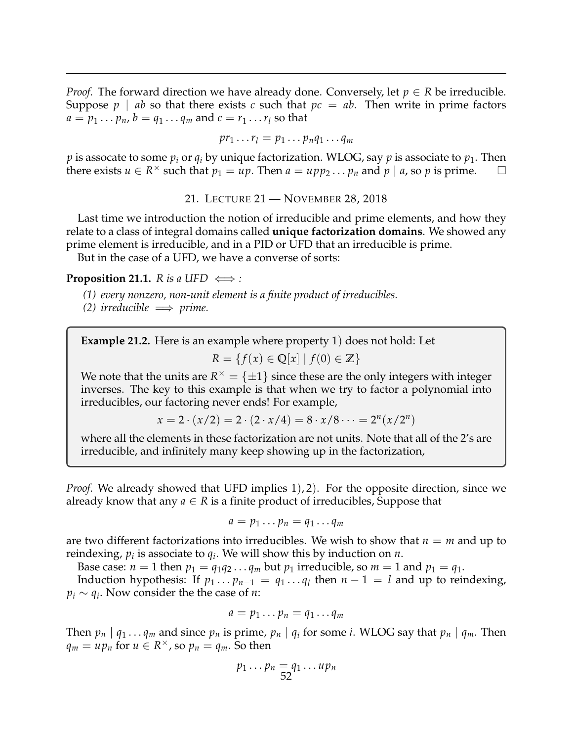*Proof.* The forward direction we have already done. Conversely, let $p \in R$ be irreducible. Suppose $p \mid ab$ so that there exists $c$ such that $pc = ab$. Then write in prime factors $a = p_1 \dots p_n$, $b = q_1 \dots q_m$ and $c = r_1 \dots r_l$ so that

$$pr_1 \dots r_l = p_1 \dots p_n q_1 \dots q_m$$

$p$ is assocate to some $p_i$ or $q_i$ by unique factorization. WLOG, say $p$ is associate to $p_1$. Then there exists $u \in R^\times$ such that $p_1 = up$. Then $a = upp_2 \dots p_n$ and $p \mid a$, so $p$ is prime. □

## 21. Lecture 21 — November 28, 2018

Last time we introduction the notion of irreducible and prime elements, and how they relate to a class of integral domains called **unique factorization domains**. We showed any prime element is irreducible, and in a PID or UFD that an irreducible is prime.

But in the case of a UFD, we have a converse of sorts:

**Proposition 21.1.** *$R$ is a UFD $\iff$ :*

*(1) every nonzero, non-unit element is a finite product of irreducibles.*
*(2) irreducible $\implies$ prime.*

**Example 21.2.** Here is an example where property 1) does not hold: Let

$$R = \{f(x) \in \mathbb{Q}[x] \mid f(0) \in \mathbb{Z}\}$$

We note that the units are $R^\times = \{\pm 1\}$ since these are the only integers with integer inverses. The key to this example is that when we try to factor a polynomial into irreducibles, our factoring never ends! For example,

$$x = 2 \cdot (x/2) = 2 \cdot (2 \cdot x/4) = 8 \cdot x/8 \dots = 2^n(x/2^n)$$

where all the elements in these factorization are not units. Note that all of the 2's are irreducible, and infinitely many keep showing up in the factorization,

*Proof.* We already showed that UFD implies 1), 2). For the opposite direction, since we already know that any $a \in R$ is a finite product of irreducibles, Suppose that

$$a = p_1 \dots p_n = q_1 \dots q_m$$

are two different factorizations into irreducibles. We wish to show that $n = m$ and up to reindexing, $p_i$ is associate to $q_i$. We will show this by induction on $n$.

Base case: $n = 1$ then $p_1 = q_1 q_2 \dots q_m$ but $p_1$ irreducible, so $m = 1$ and $p_1 = q_1$.

Induction hypothesis: If $p_1 \dots p_{n-1} = q_1 \dots q_l$ then $n - 1 = l$ and up to reindexing, $p_i \sim q_i$. Now consider the the case of $n$:

$$a = p_1 \dots p_n = q_1 \dots q_m$$

Then $p_n \mid q_1 \dots q_m$ and since $p_n$ is prime, $p_n \mid q_i$ for some $i$. WLOG say that $p_n \mid q_m$. Then $q_m = up_n$ for $u \in R^\times$, so $p_n = q_m$. So then

$$p_1 \dots p_n = q_1 \dots up_n$$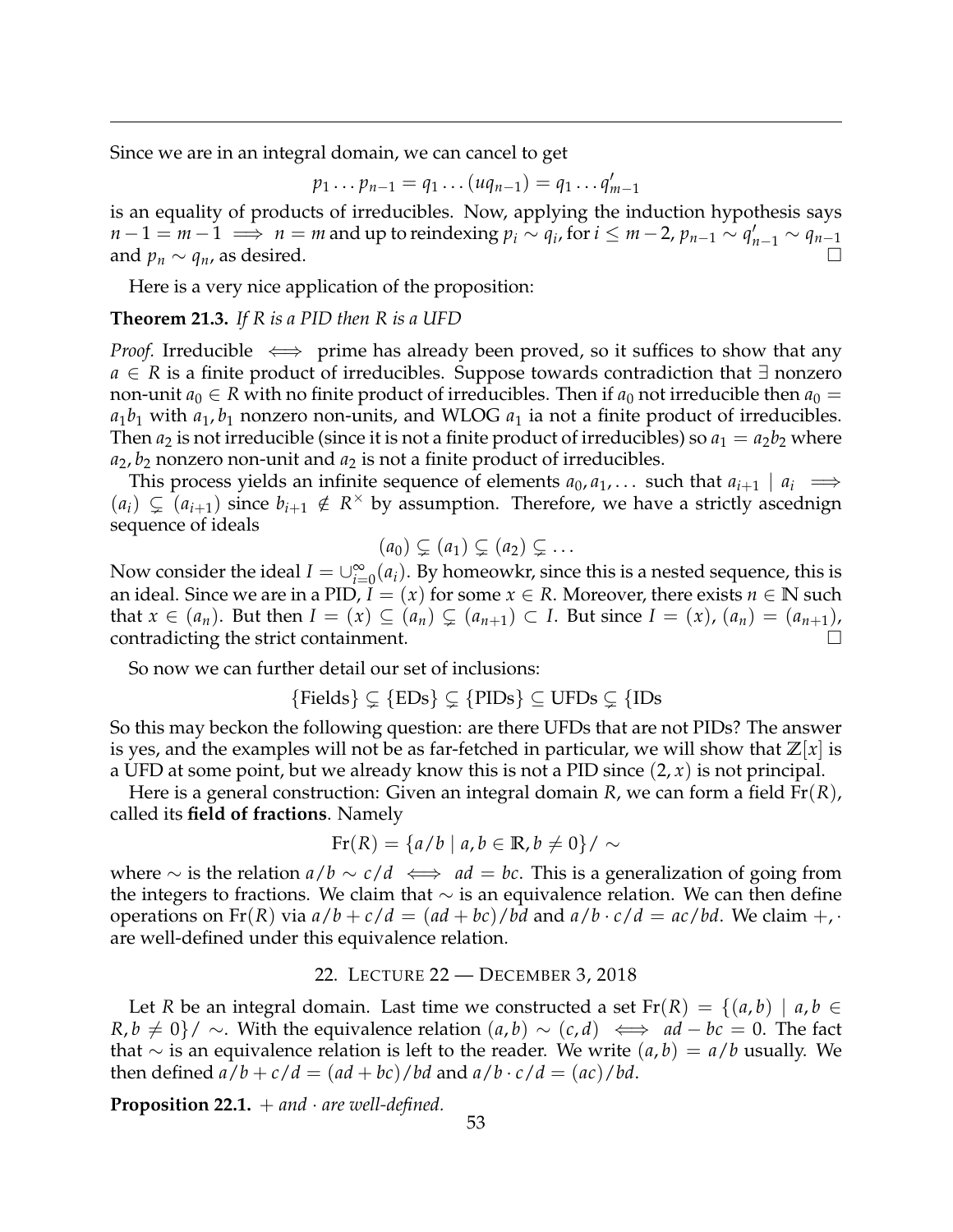Since we are in an integral domain, we can cancel to get

$$p_1 \dots p_{n-1} = q_1 \dots (uq_{n-1}) = q_1 \dots q'_{m-1}$$

is an equality of products of irreducibles. Now, applying the induction hypothesis says $n-1 = m-1 \implies n = m$ and up to reindexing $p_i \sim q_i$, for $i \leq m-2$, $p_{n-1} \sim q'_{n-1} \sim q_{n-1}$ and $p_n \sim q_n$, as desired. □

Here is a very nice application of the proposition:

**Theorem 21.3.** *If R is a PID then R is a UFD*

*Proof.* Irreducible $\iff$ prime has already been proved, so it suffices to show that any $a \in R$ is a finite product of irreducibles. Suppose towards contradiction that $\exists$ nonzero non-unit $a_0 \in R$ with no finite product of irreducibles. Then if $a_0$ not irreducible then $a_0 = a_1 b_1$ with $a_1, b_1$ nonzero non-units, and WLOG $a_1$ ia not a finite product of irreducibles. Then $a_2$ is not irreducible (since it is not a finite product of irreducibles) so $a_1 = a_2 b_2$ where $a_2, b_2$ nonzero non-unit and $a_2$ is not a finite product of irreducibles.

This process yields an infinite sequence of elements $a_0, a_1, \dots$ such that $a_{i+1} \mid a_i \implies (a_i) \subsetneq (a_{i+1})$ since $b_{i+1} \notin R^\times$ by assumption. Therefore, we have a strictly ascednign sequence of ideals

$$(a_0) \subsetneq (a_1) \subsetneq (a_2) \subsetneq \dots$$

Now consider the ideal $I = \cup_{i=0}^{\infty} (a_i)$. By homeowkr, since this is a nested sequence, this is an ideal. Since we are in a PID, $I = (x)$ for some $x \in R$. Moreover, there exists $n \in \mathbb{N}$ such that $x \in (a_n)$. But then $I = (x) \subseteq (a_n) \subsetneq (a_{n+1}) \subset I$. But since $I = (x)$, $(a_n) = (a_{n+1})$, contradicting the strict containment. □

So now we can further detail our set of inclusions:

$$\{\text{Fields}\} \subsetneq \{\text{EDs}\} \subsetneq \{\text{PIDs}\} \subseteq \text{UFDs} \subsetneq \{\text{IDs}$$

So this may beckon the following question: are there UFDs that are not PIDs? The answer is yes, and the examples will not be as far-fetched in particular, we will show that $\mathbb{Z}[x]$ is a UFD at some point, but we already know this is not a PID since $(2, x)$ is not principal.

Here is a general construction: Given an integral domain $R$, we can form a field $\text{Fr}(R)$, called its **field of fractions**. Namely

$$\text{Fr}(R) = \{a/b \mid a, b \in \mathbb{R}, b \neq 0\}/\sim$$

where $\sim$ is the relation $a/b \sim c/d \iff ad = bc$. This is a generalization of going from the integers to fractions. We claim that $\sim$ is an equivalence relation. We can then define operations on $\text{Fr}(R)$ via $a/b + c/d = (ad + bc)/bd$ and $a/b \cdot c/d = ac/bd$. We claim $+, \cdot$ are well-defined under this equivalence relation.

## 22. Lecture 22 — December 3, 2018

Let $R$ be an integral domain. Last time we constructed a set $\text{Fr}(R) = \{(a, b) \mid a, b \in R, b \neq 0\}/\sim$. With the equivalence relation $(a, b) \sim (c, d) \iff ad - bc = 0$. The fact that $\sim$ is an equivalence relation is left to the reader. We write $(a, b) = a/b$ usually. We then defined $a/b + c/d = (ad + bc)/bd$ and $a/b \cdot c/d = (ac)/bd$.

**Proposition 22.1.** *$+$ and $\cdot$ are well-defined.*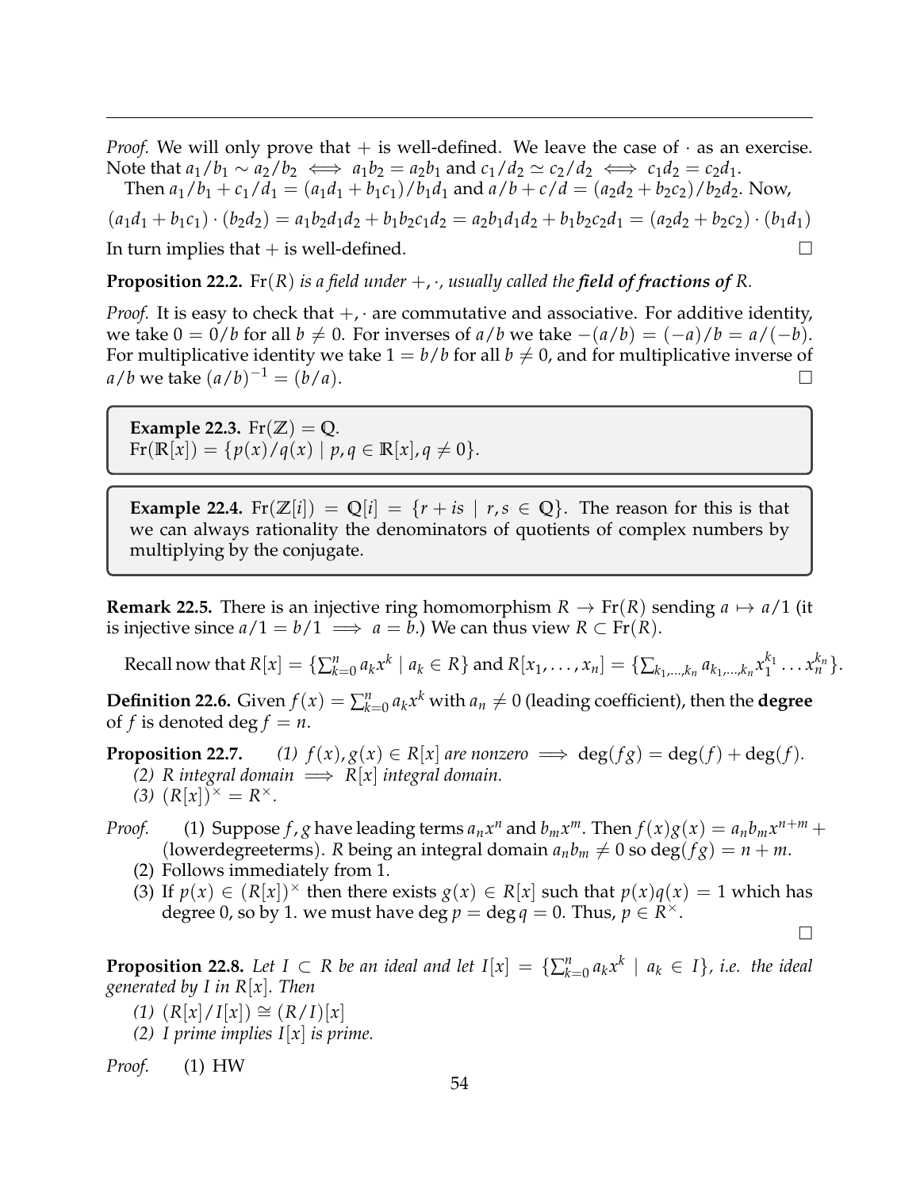*Proof.* We will only prove that $+$ is well-defined. We leave the case of $\cdot$ as an exercise. Note that $a_1/b_1 \sim a_2/b_2 \iff a_1b_2 = a_2b_1$ and $c_1/d_2 \simeq c_2/d_2 \iff c_1d_2 = c_2d_1$.

Then $a_1/b_1 + c_1/d_1 = (a_1d_1 + b_1c_1)/b_1d_1$ and $a/b + c/d = (a_2d_2 + b_2c_2)/b_2d_2$. Now,

$$(a_1d_1 + b_1c_1) \cdot (b_2d_2) = a_1b_2d_1d_2 + b_1b_2c_1d_2 = a_2b_1d_1d_2 + b_1b_2c_2d_1 = (a_2d_2 + b_2c_2) \cdot (b_1d_1)$$

In turn implies that $+$ is well-defined. □

**Proposition 22.2.** *$\mathrm{Fr}(R)$ is a field under $+, \cdot$, usually called the **field of fractions of** $R$.*

*Proof.* It is easy to check that $+, \cdot$ are commutative and associative. For additive identity, we take $0 = 0/b$ for all $b \neq 0$. For inverses of $a/b$ we take $-(a/b) = (-a)/b = a/(-b)$. For multiplicative identity we take $1 = b/b$ for all $b \neq 0$, and for multiplicative inverse of $a/b$ we take $(a/b)^{-1} = (b/a)$. □

**Example 22.3.** $\mathrm{Fr}(\mathbb{Z}) = \mathbb{Q}$.
$\mathrm{Fr}(\mathbb{R}[x]) = \{p(x)/q(x) \mid p, q \in \mathbb{R}[x], q \neq 0\}$.

**Example 22.4.** $\mathrm{Fr}(\mathbb{Z}[i]) = \mathbb{Q}[i] = \{r + is \mid r, s \in \mathbb{Q}\}$. The reason for this is that we can always rationality the denominators of quotients of complex numbers by multiplying by the conjugate.

**Remark 22.5.** There is an injective ring homomorphism $R \to \mathrm{Fr}(R)$ sending $a \mapsto a/1$ (it is injective since $a/1 = b/1 \implies a = b$.) We can thus view $R \subset \mathrm{Fr}(R)$.

Recall now that $R[x] = \{\sum_{k=0}^{n} a_k x^k \mid a_k \in R\}$ and $R[x_1, \ldots, x_n] = \{\sum_{k_1,\ldots,k_n} a_{k_1,\ldots,k_n} x_1^{k_1} \ldots x_n^{k_n}\}$.

**Definition 22.6.** Given $f(x) = \sum_{k=0}^{n} a_k x^k$ with $a_n \neq 0$ (leading coefficient), then the **degree** of $f$ is denoted $\deg f = n$.

**Proposition 22.7.**
*(1) $f(x), g(x) \in R[x]$ are nonzero $\implies \deg(fg) = \deg(f) + \deg(f)$.*
*(2) $R$ integral domain $\implies R[x]$ integral domain.*
*(3) $(R[x])^\times = R^\times$.*

*Proof.*
(1) Suppose $f, g$ have leading terms $a_n x^n$ and $b_m x^m$. Then $f(x)g(x) = a_n b_m x^{n+m} +$ (lowerdegreeterms). $R$ being an integral domain $a_n b_m \neq 0$ so $\deg(fg) = n + m$.
(2) Follows immediately from 1.
(3) If $p(x) \in (R[x])^\times$ then there exists $g(x) \in R[x]$ such that $p(x)q(x) = 1$ which has degree 0, so by 1. we must have $\deg p = \deg q = 0$. Thus, $p \in R^\times$.

□

**Proposition 22.8.** *Let $I \subset R$ be an ideal and let $I[x] = \{\sum_{k=0}^{n} a_k x^k \mid a_k \in I\}$, i.e. the ideal generated by $I$ in $R[x]$. Then*
*(1) $(R[x]/I[x]) \cong (R/I)[x]$*
*(2) $I$ prime implies $I[x]$ is prime.*

*Proof.* (1) HW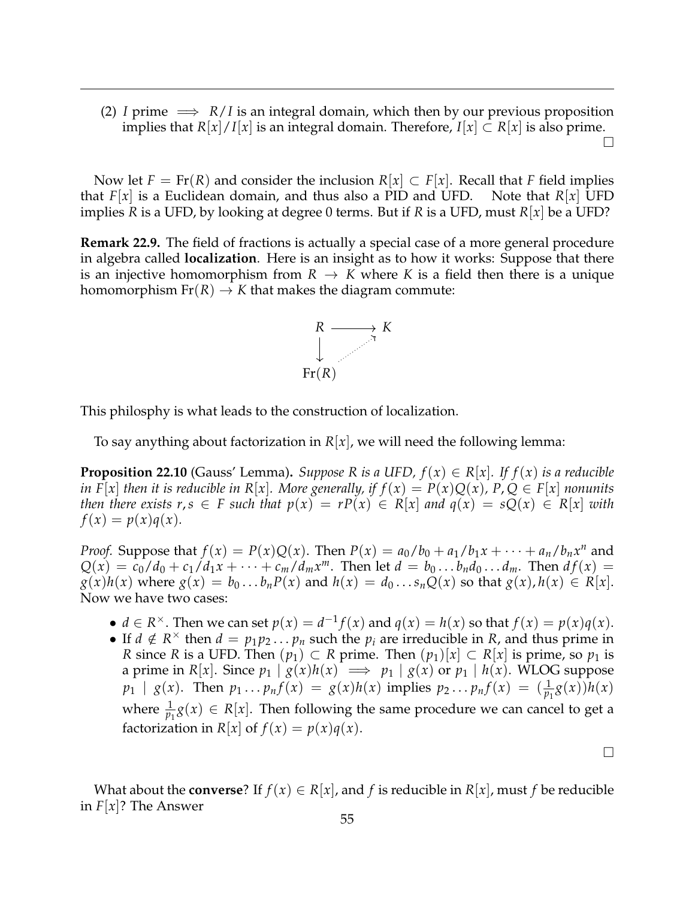(2) $I$ prime $\implies$ $R/I$ is an integral domain, which then by our previous proposition implies that $R[x]/I[x]$ is an integral domain. Therefore, $I[x] \subset R[x]$ is also prime. □

Now let $F = \text{Fr}(R)$ and consider the inclusion $R[x] \subset F[x]$. Recall that $F$ field implies that $F[x]$ is a Euclidean domain, and thus also a PID and UFD. Note that $R[x]$ UFD implies $R$ is a UFD, by looking at degree 0 terms. But if $R$ is a UFD, must $R[x]$ be a UFD?

**Remark 22.9.** The field of fractions is actually a special case of a more general procedure in algebra called **localization**. Here is an insight as to how it works: Suppose that there is an injective homomorphism from $R \to K$ where $K$ is a field then there is a unique homomorphism $\text{Fr}(R) \to K$ that makes the diagram commute:

$$\begin{array}{ccc} R & \longrightarrow & K \\ \downarrow & \nearrow & \\ \text{Fr}(R) & & \end{array}$$

This philosphy is what leads to the construction of localization.

To say anything about factorization in $R[x]$, we will need the following lemma:

**Proposition 22.10** (Gauss' Lemma)**.** *Suppose $R$ is a UFD, $f(x) \in R[x]$. If $f(x)$ is a reducible in $F[x]$ then it is reducible in $R[x]$. More generally, if $f(x) = P(x)Q(x)$, $P, Q \in F[x]$ nonunits then there exists $r, s \in F$ such that $p(x) = rP(x) \in R[x]$ and $q(x) = sQ(x) \in R[x]$ with $f(x) = p(x)q(x)$.*

*Proof.* Suppose that $f(x) = P(x)Q(x)$. Then $P(x) = a_0/b_0 + a_1/b_1 x + \cdots + a_n/b_n x^n$ and $Q(x) = c_0/d_0 + c_1/d_1 x + \cdots + c_m/d_m x^m$. Then let $d = b_0 \ldots b_n d_0 \ldots d_m$. Then $df(x) = g(x)h(x)$ where $g(x) = b_0 \ldots b_n P(x)$ and $h(x) = d_0 \ldots s_n Q(x)$ so that $g(x), h(x) \in R[x]$. Now we have two cases:

- $d \in R^\times$. Then we can set $p(x) = d^{-1}f(x)$ and $q(x) = h(x)$ so that $f(x) = p(x)q(x)$.
- If $d \notin R^\times$ then $d = p_1 p_2 \ldots p_n$ such the $p_i$ are irreducible in $R$, and thus prime in $R$ since $R$ is a UFD. Then $(p_1) \subset R$ prime. Then $(p_1)[x] \subset R[x]$ is prime, so $p_1$ is a prime in $R[x]$. Since $p_1 \mid g(x)h(x) \implies p_1 \mid g(x)$ or $p_1 \mid h(x)$. WLOG suppose $p_1 \mid g(x)$. Then $p_1 \ldots p_n f(x) = g(x)h(x)$ implies $p_2 \ldots p_n f(x) = (\frac{1}{p_1} g(x))h(x)$ where $\frac{1}{p_1} g(x) \in R[x]$. Then following the same procedure we can cancel to get a factorization in $R[x]$ of $f(x) = p(x)q(x)$.

□

What about the **converse**? If $f(x) \in R[x]$, and $f$ is reducible in $R[x]$, must $f$ be reducible in $F[x]$? The Answer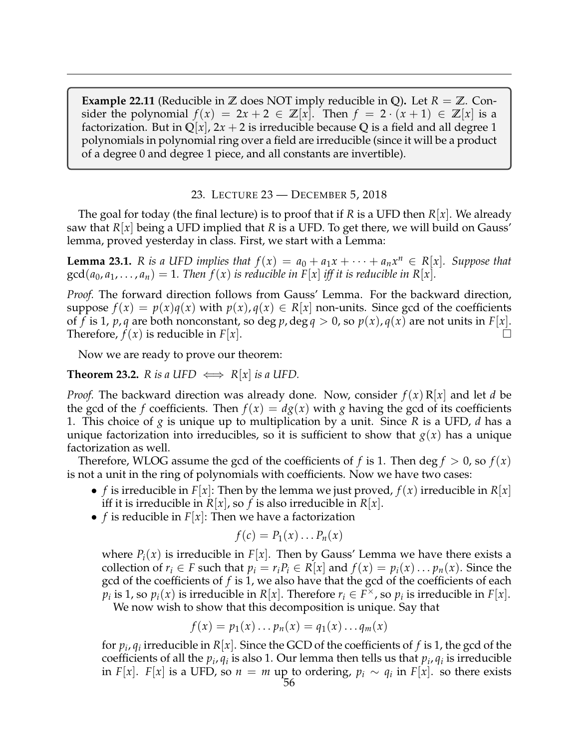**Example 22.11** (Reducible in $\mathbb{Z}$ does NOT imply reducible in $\mathbb{Q}$)**.** Let $R = \mathbb{Z}$. Consider the polynomial $f(x) = 2x + 2 \in \mathbb{Z}[x]$. Then $f = 2 \cdot (x + 1) \in \mathbb{Z}[x]$ is a factorization. But in $\mathbb{Q}[x]$, $2x + 2$ is irreducible because $\mathbb{Q}$ is a field and all degree 1 polynomials in polynomial ring over a field are irreducible (since it will be a product of a degree 0 and degree 1 piece, and all constants are invertible).

## 23. Lecture 23 — December 5, 2018

The goal for today (the final lecture) is to proof that if $R$ is a UFD then $R[x]$. We already saw that $R[x]$ being a UFD implied that $R$ is a UFD. To get there, we will build on Gauss' lemma, proved yesterday in class. First, we start with a Lemma:

**Lemma 23.1.** *$R$ is a UFD implies that $f(x) = a_0 + a_1x + \cdots + a_nx^n \in R[x]$. Suppose that $\gcd(a_0, a_1, \ldots, a_n) = 1$. Then $f(x)$ is reducible in $F[x]$ iff it is reducible in $R[x]$.*

*Proof.* The forward direction follows from Gauss' Lemma. For the backward direction, suppose $f(x) = p(x)q(x)$ with $p(x), q(x) \in R[x]$ non-units. Since gcd of the coefficients of $f$ is 1, $p, q$ are both nonconstant, so $\deg p, \deg q > 0$, so $p(x), q(x)$ are not units in $F[x]$. Therefore, $f(x)$ is reducible in $F[x]$. □

Now we are ready to prove our theorem:

**Theorem 23.2.** *$R$ is a UFD $\iff$ $R[x]$ is a UFD.*

*Proof.* The backward direction was already done. Now, consider $f(x)\,\mathrm{R}[x]$ and let $d$ be the gcd of the $f$ coefficients. Then $f(x) = dg(x)$ with $g$ having the gcd of its coefficients 1. This choice of $g$ is unique up to multiplication by a unit. Since $R$ is a UFD, $d$ has a unique factorization into irreducibles, so it is sufficient to show that $g(x)$ has a unique factorization as well.

Therefore, WLOG assume the gcd of the coefficients of $f$ is 1. Then $\deg f > 0$, so $f(x)$ is not a unit in the ring of polynomials with coefficients. Now we have two cases:

- $f$ is irreducible in $F[x]$: Then by the lemma we just proved, $f(x)$ irreducible in $R[x]$ iff it is irreducible in $R[x]$, so $f$ is also irreducible in $R[x]$.
- $f$ is reducible in $F[x]$: Then we have a factorization

$$f(c) = P_1(x) \ldots P_n(x)$$

where $P_i(x)$ is irreducible in $F[x]$. Then by Gauss' Lemma we have there exists a collection of $r_i \in F$ such that $p_i = r_iP_i \in R[x]$ and $f(x) = p_i(x) \ldots p_n(x)$. Since the gcd of the coefficients of $f$ is 1, we also have that the gcd of the coefficients of each $p_i$ is 1, so $p_i(x)$ is irreducible in $R[x]$. Therefore $r_i \in F^{\times}$, so $p_i$ is irreducible in $F[x]$.

We now wish to show that this decomposition is unique. Say that

$$f(x) = p_1(x) \ldots p_n(x) = q_1(x) \ldots q_m(x)$$

for $p_i, q_i$ irreducible in $R[x]$. Since the GCD of the coefficients of $f$ is 1, the gcd of the coefficients of all the $p_i, q_i$ is also 1. Our lemma then tells us that $p_i, q_i$ is irreducible in $F[x]$. $F[x]$ is a UFD, so $n = m$ up to ordering, $p_i \sim q_i$ in $F[x]$. so there exists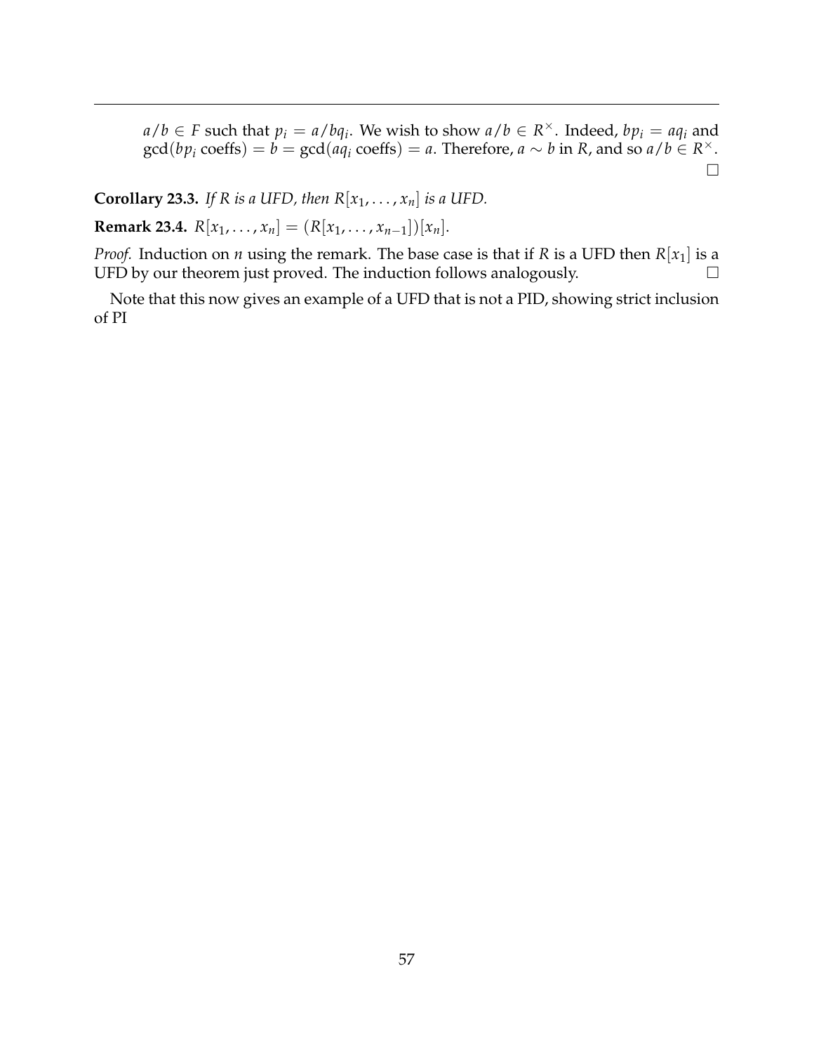$a/b \in F$ such that $p_i = a/bq_i$. We wish to show $a/b \in R^\times$. Indeed, $bp_i = aq_i$ and $\gcd(bp_i \text{ coeffs}) = b = \gcd(aq_i \text{ coeffs}) = a$. Therefore, $a \sim b$ in $R$, and so $a/b \in R^\times$. □

**Corollary 23.3.** *If $R$ is a UFD, then $R[x_1, \ldots, x_n]$ is a UFD.*

**Remark 23.4.** $R[x_1, \ldots, x_n] = (R[x_1, \ldots, x_{n-1}])[x_n]$.

*Proof.* Induction on $n$ using the remark. The base case is that if $R$ is a UFD then $R[x_1]$ is a UFD by our theorem just proved. The induction follows analogously. □

Note that this now gives an example of a UFD that is not a PID, showing strict inclusion of PI